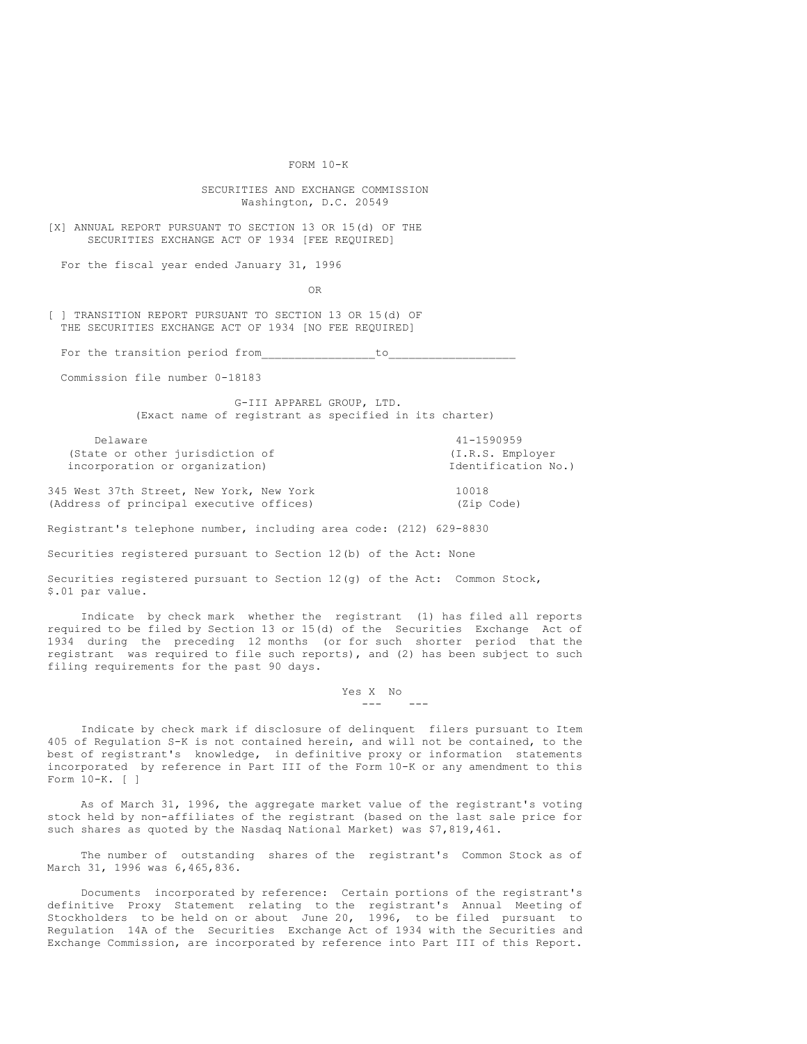FORM 10-K

SECURITIES AND EXCHANGE COMMISSION
Washington, D.C. 20549

[X] ANNUAL REPORT PURSUANT TO SECTION 13 OR 15(d) OF THE SECURITIES EXCHANGE ACT OF 1934 [FEE REQUIRED]

For the fiscal year ended January 31, 1996

OR

[ ] TRANSITION REPORT PURSUANT TO SECTION 13 OR 15(d) OF THE SECURITIES EXCHANGE ACT OF 1934 [NO FEE REQUIRED]

For the transition period from________________to__________________

Commission file number 0-18183

G-III APPAREL GROUP, LTD.
(Exact name of registrant as specified in its charter)

| Delaware | 41-1590959 |
|---|---|
| (State or other jurisdiction of incorporation or organization) | (I.R.S. Employer Identification No.) |

| 345 West 37th Street, New York, New York | 10018 |
|---|---|
| (Address of principal executive offices) | (Zip Code) |

Registrant's telephone number, including area code: (212) 629-8830

Securities registered pursuant to Section 12(b) of the Act: None

Securities registered pursuant to Section 12(g) of the Act: Common Stock, $.01 par value.

Indicate by check mark whether the registrant (1) has filed all reports required to be filed by Section 13 or 15(d) of the Securities Exchange Act of 1934 during the preceding 12 months (or for such shorter period that the registrant was required to file such reports), and (2) has been subject to such filing requirements for the past 90 days.

Yes X No

Indicate by check mark if disclosure of delinquent filers pursuant to Item 405 of Regulation S-K is not contained herein, and will not be contained, to the best of registrant's knowledge, in definitive proxy or information statements incorporated by reference in Part III of the Form 10-K or any amendment to this Form 10-K. [ ]

As of March 31, 1996, the aggregate market value of the registrant's voting stock held by non-affiliates of the registrant (based on the last sale price for such shares as quoted by the Nasdaq National Market) was $7,819,461.

The number of outstanding shares of the registrant's Common Stock as of March 31, 1996 was 6,465,836.

Documents incorporated by reference: Certain portions of the registrant's definitive Proxy Statement relating to the registrant's Annual Meeting of Stockholders to be held on or about June 20, 1996, to be filed pursuant to Regulation 14A of the Securities Exchange Act of 1934 with the Securities and Exchange Commission, are incorporated by reference into Part III of this Report.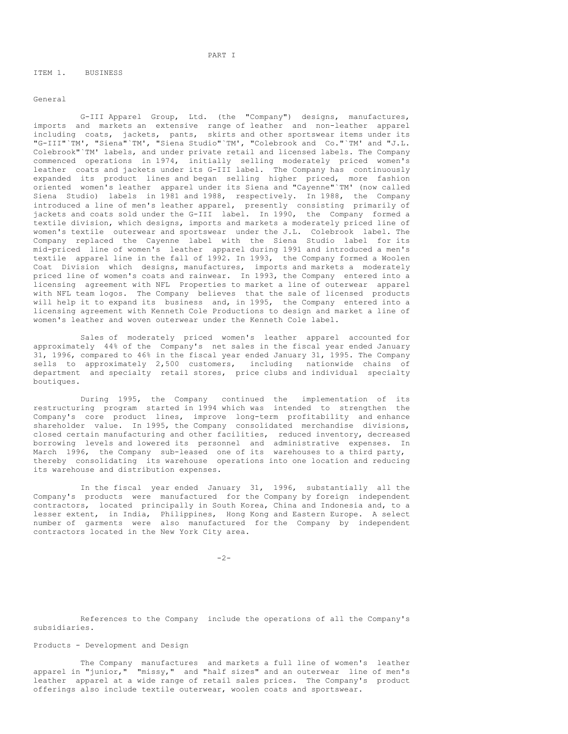PART I

ITEM 1. BUSINESS

General

G-III Apparel Group, Ltd. (the "Company") designs, manufactures, imports and markets an extensive range of leather and non-leather apparel including coats, jackets, pants, skirts and other sportswear items under its "G-III"`TM', "Siena"`TM', "Siena Studio"`TM', "Colebrook and Co."`TM' and "J.L. Colebrook"`TM' labels, and under private retail and licensed labels. The Company commenced operations in 1974, initially selling moderately priced women's leather coats and jackets under its G-III label. The Company has continuously expanded its product lines and began selling higher priced, more fashion oriented women's leather apparel under its Siena and "Cayenne"`TM' (now called Siena Studio) labels in 1981 and 1988, respectively. In 1988, the Company introduced a line of men's leather apparel, presently consisting primarily of jackets and coats sold under the G-III label. In 1990, the Company formed a textile division, which designs, imports and markets a moderately priced line of women's textile outerwear and sportswear under the J.L. Colebrook label. The Company replaced the Cayenne label with the Siena Studio label for its mid-priced line of women's leather apparel during 1991 and introduced a men's textile apparel line in the fall of 1992. In 1993, the Company formed a Woolen Coat Division which designs, manufactures, imports and markets a moderately priced line of women's coats and rainwear. In 1993, the Company entered into a licensing agreement with NFL Properties to market a line of outerwear apparel with NFL team logos. The Company believes that the sale of licensed products will help it to expand its business and, in 1995, the Company entered into a licensing agreement with Kenneth Cole Productions to design and market a line of women's leather and woven outerwear under the Kenneth Cole label.

Sales of moderately priced women's leather apparel accounted for approximately 44% of the Company's net sales in the fiscal year ended January 31, 1996, compared to 46% in the fiscal year ended January 31, 1995. The Company sells to approximately 2,500 customers, including nationwide chains of department and specialty retail stores, price clubs and individual specialty boutiques.

During 1995, the Company continued the implementation of its restructuring program started in 1994 which was intended to strengthen the Company's core product lines, improve long-term profitability and enhance shareholder value. In 1995, the Company consolidated merchandise divisions, closed certain manufacturing and other facilities, reduced inventory, decreased borrowing levels and lowered its personnel and administrative expenses. In March 1996, the Company sub-leased one of its warehouses to a third party, thereby consolidating its warehouse operations into one location and reducing its warehouse and distribution expenses.

In the fiscal year ended January 31, 1996, substantially all the Company's products were manufactured for the Company by foreign independent contractors, located principally in South Korea, China and Indonesia and, to a lesser extent, in India, Philippines, Hong Kong and Eastern Europe. A select number of garments were also manufactured for the Company by independent contractors located in the New York City area.

References to the Company include the operations of all the Company's subsidiaries.

Products - Development and Design

The Company manufactures and markets a full line of women's leather apparel in "junior," "missy," and "half sizes" and an outerwear line of men's leather apparel at a wide range of retail sales prices. The Company's product offerings also include textile outerwear, woolen coats and sportswear.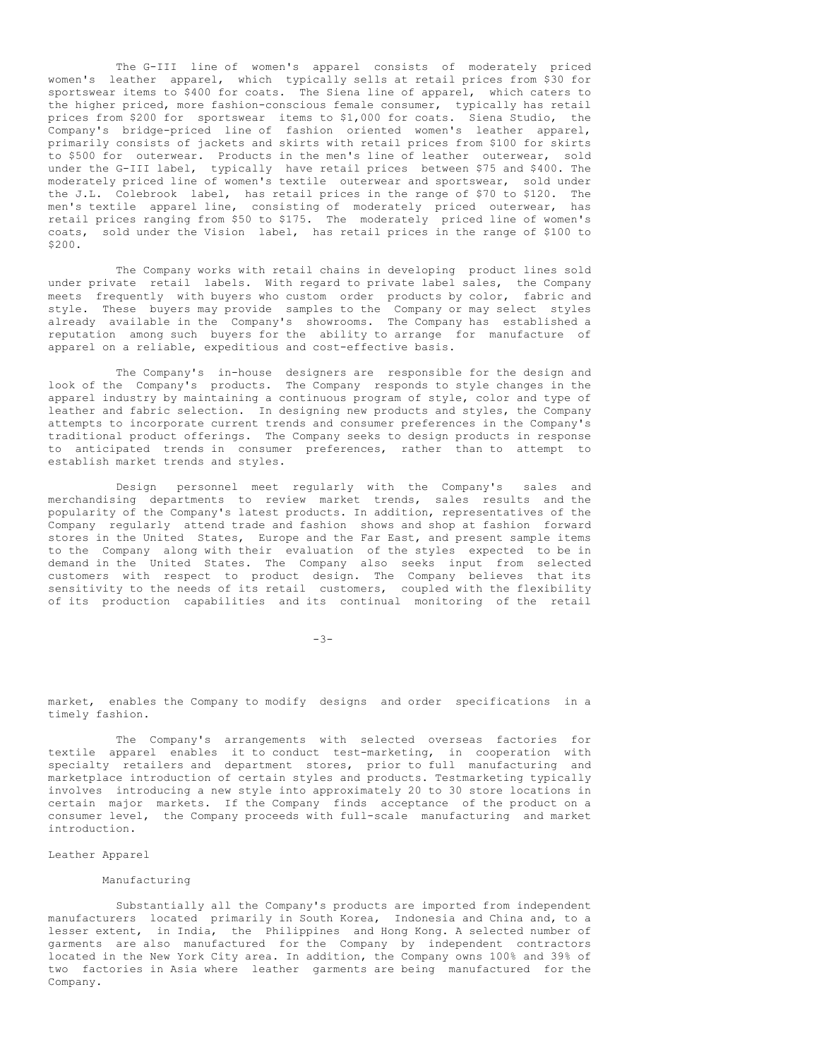The G-III line of women's apparel consists of moderately priced women's leather apparel, which typically sells at retail prices from $30 for sportswear items to $400 for coats. The Siena line of apparel, which caters to the higher priced, more fashion-conscious female consumer, typically has retail prices from $200 for sportswear items to $1,000 for coats. Siena Studio, the Company's bridge-priced line of fashion oriented women's leather apparel, primarily consists of jackets and skirts with retail prices from $100 for skirts to $500 for outerwear. Products in the men's line of leather outerwear, sold under the G-III label, typically have retail prices between $75 and $400. The moderately priced line of women's textile outerwear and sportswear, sold under the J.L. Colebrook label, has retail prices in the range of $70 to $120. The men's textile apparel line, consisting of moderately priced outerwear, has retail prices ranging from $50 to $175. The moderately priced line of women's coats, sold under the Vision label, has retail prices in the range of $100 to $200.

The Company works with retail chains in developing product lines sold under private retail labels. With regard to private label sales, the Company meets frequently with buyers who custom order products by color, fabric and style. These buyers may provide samples to the Company or may select styles already available in the Company's showrooms. The Company has established a reputation among such buyers for the ability to arrange for manufacture of apparel on a reliable, expeditious and cost-effective basis.

The Company's in-house designers are responsible for the design and look of the Company's products. The Company responds to style changes in the apparel industry by maintaining a continuous program of style, color and type of leather and fabric selection. In designing new products and styles, the Company attempts to incorporate current trends and consumer preferences in the Company's traditional product offerings. The Company seeks to design products in response to anticipated trends in consumer preferences, rather than to attempt to establish market trends and styles.

Design personnel meet regularly with the Company's sales and merchandising departments to review market trends, sales results and the popularity of the Company's latest products. In addition, representatives of the Company regularly attend trade and fashion shows and shop at fashion forward stores in the United States, Europe and the Far East, and present sample items to the Company along with their evaluation of the styles expected to be in demand in the United States. The Company also seeks input from selected customers with respect to product design. The Company believes that its sensitivity to the needs of its retail customers, coupled with the flexibility of its production capabilities and its continual monitoring of the retail market, enables the Company to modify designs and order specifications in a timely fashion.

The Company's arrangements with selected overseas factories for textile apparel enables it to conduct test-marketing, in cooperation with specialty retailers and department stores, prior to full manufacturing and marketplace introduction of certain styles and products. Testmarketing typically involves introducing a new style into approximately 20 to 30 store locations in certain major markets. If the Company finds acceptance of the product on a consumer level, the Company proceeds with full-scale manufacturing and market introduction.

## Leather Apparel

### Manufacturing

Substantially all the Company's products are imported from independent manufacturers located primarily in South Korea, Indonesia and China and, to a lesser extent, in India, the Philippines and Hong Kong. A selected number of garments are also manufactured for the Company by independent contractors located in the New York City area. In addition, the Company owns 100% and 39% of two factories in Asia where leather garments are being manufactured for the Company.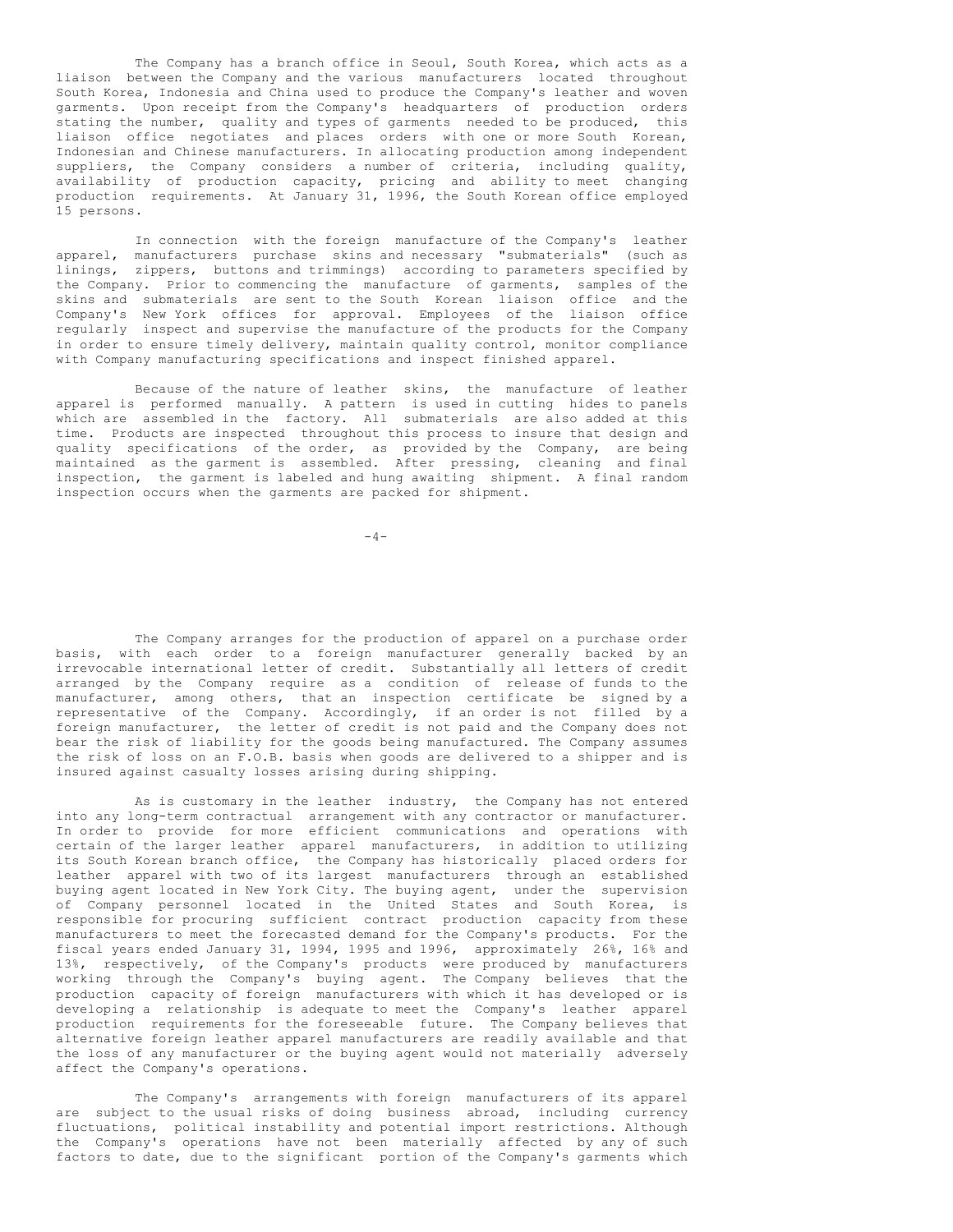The Company has a branch office in Seoul, South Korea, which acts as a liaison between the Company and the various manufacturers located throughout South Korea, Indonesia and China used to produce the Company's leather and woven garments. Upon receipt from the Company's headquarters of production orders stating the number, quality and types of garments needed to be produced, this liaison office negotiates and places orders with one or more South Korean, Indonesian and Chinese manufacturers. In allocating production among independent suppliers, the Company considers a number of criteria, including quality, availability of production capacity, pricing and ability to meet changing production requirements. At January 31, 1996, the South Korean office employed 15 persons.

In connection with the foreign manufacture of the Company's leather apparel, manufacturers purchase skins and necessary "submaterials" (such as linings, zippers, buttons and trimmings) according to parameters specified by the Company. Prior to commencing the manufacture of garments, samples of the skins and submaterials are sent to the South Korean liaison office and the Company's New York offices for approval. Employees of the liaison office regularly inspect and supervise the manufacture of the products for the Company in order to ensure timely delivery, maintain quality control, monitor compliance with Company manufacturing specifications and inspect finished apparel.

Because of the nature of leather skins, the manufacture of leather apparel is performed manually. A pattern is used in cutting hides to panels which are assembled in the factory. All submaterials are also added at this time. Products are inspected throughout this process to insure that design and quality specifications of the order, as provided by the Company, are being maintained as the garment is assembled. After pressing, cleaning and final inspection, the garment is labeled and hung awaiting shipment. A final random inspection occurs when the garments are packed for shipment.

The Company arranges for the production of apparel on a purchase order basis, with each order to a foreign manufacturer generally backed by an irrevocable international letter of credit. Substantially all letters of credit arranged by the Company require as a condition of release of funds to the manufacturer, among others, that an inspection certificate be signed by a representative of the Company. Accordingly, if an order is not filled by a foreign manufacturer, the letter of credit is not paid and the Company does not bear the risk of liability for the goods being manufactured. The Company assumes the risk of loss on an F.O.B. basis when goods are delivered to a shipper and is insured against casualty losses arising during shipping.

As is customary in the leather industry, the Company has not entered into any long-term contractual arrangement with any contractor or manufacturer. In order to provide for more efficient communications and operations with certain of the larger leather apparel manufacturers, in addition to utilizing its South Korean branch office, the Company has historically placed orders for leather apparel with two of its largest manufacturers through an established buying agent located in New York City. The buying agent, under the supervision of Company personnel located in the United States and South Korea, is responsible for procuring sufficient contract production capacity from these manufacturers to meet the forecasted demand for the Company's products. For the fiscal years ended January 31, 1994, 1995 and 1996, approximately 26%, 16% and 13%, respectively, of the Company's products were produced by manufacturers working through the Company's buying agent. The Company believes that the production capacity of foreign manufacturers with which it has developed or is developing a relationship is adequate to meet the Company's leather apparel production requirements for the foreseeable future. The Company believes that alternative foreign leather apparel manufacturers are readily available and that the loss of any manufacturer or the buying agent would not materially adversely affect the Company's operations.

The Company's arrangements with foreign manufacturers of its apparel are subject to the usual risks of doing business abroad, including currency fluctuations, political instability and potential import restrictions. Although the Company's operations have not been materially affected by any of such factors to date, due to the significant portion of the Company's garments which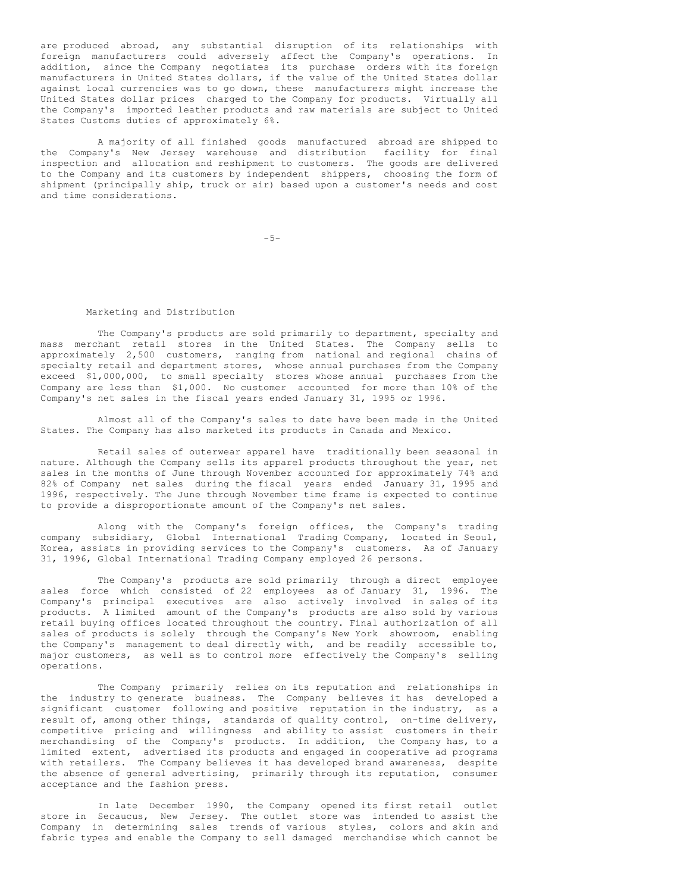are produced abroad, any substantial disruption of its relationships with foreign manufacturers could adversely affect the Company's operations. In addition, since the Company negotiates its purchase orders with its foreign manufacturers in United States dollars, if the value of the United States dollar against local currencies was to go down, these manufacturers might increase the United States dollar prices charged to the Company for products. Virtually all the Company's imported leather products and raw materials are subject to United States Customs duties of approximately 6%.

A majority of all finished goods manufactured abroad are shipped to the Company's New Jersey warehouse and distribution facility for final inspection and allocation and reshipment to customers. The goods are delivered to the Company and its customers by independent shippers, choosing the form of shipment (principally ship, truck or air) based upon a customer's needs and cost and time considerations.

## Marketing and Distribution

The Company's products are sold primarily to department, specialty and mass merchant retail stores in the United States. The Company sells to approximately 2,500 customers, ranging from national and regional chains of specialty retail and department stores, whose annual purchases from the Company exceed $1,000,000, to small specialty stores whose annual purchases from the Company are less than $1,000. No customer accounted for more than 10% of the Company's net sales in the fiscal years ended January 31, 1995 or 1996.

Almost all of the Company's sales to date have been made in the United States. The Company has also marketed its products in Canada and Mexico.

Retail sales of outerwear apparel have traditionally been seasonal in nature. Although the Company sells its apparel products throughout the year, net sales in the months of June through November accounted for approximately 74% and 82% of Company net sales during the fiscal years ended January 31, 1995 and 1996, respectively. The June through November time frame is expected to continue to provide a disproportionate amount of the Company's net sales.

Along with the Company's foreign offices, the Company's trading company subsidiary, Global International Trading Company, located in Seoul, Korea, assists in providing services to the Company's customers. As of January 31, 1996, Global International Trading Company employed 26 persons.

The Company's products are sold primarily through a direct employee sales force which consisted of 22 employees as of January 31, 1996. The Company's principal executives are also actively involved in sales of its products. A limited amount of the Company's products are also sold by various retail buying offices located throughout the country. Final authorization of all sales of products is solely through the Company's New York showroom, enabling the Company's management to deal directly with, and be readily accessible to, major customers, as well as to control more effectively the Company's selling operations.

The Company primarily relies on its reputation and relationships in the industry to generate business. The Company believes it has developed a significant customer following and positive reputation in the industry, as a result of, among other things, standards of quality control, on-time delivery, competitive pricing and willingness and ability to assist customers in their merchandising of the Company's products. In addition, the Company has, to a limited extent, advertised its products and engaged in cooperative ad programs with retailers. The Company believes it has developed brand awareness, despite the absence of general advertising, primarily through its reputation, consumer acceptance and the fashion press.

In late December 1990, the Company opened its first retail outlet store in Secaucus, New Jersey. The outlet store was intended to assist the Company in determining sales trends of various styles, colors and skin and fabric types and enable the Company to sell damaged merchandise which cannot be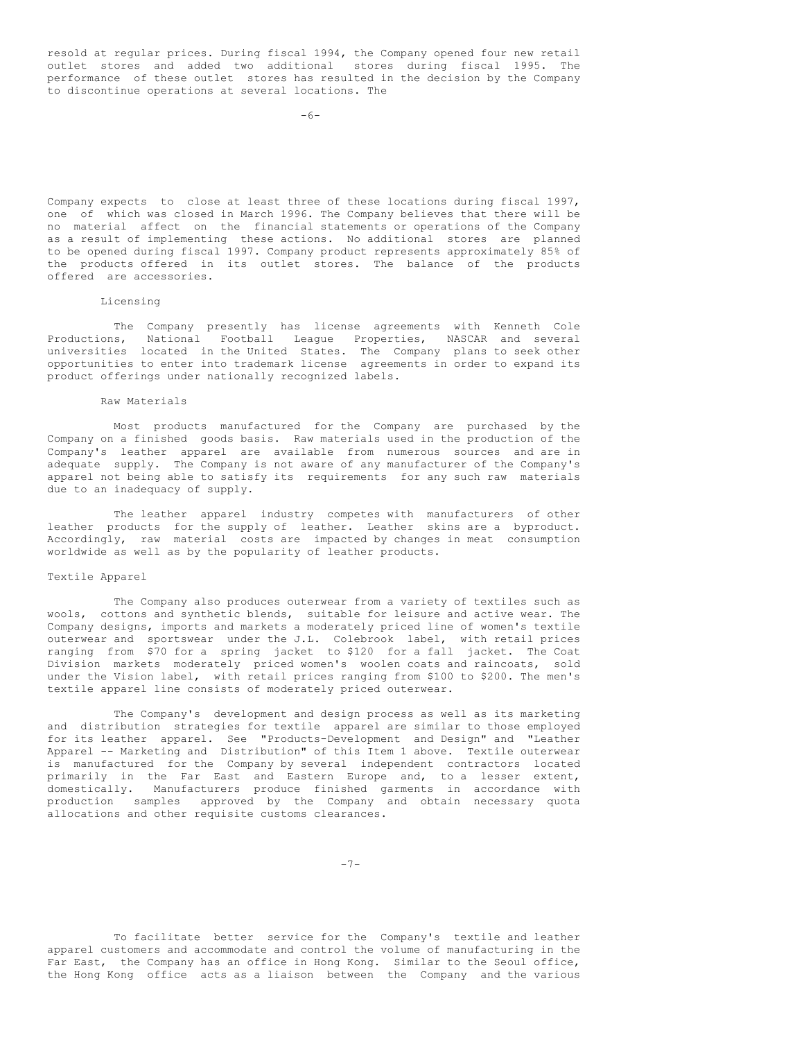resold at regular prices. During fiscal 1994, the Company opened four new retail outlet stores and added two additional stores during fiscal 1995. The performance of these outlet stores has resulted in the decision by the Company to discontinue operations at several locations. The Company expects to close at least three of these locations during fiscal 1997, one of which was closed in March 1996. The Company believes that there will be no material affect on the financial statements or operations of the Company as a result of implementing these actions. No additional stores are planned to be opened during fiscal 1997. Company product represents approximately 85% of the products offered in its outlet stores. The balance of the products offered are accessories.

Licensing

The Company presently has license agreements with Kenneth Cole Productions, National Football League Properties, NASCAR and several universities located in the United States. The Company plans to seek other opportunities to enter into trademark license agreements in order to expand its product offerings under nationally recognized labels.

Raw Materials

Most products manufactured for the Company are purchased by the Company on a finished goods basis. Raw materials used in the production of the Company's leather apparel are available from numerous sources and are in adequate supply. The Company is not aware of any manufacturer of the Company's apparel not being able to satisfy its requirements for any such raw materials due to an inadequacy of supply.

The leather apparel industry competes with manufacturers of other leather products for the supply of leather. Leather skins are a byproduct. Accordingly, raw material costs are impacted by changes in meat consumption worldwide as well as by the popularity of leather products.

Textile Apparel

The Company also produces outerwear from a variety of textiles such as wools, cottons and synthetic blends, suitable for leisure and active wear. The Company designs, imports and markets a moderately priced line of women's textile outerwear and sportswear under the J.L. Colebrook label, with retail prices ranging from $70 for a spring jacket to $120 for a fall jacket. The Coat Division markets moderately priced women's woolen coats and raincoats, sold under the Vision label, with retail prices ranging from $100 to $200. The men's textile apparel line consists of moderately priced outerwear.

The Company's development and design process as well as its marketing and distribution strategies for textile apparel are similar to those employed for its leather apparel. See "Products-Development and Design" and "Leather Apparel -- Marketing and Distribution" of this Item 1 above. Textile outerwear is manufactured for the Company by several independent contractors located primarily in the Far East and Eastern Europe and, to a lesser extent, domestically. Manufacturers produce finished garments in accordance with production samples approved by the Company and obtain necessary quota allocations and other requisite customs clearances.

To facilitate better service for the Company's textile and leather apparel customers and accommodate and control the volume of manufacturing in the Far East, the Company has an office in Hong Kong. Similar to the Seoul office, the Hong Kong office acts as a liaison between the Company and the various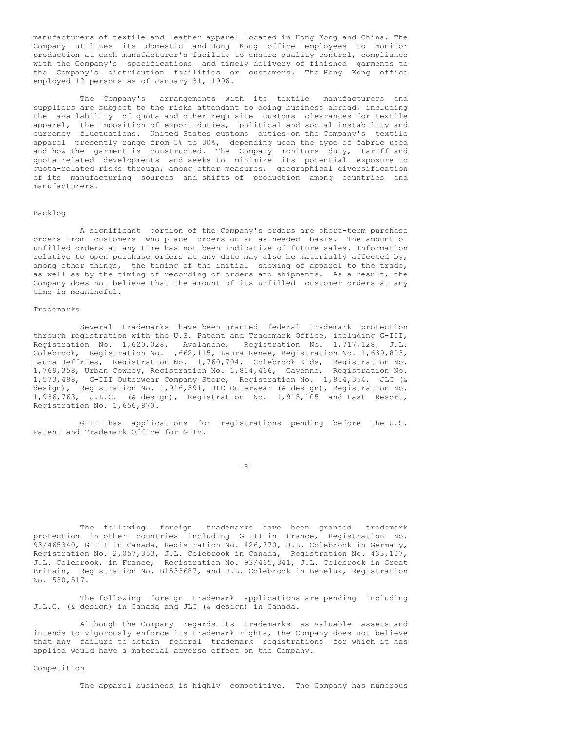manufacturers of textile and leather apparel located in Hong Kong and China. The Company utilizes its domestic and Hong Kong office employees to monitor production at each manufacturer's facility to ensure quality control, compliance with the Company's specifications and timely delivery of finished garments to the Company's distribution facilities or customers. The Hong Kong office employed 12 persons as of January 31, 1996.

The Company's arrangements with its textile manufacturers and suppliers are subject to the risks attendant to doing business abroad, including the availability of quota and other requisite customs clearances for textile apparel, the imposition of export duties, political and social instability and currency fluctuations. United States customs duties on the Company's textile apparel presently range from 5% to 30%, depending upon the type of fabric used and how the garment is constructed. The Company monitors duty, tariff and quota-related developments and seeks to minimize its potential exposure to quota-related risks through, among other measures, geographical diversification of its manufacturing sources and shifts of production among countries and manufacturers.

## Backlog

A significant portion of the Company's orders are short-term purchase orders from customers who place orders on an as-needed basis. The amount of unfilled orders at any time has not been indicative of future sales. Information relative to open purchase orders at any date may also be materially affected by, among other things, the timing of the initial showing of apparel to the trade, as well as by the timing of recording of orders and shipments. As a result, the Company does not believe that the amount of its unfilled customer orders at any time is meaningful.

## Trademarks

Several trademarks have been granted federal trademark protection through registration with the U.S. Patent and Trademark Office, including G-III, Registration No. 1,620,028, Avalanche, Registration No. 1,717,128, J.L. Colebrook, Registration No. 1,662,115, Laura Renee, Registration No. 1,639,803, Laura Jeffries, Registration No. 1,760,704, Colebrook Kids, Registration No. 1,769,358, Urban Cowboy, Registration No. 1,814,466, Cayenne, Registration No. 1,573,488, G-III Outerwear Company Store, Registration No. 1,854,354, JLC (& design), Registration No. 1,916,591, JLC Outerwear (& design), Registration No. 1,936,763, J.L.C. (& design), Registration No. 1,915,105 and Last Resort, Registration No. 1,656,870.

G-III has applications for registrations pending before the U.S. Patent and Trademark Office for G-IV.

The following foreign trademarks have been granted trademark protection in other countries including G-III in France, Registration No. 93/465340, G-III in Canada, Registration No. 426,770, J.L. Colebrook in Germany, Registration No. 2,057,353, J.L. Colebrook in Canada, Registration No. 433,107, J.L. Colebrook, in France, Registration No. 93/465,341, J.L. Colebrook in Great Britain, Registration No. B1533687, and J.L. Colebrook in Benelux, Registration No. 530,517.

The following foreign trademark applications are pending including J.L.C. (& design) in Canada and JLC (& design) in Canada.

Although the Company regards its trademarks as valuable assets and intends to vigorously enforce its trademark rights, the Company does not believe that any failure to obtain federal trademark registrations for which it has applied would have a material adverse effect on the Company.

## Competition

The apparel business is highly competitive. The Company has numerous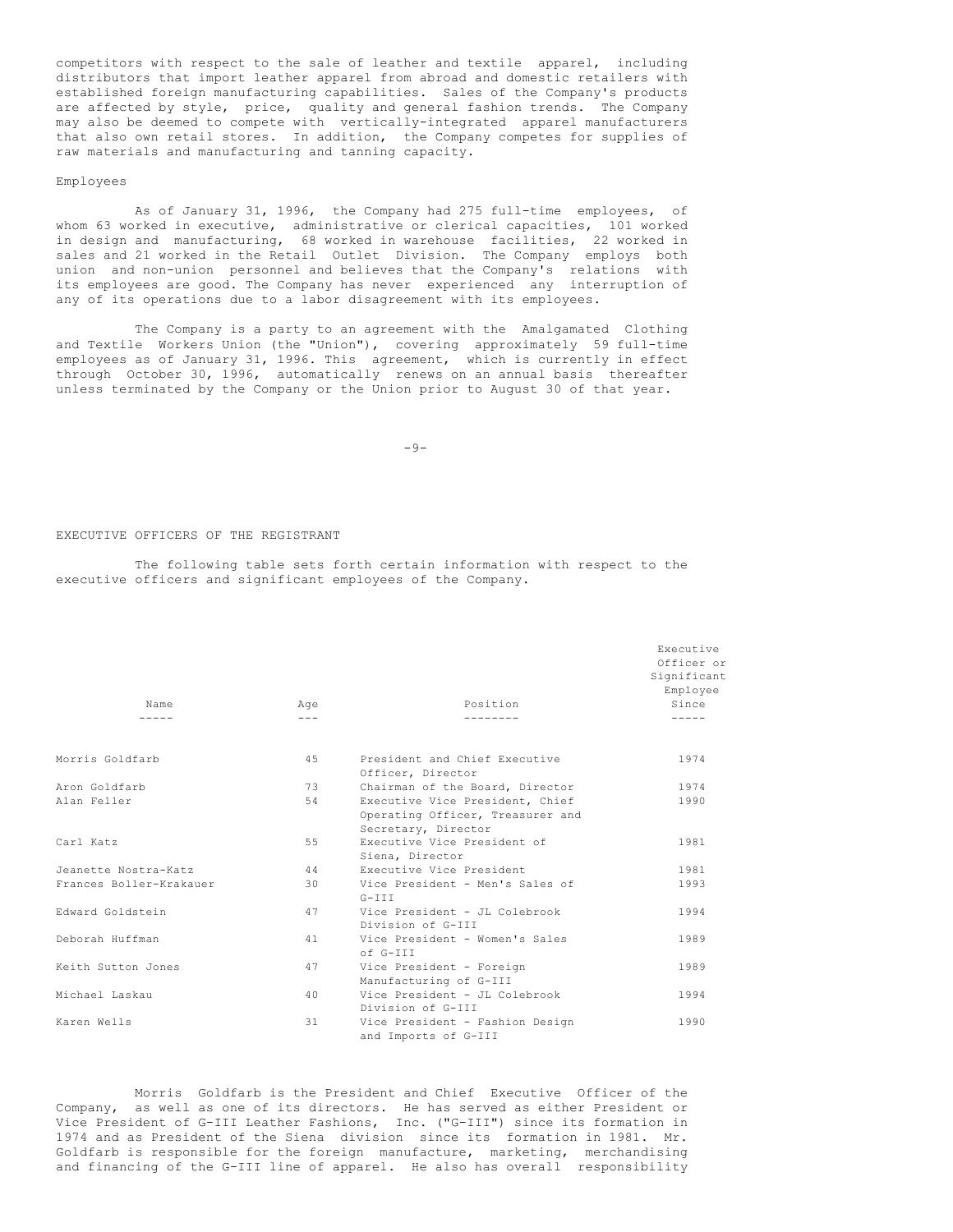competitors with respect to the sale of leather and textile apparel, including distributors that import leather apparel from abroad and domestic retailers with established foreign manufacturing capabilities. Sales of the Company's products are affected by style, price, quality and general fashion trends. The Company may also be deemed to compete with vertically-integrated apparel manufacturers that also own retail stores. In addition, the Company competes for supplies of raw materials and manufacturing and tanning capacity.

Employees

As of January 31, 1996, the Company had 275 full-time employees, of whom 63 worked in executive, administrative or clerical capacities, 101 worked in design and manufacturing, 68 worked in warehouse facilities, 22 worked in sales and 21 worked in the Retail Outlet Division. The Company employs both union and non-union personnel and believes that the Company's relations with its employees are good. The Company has never experienced any interruption of any of its operations due to a labor disagreement with its employees.

The Company is a party to an agreement with the Amalgamated Clothing and Textile Workers Union (the "Union"), covering approximately 59 full-time employees as of January 31, 1996. This agreement, which is currently in effect through October 30, 1996, automatically renews on an annual basis thereafter unless terminated by the Company or the Union prior to August 30 of that year.

EXECUTIVE OFFICERS OF THE REGISTRANT

The following table sets forth certain information with respect to the executive officers and significant employees of the Company.

| Name | Age | Position | Executive Officer or Significant Employee Since |
|---|---|---|---|
| Morris Goldfarb | 45 | President and Chief Executive Officer, Director | 1974 |
| Aron Goldfarb | 73 | Chairman of the Board, Director | 1974 |
| Alan Feller | 54 | Executive Vice President, Chief Operating Officer, Treasurer and Secretary, Director | 1990 |
| Carl Katz | 55 | Executive Vice President of Siena, Director | 1981 |
| Jeanette Nostra-Katz | 44 | Executive Vice President | 1981 |
| Frances Boller-Krakauer | 30 | Vice President - Men's Sales of G-III | 1993 |
| Edward Goldstein | 47 | Vice President - JL Colebrook Division of G-III | 1994 |
| Deborah Huffman | 41 | Vice President - Women's Sales of G-III | 1989 |
| Keith Sutton Jones | 47 | Vice President - Foreign Manufacturing of G-III | 1989 |
| Michael Laskau | 40 | Vice President - JL Colebrook Division of G-III | 1994 |
| Karen Wells | 31 | Vice President - Fashion Design and Imports of G-III | 1990 |

Morris Goldfarb is the President and Chief Executive Officer of the Company, as well as one of its directors. He has served as either President or Vice President of G-III Leather Fashions, Inc. ("G-III") since its formation in 1974 and as President of the Siena division since its formation in 1981. Mr. Goldfarb is responsible for the foreign manufacture, marketing, merchandising and financing of the G-III line of apparel. He also has overall responsibility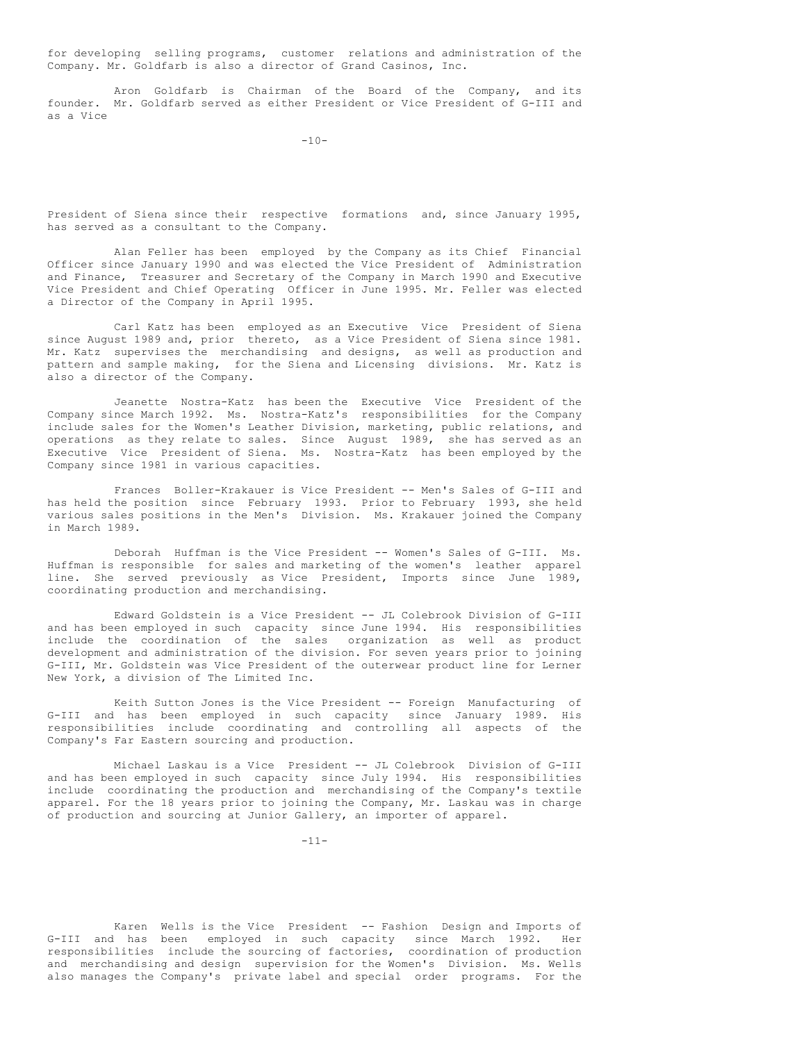for developing selling programs, customer relations and administration of the Company. Mr. Goldfarb is also a director of Grand Casinos, Inc.

Aron Goldfarb is Chairman of the Board of the Company, and its founder. Mr. Goldfarb served as either President or Vice President of G-III and as a Vice President of Siena since their respective formations and, since January 1995, has served as a consultant to the Company.

Alan Feller has been employed by the Company as its Chief Financial Officer since January 1990 and was elected the Vice President of Administration and Finance, Treasurer and Secretary of the Company in March 1990 and Executive Vice President and Chief Operating Officer in June 1995. Mr. Feller was elected a Director of the Company in April 1995.

Carl Katz has been employed as an Executive Vice President of Siena since August 1989 and, prior thereto, as a Vice President of Siena since 1981. Mr. Katz supervises the merchandising and designs, as well as production and pattern and sample making, for the Siena and Licensing divisions. Mr. Katz is also a director of the Company.

Jeanette Nostra-Katz has been the Executive Vice President of the Company since March 1992. Ms. Nostra-Katz's responsibilities for the Company include sales for the Women's Leather Division, marketing, public relations, and operations as they relate to sales. Since August 1989, she has served as an Executive Vice President of Siena. Ms. Nostra-Katz has been employed by the Company since 1981 in various capacities.

Frances Boller-Krakauer is Vice President -- Men's Sales of G-III and has held the position since February 1993. Prior to February 1993, she held various sales positions in the Men's Division. Ms. Krakauer joined the Company in March 1989.

Deborah Huffman is the Vice President -- Women's Sales of G-III. Ms. Huffman is responsible for sales and marketing of the women's leather apparel line. She served previously as Vice President, Imports since June 1989, coordinating production and merchandising.

Edward Goldstein is a Vice President -- JL Colebrook Division of G-III and has been employed in such capacity since June 1994. His responsibilities include the coordination of the sales organization as well as product development and administration of the division. For seven years prior to joining G-III, Mr. Goldstein was Vice President of the outerwear product line for Lerner New York, a division of The Limited Inc.

Keith Sutton Jones is the Vice President -- Foreign Manufacturing of G-III and has been employed in such capacity since January 1989. His responsibilities include coordinating and controlling all aspects of the Company's Far Eastern sourcing and production.

Michael Laskau is a Vice President -- JL Colebrook Division of G-III and has been employed in such capacity since July 1994. His responsibilities include coordinating the production and merchandising of the Company's textile apparel. For the 18 years prior to joining the Company, Mr. Laskau was in charge of production and sourcing at Junior Gallery, an importer of apparel.

Karen Wells is the Vice President -- Fashion Design and Imports of G-III and has been employed in such capacity since March 1992. Her responsibilities include the sourcing of factories, coordination of production and merchandising and design supervision for the Women's Division. Ms. Wells also manages the Company's private label and special order programs. For the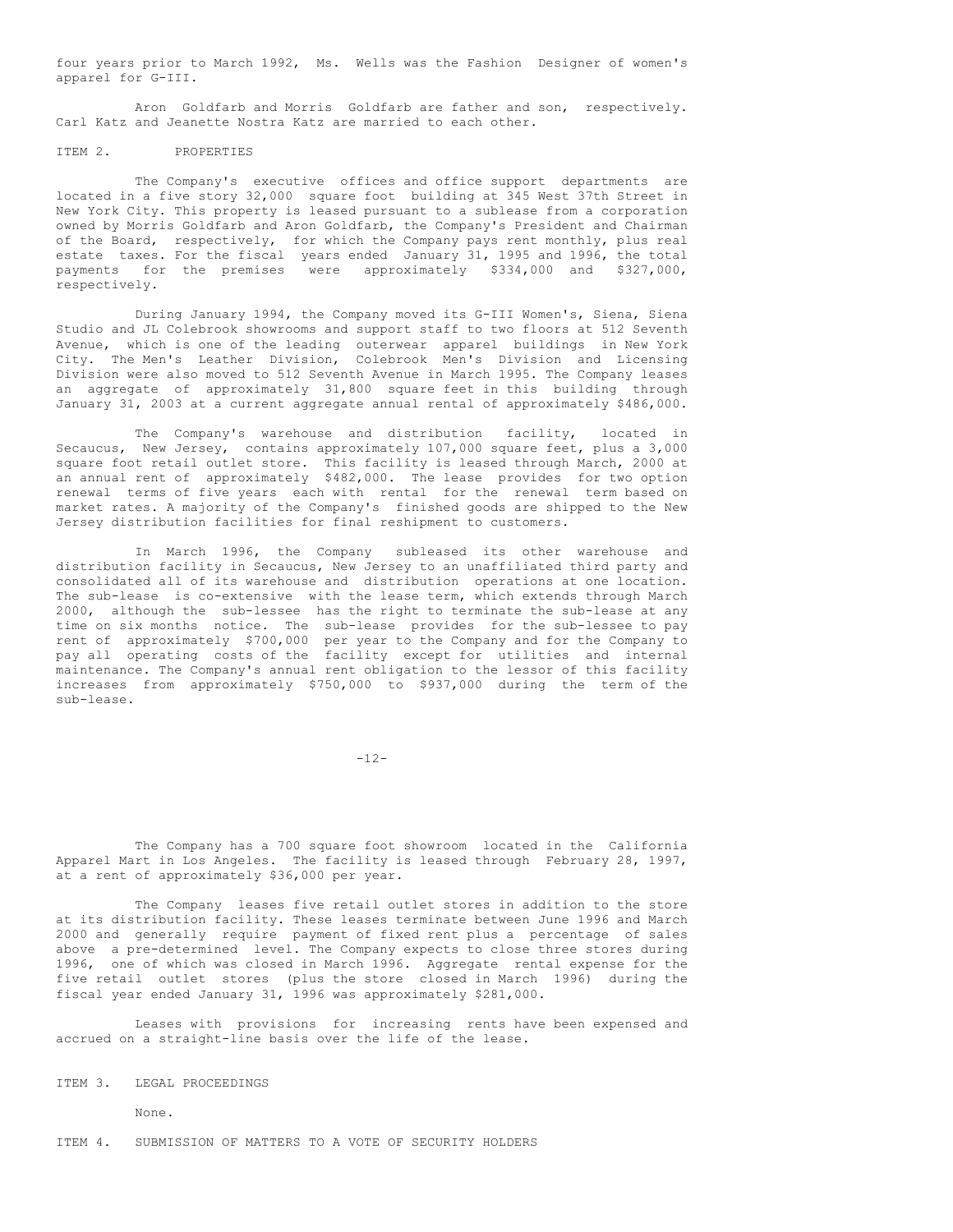four years prior to March 1992, Ms. Wells was the Fashion Designer of women's apparel for G-III.

Aron Goldfarb and Morris Goldfarb are father and son, respectively. Carl Katz and Jeanette Nostra Katz are married to each other.

## ITEM 2. PROPERTIES

The Company's executive offices and office support departments are located in a five story 32,000 square foot building at 345 West 37th Street in New York City. This property is leased pursuant to a sublease from a corporation owned by Morris Goldfarb and Aron Goldfarb, the Company's President and Chairman of the Board, respectively, for which the Company pays rent monthly, plus real estate taxes. For the fiscal years ended January 31, 1995 and 1996, the total payments for the premises were approximately $334,000 and $327,000, respectively.

During January 1994, the Company moved its G-III Women's, Siena, Siena Studio and JL Colebrook showrooms and support staff to two floors at 512 Seventh Avenue, which is one of the leading outerwear apparel buildings in New York City. The Men's Leather Division, Colebrook Men's Division and Licensing Division were also moved to 512 Seventh Avenue in March 1995. The Company leases an aggregate of approximately 31,800 square feet in this building through January 31, 2003 at a current aggregate annual rental of approximately $486,000.

The Company's warehouse and distribution facility, located in Secaucus, New Jersey, contains approximately 107,000 square feet, plus a 3,000 square foot retail outlet store. This facility is leased through March, 2000 at an annual rent of approximately $482,000. The lease provides for two option renewal terms of five years each with rental for the renewal term based on market rates. A majority of the Company's finished goods are shipped to the New Jersey distribution facilities for final reshipment to customers.

In March 1996, the Company subleased its other warehouse and distribution facility in Secaucus, New Jersey to an unaffiliated third party and consolidated all of its warehouse and distribution operations at one location. The sub-lease is co-extensive with the lease term, which extends through March 2000, although the sub-lessee has the right to terminate the sub-lease at any time on six months notice. The sub-lease provides for the sub-lessee to pay rent of approximately $700,000 per year to the Company and for the Company to pay all operating costs of the facility except for utilities and internal maintenance. The Company's annual rent obligation to the lessor of this facility increases from approximately $750,000 to $937,000 during the term of the sub-lease.

The Company has a 700 square foot showroom located in the California Apparel Mart in Los Angeles. The facility is leased through February 28, 1997, at a rent of approximately $36,000 per year.

The Company leases five retail outlet stores in addition to the store at its distribution facility. These leases terminate between June 1996 and March 2000 and generally require payment of fixed rent plus a percentage of sales above a pre-determined level. The Company expects to close three stores during 1996, one of which was closed in March 1996. Aggregate rental expense for the five retail outlet stores (plus the store closed in March 1996) during the fiscal year ended January 31, 1996 was approximately $281,000.

Leases with provisions for increasing rents have been expensed and accrued on a straight-line basis over the life of the lease.

## ITEM 3. LEGAL PROCEEDINGS

None.

## ITEM 4. SUBMISSION OF MATTERS TO A VOTE OF SECURITY HOLDERS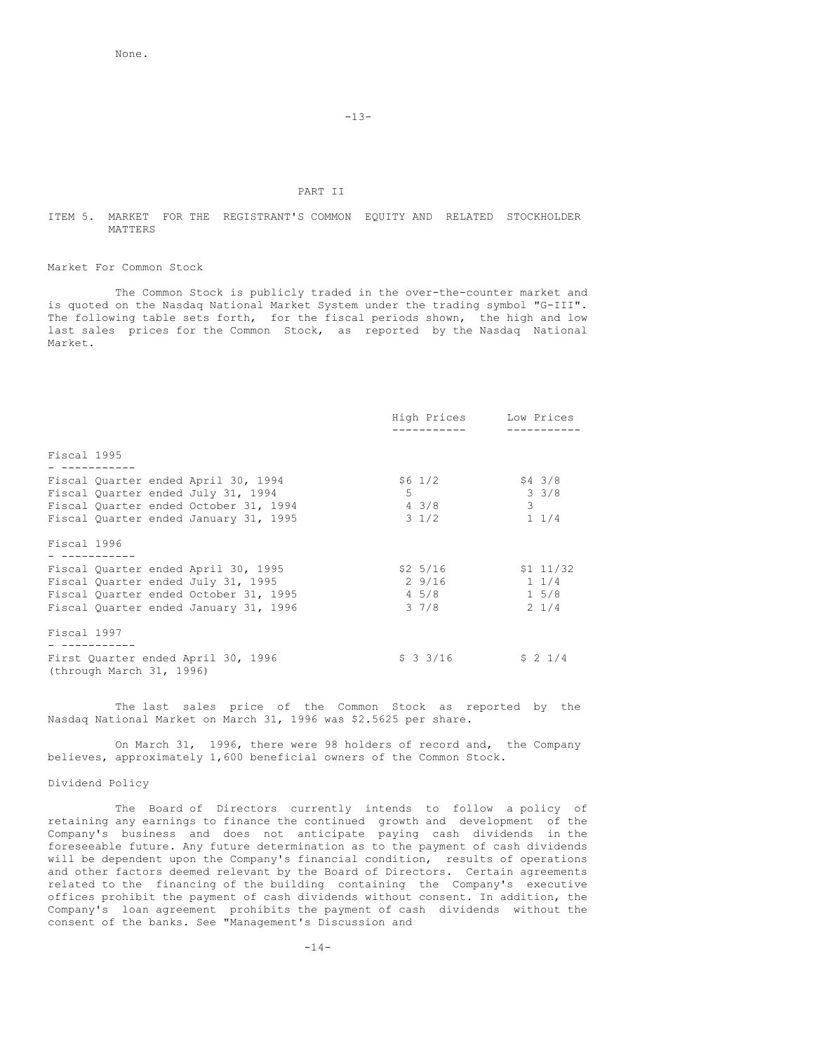None.

PART II

## ITEM 5. MARKET FOR THE REGISTRANT'S COMMON EQUITY AND RELATED STOCKHOLDER MATTERS

### Market For Common Stock

The Common Stock is publicly traded in the over-the-counter market and is quoted on the Nasdaq National Market System under the trading symbol "G-III". The following table sets forth, for the fiscal periods shown, the high and low last sales prices for the Common Stock, as reported by the Nasdaq National Market.

| | High Prices | Low Prices |
|---|---|---|
| **Fiscal 1995** | | |
| Fiscal Quarter ended April 30, 1994 | $6 1/2 | $4 3/8 |
| Fiscal Quarter ended July 31, 1994 | 5 | 3 3/8 |
| Fiscal Quarter ended October 31, 1994 | 4 3/8 | 3 |
| Fiscal Quarter ended January 31, 1995 | 3 1/2 | 1 1/4 |
| **Fiscal 1996** | | |
| Fiscal Quarter ended April 30, 1995 | $2 5/16 | $1 11/32 |
| Fiscal Quarter ended July 31, 1995 | 2 9/16 | 1 1/4 |
| Fiscal Quarter ended October 31, 1995 | 4 5/8 | 1 5/8 |
| Fiscal Quarter ended January 31, 1996 | 3 7/8 | 2 1/4 |
| **Fiscal 1997** | | |
| First Quarter ended April 30, 1996 (through March 31, 1996) | $ 3 3/16 | $ 2 1/4 |

The last sales price of the Common Stock as reported by the Nasdaq National Market on March 31, 1996 was $2.5625 per share.

On March 31, 1996, there were 98 holders of record and, the Company believes, approximately 1,600 beneficial owners of the Common Stock.

### Dividend Policy

The Board of Directors currently intends to follow a policy of retaining any earnings to finance the continued growth and development of the Company's business and does not anticipate paying cash dividends in the foreseeable future. Any future determination as to the payment of cash dividends will be dependent upon the Company's financial condition, results of operations and other factors deemed relevant by the Board of Directors. Certain agreements related to the financing of the building containing the Company's executive offices prohibit the payment of cash dividends without consent. In addition, the Company's loan agreement prohibits the payment of cash dividends without the consent of the banks. See "Management's Discussion and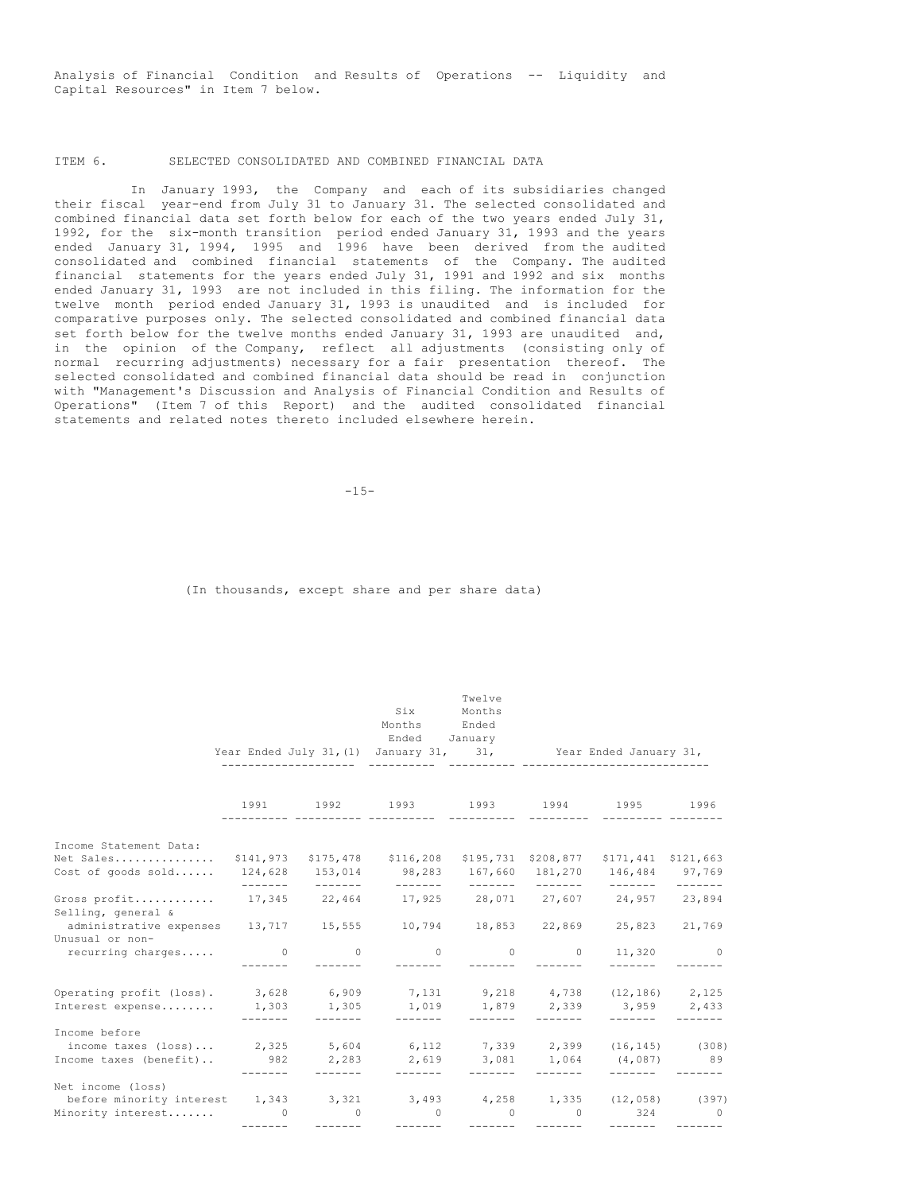Analysis of Financial Condition and Results of Operations -- Liquidity and Capital Resources" in Item 7 below.

ITEM 6. SELECTED CONSOLIDATED AND COMBINED FINANCIAL DATA

In January 1993, the Company and each of its subsidiaries changed their fiscal year-end from July 31 to January 31. The selected consolidated and combined financial data set forth below for each of the two years ended July 31, 1992, for the six-month transition period ended January 31, 1993 and the years ended January 31, 1994, 1995 and 1996 have been derived from the audited consolidated and combined financial statements of the Company. The audited financial statements for the years ended July 31, 1991 and 1992 and six months ended January 31, 1993 are not included in this filing. The information for the twelve month period ended January 31, 1993 is unaudited and is included for comparative purposes only. The selected consolidated and combined financial data set forth below for the twelve months ended January 31, 1993 are unaudited and, in the opinion of the Company, reflect all adjustments (consisting only of normal recurring adjustments) necessary for a fair presentation thereof. The selected consolidated and combined financial data should be read in conjunction with "Management's Discussion and Analysis of Financial Condition and Results of Operations" (Item 7 of this Report) and the audited consolidated financial statements and related notes thereto included elsewhere herein.

(In thousands, except share and per share data)

| | Year Ended July 31,(1) | | Six Months Ended January 31, | Twelve Months Ended January 31, | Year Ended January 31, | | |
|---|---|---|---|---|---|---|---|
| | 1991 | 1992 | 1993 | 1993 | 1994 | 1995 | 1996 |
| Income Statement Data: | | | | | | | |
| Net Sales............... | $141,973 | $175,478 | $116,208 | $195,731 | $208,877 | $171,441 | $121,663 |
| Cost of goods sold...... | 124,628 | 153,014 | 98,283 | 167,660 | 181,270 | 146,484 | 97,769 |
| Gross profit............ | 17,345 | 22,464 | 17,925 | 28,071 | 27,607 | 24,957 | 23,894 |
| Selling, general & administrative expenses | 13,717 | 15,555 | 10,794 | 18,853 | 22,869 | 25,823 | 21,769 |
| Unusual or non-recurring charges..... | 0 | 0 | 0 | 0 | 0 | 11,320 | 0 |
| Operating profit (loss). | 3,628 | 6,909 | 7,131 | 9,218 | 4,738 | (12,186) | 2,125 |
| Interest expense........ | 1,303 | 1,305 | 1,019 | 1,879 | 2,339 | 3,959 | 2,433 |
| Income before income taxes (loss)... | 2,325 | 5,604 | 6,112 | 7,339 | 2,399 | (16,145) | (308) |
| Income taxes (benefit).. | 982 | 2,283 | 2,619 | 3,081 | 1,064 | (4,087) | 89 |
| Net income (loss) before minority interest | 1,343 | 3,321 | 3,493 | 4,258 | 1,335 | (12,058) | (397) |
| Minority interest....... | 0 | 0 | 0 | 0 | 0 | 324 | 0 |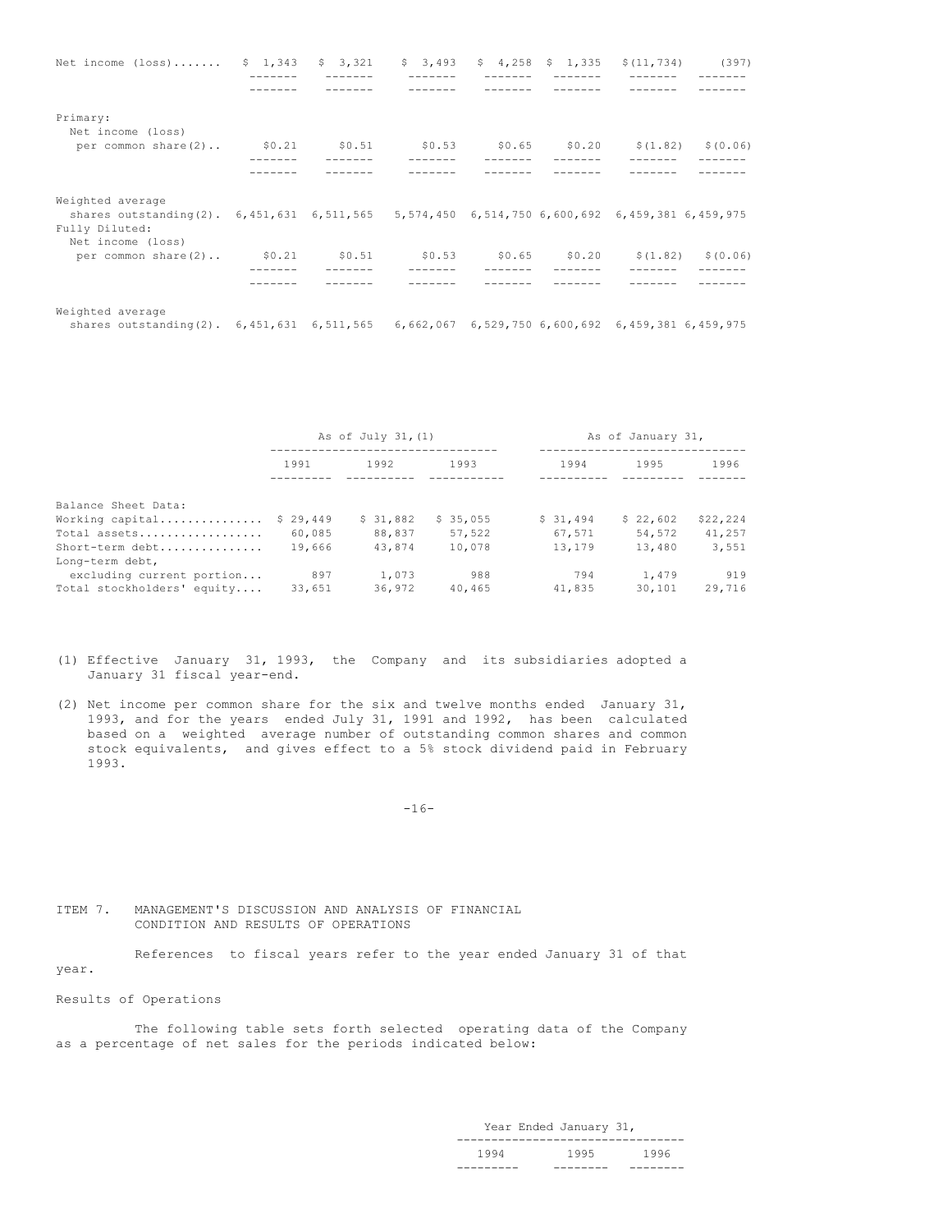| | | | | | | | |
|---|---|---|---|---|---|---|---|
| Net income (loss)....... | $ 1,343 | $ 3,321 | $ 3,493 | $ 4,258 | $ 1,335 | $(11,734) | (397) |
| Primary: | | | | | | | |
| Net income (loss) per common share(2).. | $0.21 | $0.51 | $0.53 | $0.65 | $0.20 | $(1.82) | $(0.06) |
| Weighted average shares outstanding(2). | 6,451,631 | 6,511,565 | 5,574,450 | 6,514,750 | 6,600,692 | 6,459,381 | 6,459,975 |
| Fully Diluted: | | | | | | | |
| Net income (loss) per common share(2).. | $0.21 | $0.51 | $0.53 | $0.65 | $0.20 | $(1.82) | $(0.06) |
| Weighted average shares outstanding(2). | 6,451,631 | 6,511,565 | 6,662,067 | 6,529,750 | 6,600,692 | 6,459,381 | 6,459,975 |

| | As of July 31,(1) | | | As of January 31, | | |
|---|---|---|---|---|---|---|
| | 1991 | 1992 | 1993 | 1994 | 1995 | 1996 |
| Balance Sheet Data: | | | | | | |
| Working capital............... | $ 29,449 | $ 31,882 | $ 35,055 | $ 31,494 | $ 22,602 | $22,224 |
| Total assets.................. | 60,085 | 88,837 | 57,522 | 67,571 | 54,572 | 41,257 |
| Short-term debt............... | 19,666 | 43,874 | 10,078 | 13,179 | 13,480 | 3,551 |
| Long-term debt, excluding current portion... | 897 | 1,073 | 988 | 794 | 1,479 | 919 |
| Total stockholders' equity.... | 33,651 | 36,972 | 40,465 | 41,835 | 30,101 | 29,716 |

(1) Effective January 31, 1993, the Company and its subsidiaries adopted a January 31 fiscal year-end.

(2) Net income per common share for the six and twelve months ended January 31, 1993, and for the years ended July 31, 1991 and 1992, has been calculated based on a weighted average number of outstanding common shares and common stock equivalents, and gives effect to a 5% stock dividend paid in February 1993.

## ITEM 7. MANAGEMENT'S DISCUSSION AND ANALYSIS OF FINANCIAL CONDITION AND RESULTS OF OPERATIONS

References to fiscal years refer to the year ended January 31 of that year.

### Results of Operations

The following table sets forth selected operating data of the Company as a percentage of net sales for the periods indicated below:

| Year Ended January 31, | | |
|---|---|---|
| 1994 | 1995 | 1996 |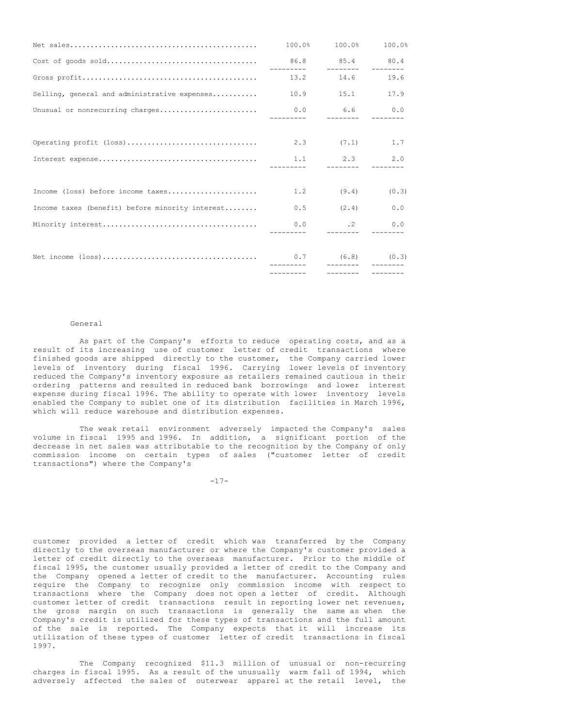| | | | |
|---|---|---|---|
| Net sales | 100.0% | 100.0% | 100.0% |
| Cost of goods sold | 86.8 | 85.4 | 80.4 |
| Gross profit | 13.2 | 14.6 | 19.6 |
| Selling, general and administrative expenses | 10.9 | 15.1 | 17.9 |
| Unusual or nonrecurring charges | 0.0 | 6.6 | 0.0 |
| Operating profit (loss) | 2.3 | (7.1) | 1.7 |
| Interest expense | 1.1 | 2.3 | 2.0 |
| Income (loss) before income taxes | 1.2 | (9.4) | (0.3) |
| Income taxes (benefit) before minority interest | 0.5 | (2.4) | 0.0 |
| Minority interest | 0.0 | .2 | 0.0 |
| Net income (loss) | 0.7 | (6.8) | (0.3) |

General

As part of the Company's efforts to reduce operating costs, and as a result of its increasing use of customer letter of credit transactions where finished goods are shipped directly to the customer, the Company carried lower levels of inventory during fiscal 1996. Carrying lower levels of inventory reduced the Company's inventory exposure as retailers remained cautious in their ordering patterns and resulted in reduced bank borrowings and lower interest expense during fiscal 1996. The ability to operate with lower inventory levels enabled the Company to sublet one of its distribution facilities in March 1996, which will reduce warehouse and distribution expenses.

The weak retail environment adversely impacted the Company's sales volume in fiscal 1995 and 1996. In addition, a significant portion of the decrease in net sales was attributable to the recognition by the Company of only commission income on certain types of sales ("customer letter of credit transactions") where the Company's customer provided a letter of credit which was transferred by the Company directly to the overseas manufacturer or where the Company's customer provided a letter of credit directly to the overseas manufacturer. Prior to the middle of fiscal 1995, the customer usually provided a letter of credit to the Company and the Company opened a letter of credit to the manufacturer. Accounting rules require the Company to recognize only commission income with respect to transactions where the Company does not open a letter of credit. Although customer letter of credit transactions result in reporting lower net revenues, the gross margin on such transactions is generally the same as when the Company's credit is utilized for these types of transactions and the full amount of the sale is reported. The Company expects that it will increase its utilization of these types of customer letter of credit transactions in fiscal 1997.

The Company recognized $11.3 million of unusual or non-recurring charges in fiscal 1995. As a result of the unusually warm fall of 1994, which adversely affected the sales of outerwear apparel at the retail level, the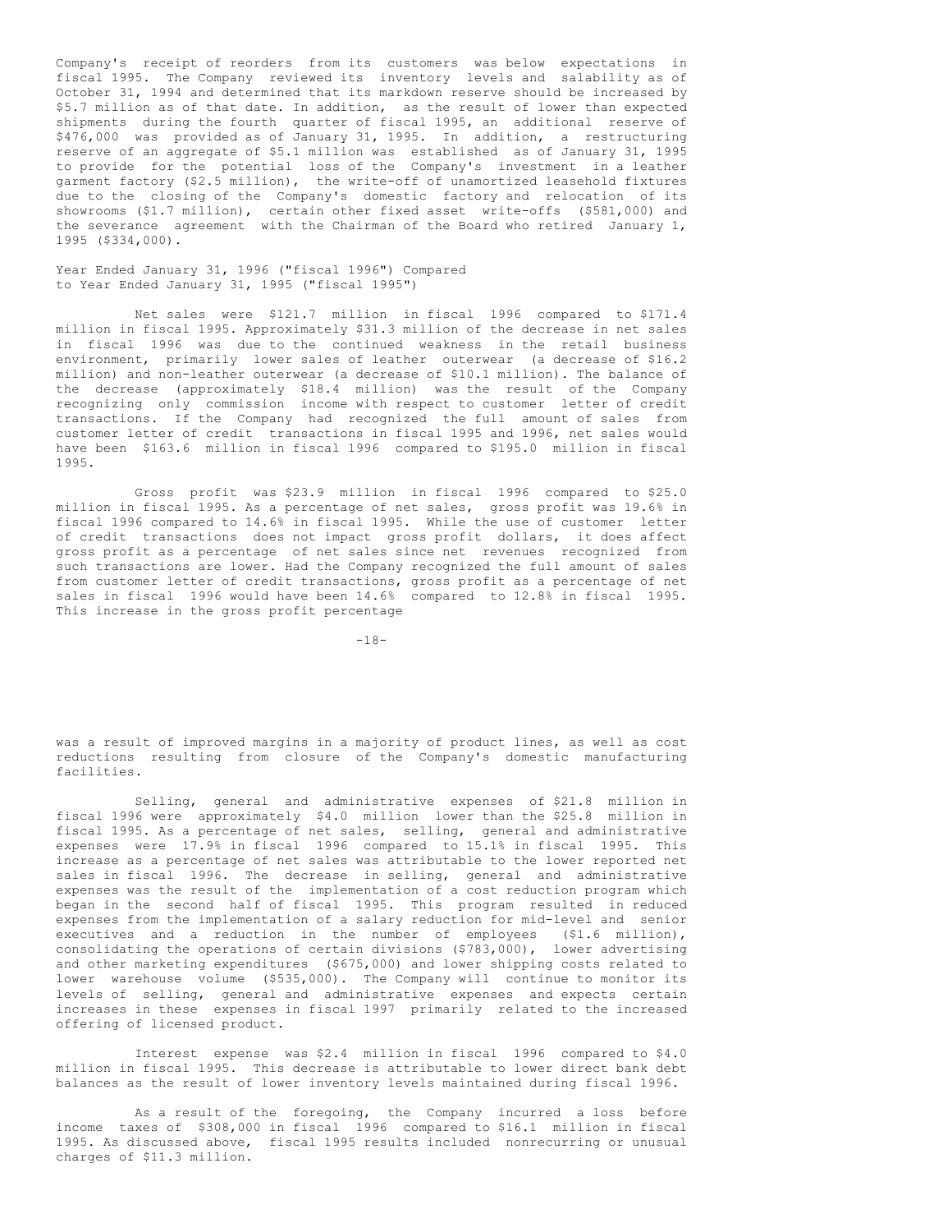Company's receipt of reorders from its customers was below expectations in fiscal 1995. The Company reviewed its inventory levels and salability as of October 31, 1994 and determined that its markdown reserve should be increased by $5.7 million as of that date. In addition, as the result of lower than expected shipments during the fourth quarter of fiscal 1995, an additional reserve of $476,000 was provided as of January 31, 1995. In addition, a restructuring reserve of an aggregate of $5.1 million was established as of January 31, 1995 to provide for the potential loss of the Company's investment in a leather garment factory ($2.5 million), the write-off of unamortized leasehold fixtures due to the closing of the Company's domestic factory and relocation of its showrooms ($1.7 million), certain other fixed asset write-offs ($581,000) and the severance agreement with the Chairman of the Board who retired January 1, 1995 ($334,000).

Year Ended January 31, 1996 ("fiscal 1996") Compared to Year Ended January 31, 1995 ("fiscal 1995")

Net sales were $121.7 million in fiscal 1996 compared to $171.4 million in fiscal 1995. Approximately $31.3 million of the decrease in net sales in fiscal 1996 was due to the continued weakness in the retail business environment, primarily lower sales of leather outerwear (a decrease of $16.2 million) and non-leather outerwear (a decrease of $10.1 million). The balance of the decrease (approximately $18.4 million) was the result of the Company recognizing only commission income with respect to customer letter of credit transactions. If the Company had recognized the full amount of sales from customer letter of credit transactions in fiscal 1995 and 1996, net sales would have been $163.6 million in fiscal 1996 compared to $195.0 million in fiscal 1995.

Gross profit was $23.9 million in fiscal 1996 compared to $25.0 million in fiscal 1995. As a percentage of net sales, gross profit was 19.6% in fiscal 1996 compared to 14.6% in fiscal 1995. While the use of customer letter of credit transactions does not impact gross profit dollars, it does affect gross profit as a percentage of net sales since net revenues recognized from such transactions are lower. Had the Company recognized the full amount of sales from customer letter of credit transactions, gross profit as a percentage of net sales in fiscal 1996 would have been 14.6% compared to 12.8% in fiscal 1995. This increase in the gross profit percentage was a result of improved margins in a majority of product lines, as well as cost reductions resulting from closure of the Company's domestic manufacturing facilities.

Selling, general and administrative expenses of $21.8 million in fiscal 1996 were approximately $4.0 million lower than the $25.8 million in fiscal 1995. As a percentage of net sales, selling, general and administrative expenses were 17.9% in fiscal 1996 compared to 15.1% in fiscal 1995. This increase as a percentage of net sales was attributable to the lower reported net sales in fiscal 1996. The decrease in selling, general and administrative expenses was the result of the implementation of a cost reduction program which began in the second half of fiscal 1995. This program resulted in reduced expenses from the implementation of a salary reduction for mid-level and senior executives and a reduction in the number of employees ($1.6 million), consolidating the operations of certain divisions ($783,000), lower advertising and other marketing expenditures ($675,000) and lower shipping costs related to lower warehouse volume ($535,000). The Company will continue to monitor its levels of selling, general and administrative expenses and expects certain increases in these expenses in fiscal 1997 primarily related to the increased offering of licensed product.

Interest expense was $2.4 million in fiscal 1996 compared to $4.0 million in fiscal 1995. This decrease is attributable to lower direct bank debt balances as the result of lower inventory levels maintained during fiscal 1996.

As a result of the foregoing, the Company incurred a loss before income taxes of $308,000 in fiscal 1996 compared to $16.1 million in fiscal 1995. As discussed above, fiscal 1995 results included nonrecurring or unusual charges of $11.3 million.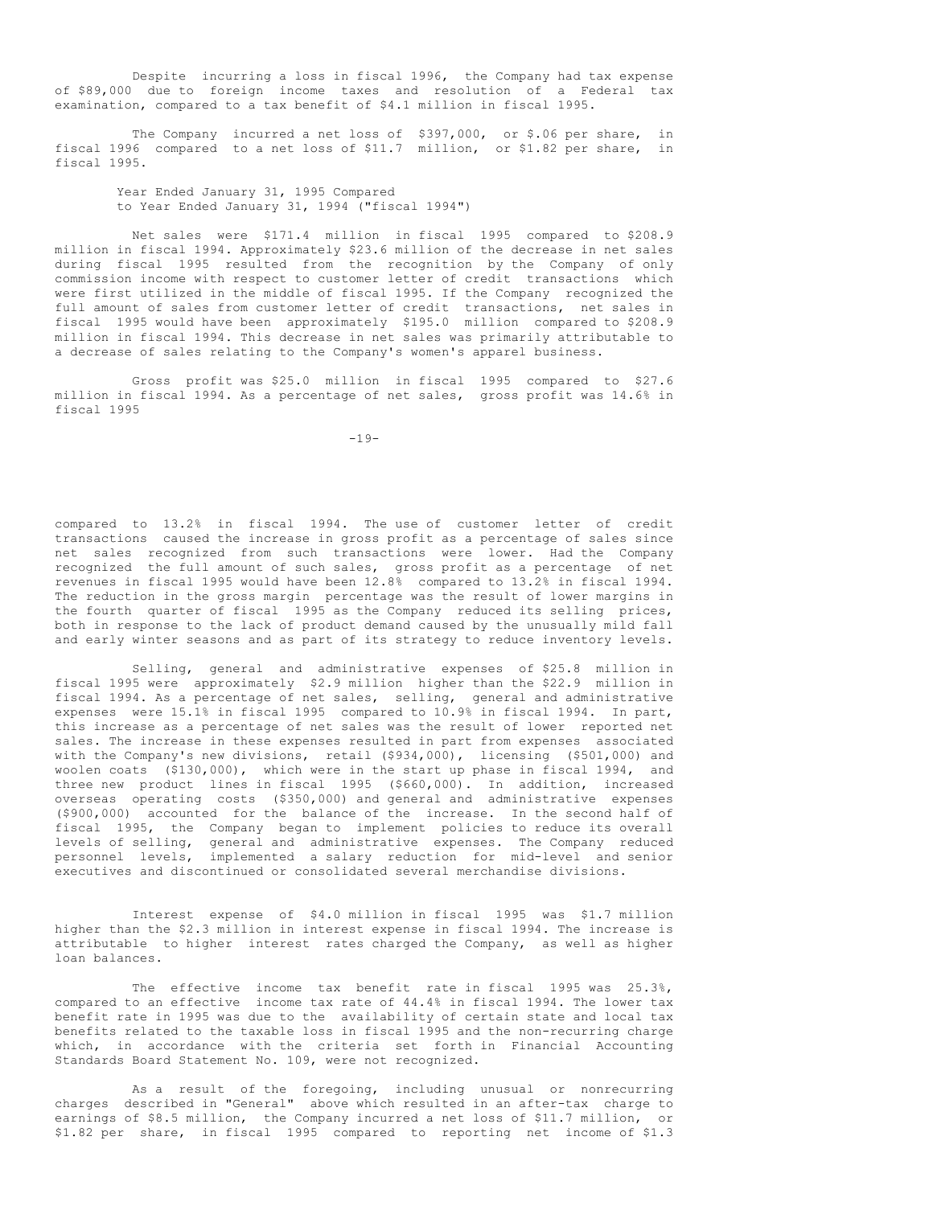Despite incurring a loss in fiscal 1996, the Company had tax expense of $89,000 due to foreign income taxes and resolution of a Federal tax examination, compared to a tax benefit of $4.1 million in fiscal 1995.

The Company incurred a net loss of $397,000, or $.06 per share, in fiscal 1996 compared to a net loss of $11.7 million, or $1.82 per share, in fiscal 1995.

Year Ended January 31, 1995 Compared to Year Ended January 31, 1994 ("fiscal 1994")

Net sales were $171.4 million in fiscal 1995 compared to $208.9 million in fiscal 1994. Approximately $23.6 million of the decrease in net sales during fiscal 1995 resulted from the recognition by the Company of only commission income with respect to customer letter of credit transactions which were first utilized in the middle of fiscal 1995. If the Company recognized the full amount of sales from customer letter of credit transactions, net sales in fiscal 1995 would have been approximately $195.0 million compared to $208.9 million in fiscal 1994. This decrease in net sales was primarily attributable to a decrease of sales relating to the Company's women's apparel business.

Gross profit was $25.0 million in fiscal 1995 compared to $27.6 million in fiscal 1994. As a percentage of net sales, gross profit was 14.6% in fiscal 1995 compared to 13.2% in fiscal 1994. The use of customer letter of credit transactions caused the increase in gross profit as a percentage of sales since net sales recognized from such transactions were lower. Had the Company recognized the full amount of such sales, gross profit as a percentage of net revenues in fiscal 1995 would have been 12.8% compared to 13.2% in fiscal 1994. The reduction in the gross margin percentage was the result of lower margins in the fourth quarter of fiscal 1995 as the Company reduced its selling prices, both in response to the lack of product demand caused by the unusually mild fall and early winter seasons and as part of its strategy to reduce inventory levels.

Selling, general and administrative expenses of $25.8 million in fiscal 1995 were approximately $2.9 million higher than the $22.9 million in fiscal 1994. As a percentage of net sales, selling, general and administrative expenses were 15.1% in fiscal 1995 compared to 10.9% in fiscal 1994. In part, this increase as a percentage of net sales was the result of lower reported net sales. The increase in these expenses resulted in part from expenses associated with the Company's new divisions, retail ($934,000), licensing ($501,000) and woolen coats ($130,000), which were in the start up phase in fiscal 1994, and three new product lines in fiscal 1995 ($660,000). In addition, increased overseas operating costs ($350,000) and general and administrative expenses ($900,000) accounted for the balance of the increase. In the second half of fiscal 1995, the Company began to implement policies to reduce its overall levels of selling, general and administrative expenses. The Company reduced personnel levels, implemented a salary reduction for mid-level and senior executives and discontinued or consolidated several merchandise divisions.

Interest expense of $4.0 million in fiscal 1995 was $1.7 million higher than the $2.3 million in interest expense in fiscal 1994. The increase is attributable to higher interest rates charged the Company, as well as higher loan balances.

The effective income tax benefit rate in fiscal 1995 was 25.3%, compared to an effective income tax rate of 44.4% in fiscal 1994. The lower tax benefit rate in 1995 was due to the availability of certain state and local tax benefits related to the taxable loss in fiscal 1995 and the non-recurring charge which, in accordance with the criteria set forth in Financial Accounting Standards Board Statement No. 109, were not recognized.

As a result of the foregoing, including unusual or nonrecurring charges described in "General" above which resulted in an after-tax charge to earnings of $8.5 million, the Company incurred a net loss of $11.7 million, or $1.82 per share, in fiscal 1995 compared to reporting net income of $1.3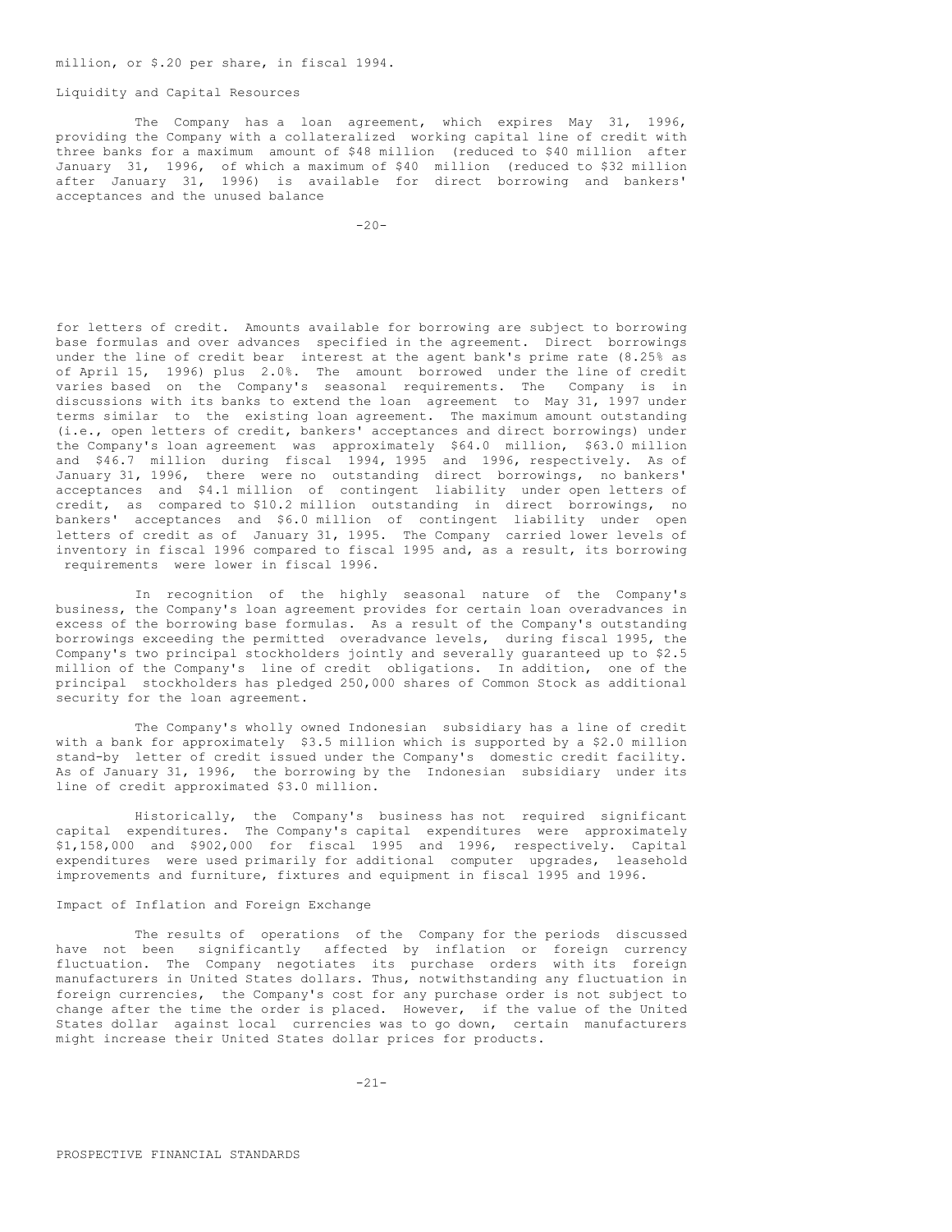million, or $.20 per share, in fiscal 1994.

## Liquidity and Capital Resources

The Company has a loan agreement, which expires May 31, 1996, providing the Company with a collateralized working capital line of credit with three banks for a maximum amount of $48 million (reduced to $40 million after January 31, 1996, of which a maximum of $40 million (reduced to $32 million after January 31, 1996) is available for direct borrowing and bankers' acceptances and the unused balance for letters of credit. Amounts available for borrowing are subject to borrowing base formulas and over advances specified in the agreement. Direct borrowings under the line of credit bear interest at the agent bank's prime rate (8.25% as of April 15, 1996) plus 2.0%. The amount borrowed under the line of credit varies based on the Company's seasonal requirements. The Company is in discussions with its banks to extend the loan agreement to May 31, 1997 under terms similar to the existing loan agreement. The maximum amount outstanding (i.e., open letters of credit, bankers' acceptances and direct borrowings) under the Company's loan agreement was approximately $64.0 million, $63.0 million and $46.7 million during fiscal 1994, 1995 and 1996, respectively. As of January 31, 1996, there were no outstanding direct borrowings, no bankers' acceptances and $4.1 million of contingent liability under open letters of credit, as compared to $10.2 million outstanding in direct borrowings, no bankers' acceptances and $6.0 million of contingent liability under open letters of credit as of January 31, 1995. The Company carried lower levels of inventory in fiscal 1996 compared to fiscal 1995 and, as a result, its borrowing requirements were lower in fiscal 1996.

In recognition of the highly seasonal nature of the Company's business, the Company's loan agreement provides for certain loan overadvances in excess of the borrowing base formulas. As a result of the Company's outstanding borrowings exceeding the permitted overadvance levels, during fiscal 1995, the Company's two principal stockholders jointly and severally guaranteed up to $2.5 million of the Company's line of credit obligations. In addition, one of the principal stockholders has pledged 250,000 shares of Common Stock as additional security for the loan agreement.

The Company's wholly owned Indonesian subsidiary has a line of credit with a bank for approximately $3.5 million which is supported by a $2.0 million stand-by letter of credit issued under the Company's domestic credit facility. As of January 31, 1996, the borrowing by the Indonesian subsidiary under its line of credit approximated $3.0 million.

Historically, the Company's business has not required significant capital expenditures. The Company's capital expenditures were approximately $1,158,000 and $902,000 for fiscal 1995 and 1996, respectively. Capital expenditures were used primarily for additional computer upgrades, leasehold improvements and furniture, fixtures and equipment in fiscal 1995 and 1996.

## Impact of Inflation and Foreign Exchange

The results of operations of the Company for the periods discussed have not been significantly affected by inflation or foreign currency fluctuation. The Company negotiates its purchase orders with its foreign manufacturers in United States dollars. Thus, notwithstanding any fluctuation in foreign currencies, the Company's cost for any purchase order is not subject to change after the time the order is placed. However, if the value of the United States dollar against local currencies was to go down, certain manufacturers might increase their United States dollar prices for products.

PROSPECTIVE FINANCIAL STANDARDS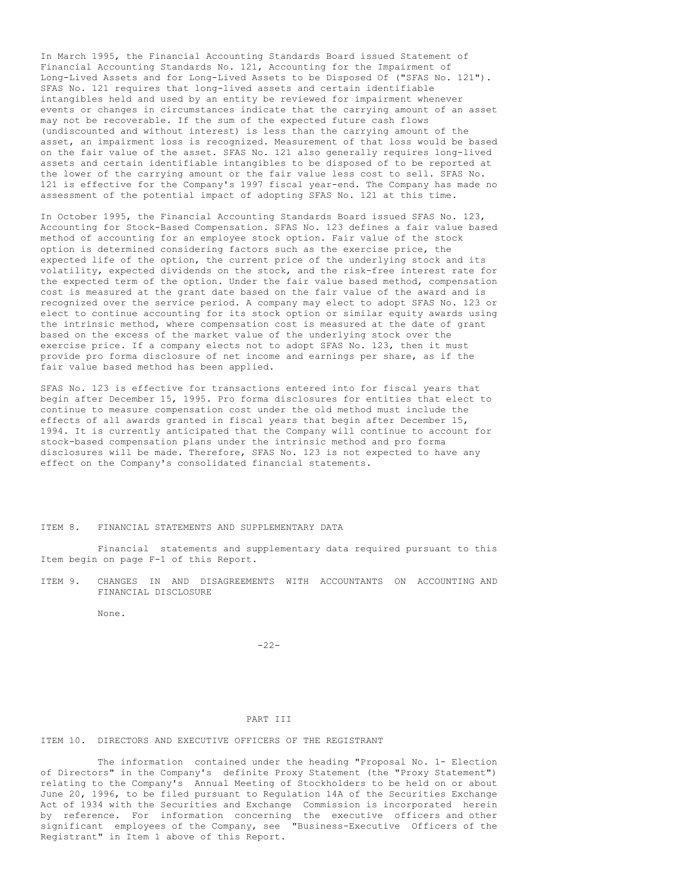In March 1995, the Financial Accounting Standards Board issued Statement of Financial Accounting Standards No. 121, Accounting for the Impairment of Long-Lived Assets and for Long-Lived Assets to be Disposed Of ("SFAS No. 121"). SFAS No. 121 requires that long-lived assets and certain identifiable intangibles held and used by an entity be reviewed for impairment whenever events or changes in circumstances indicate that the carrying amount of an asset may not be recoverable. If the sum of the expected future cash flows (undiscounted and without interest) is less than the carrying amount of the asset, an impairment loss is recognized. Measurement of that loss would be based on the fair value of the asset. SFAS No. 121 also generally requires long-lived assets and certain identifiable intangibles to be disposed of to be reported at the lower of the carrying amount or the fair value less cost to sell. SFAS No. 121 is effective for the Company's 1997 fiscal year-end. The Company has made no assessment of the potential impact of adopting SFAS No. 121 at this time.

In October 1995, the Financial Accounting Standards Board issued SFAS No. 123, Accounting for Stock-Based Compensation. SFAS No. 123 defines a fair value based method of accounting for an employee stock option. Fair value of the stock option is determined considering factors such as the exercise price, the expected life of the option, the current price of the underlying stock and its volatility, expected dividends on the stock, and the risk-free interest rate for the expected term of the option. Under the fair value based method, compensation cost is measured at the grant date based on the fair value of the award and is recognized over the service period. A company may elect to adopt SFAS No. 123 or elect to continue accounting for its stock option or similar equity awards using the intrinsic method, where compensation cost is measured at the date of grant based on the excess of the market value of the underlying stock over the exercise price. If a company elects not to adopt SFAS No. 123, then it must provide pro forma disclosure of net income and earnings per share, as if the fair value based method has been applied.

SFAS No. 123 is effective for transactions entered into for fiscal years that begin after December 15, 1995. Pro forma disclosures for entities that elect to continue to measure compensation cost under the old method must include the effects of all awards granted in fiscal years that begin after December 15, 1994. It is currently anticipated that the Company will continue to account for stock-based compensation plans under the intrinsic method and pro forma disclosures will be made. Therefore, SFAS No. 123 is not expected to have any effect on the Company's consolidated financial statements.

ITEM 8. FINANCIAL STATEMENTS AND SUPPLEMENTARY DATA

Financial statements and supplementary data required pursuant to this Item begin on page F-1 of this Report.

ITEM 9. CHANGES IN AND DISAGREEMENTS WITH ACCOUNTANTS ON ACCOUNTING AND FINANCIAL DISCLOSURE

None.

PART III

ITEM 10. DIRECTORS AND EXECUTIVE OFFICERS OF THE REGISTRANT

The information contained under the heading "Proposal No. 1- Election of Directors" in the Company's definite Proxy Statement (the "Proxy Statement") relating to the Company's Annual Meeting of Stockholders to be held on or about June 20, 1996, to be filed pursuant to Regulation 14A of the Securities Exchange Act of 1934 with the Securities and Exchange Commission is incorporated herein by reference. For information concerning the executive officers and other significant employees of the Company, see "Business-Executive Officers of the Registrant" in Item 1 above of this Report.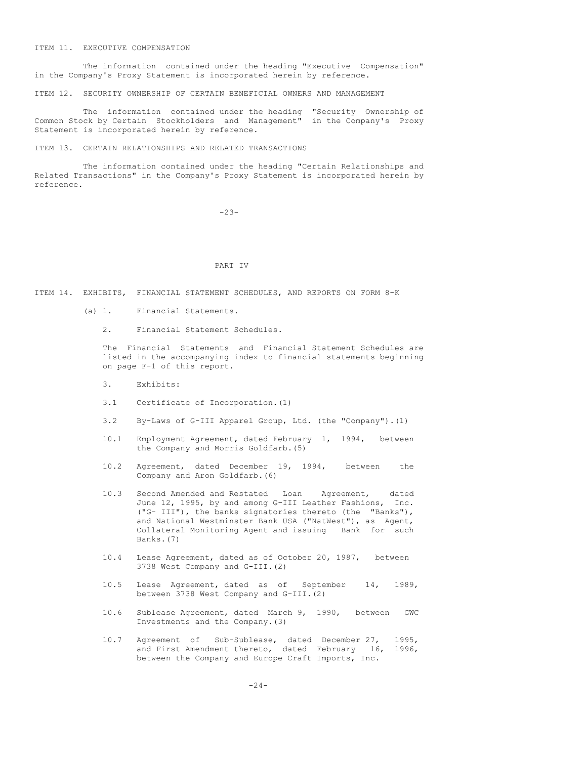ITEM 11. EXECUTIVE COMPENSATION

The information contained under the heading "Executive Compensation" in the Company's Proxy Statement is incorporated herein by reference.

ITEM 12. SECURITY OWNERSHIP OF CERTAIN BENEFICIAL OWNERS AND MANAGEMENT

The information contained under the heading "Security Ownership of Common Stock by Certain Stockholders and Management" in the Company's Proxy Statement is incorporated herein by reference.

ITEM 13. CERTAIN RELATIONSHIPS AND RELATED TRANSACTIONS

The information contained under the heading "Certain Relationships and Related Transactions" in the Company's Proxy Statement is incorporated herein by reference.

PART IV

ITEM 14. EXHIBITS, FINANCIAL STATEMENT SCHEDULES, AND REPORTS ON FORM 8-K

(a) 1. Financial Statements.

2. Financial Statement Schedules.

The Financial Statements and Financial Statement Schedules are listed in the accompanying index to financial statements beginning on page F-1 of this report.

3. Exhibits:

3.1 Certificate of Incorporation.(1)

3.2 By-Laws of G-III Apparel Group, Ltd. (the "Company").(1)

10.1 Employment Agreement, dated February 1, 1994, between the Company and Morris Goldfarb.(5)

10.2 Agreement, dated December 19, 1994, between the Company and Aron Goldfarb.(6)

10.3 Second Amended and Restated Loan Agreement, dated June 12, 1995, by and among G-III Leather Fashions, Inc. ("G- III"), the banks signatories thereto (the "Banks"), and National Westminster Bank USA ("NatWest"), as Agent, Collateral Monitoring Agent and issuing Bank for such Banks.(7)

10.4 Lease Agreement, dated as of October 20, 1987, between 3738 West Company and G-III.(2)

10.5 Lease Agreement, dated as of September 14, 1989, between 3738 West Company and G-III.(2)

10.6 Sublease Agreement, dated March 9, 1990, between GWC Investments and the Company.(3)

10.7 Agreement of Sub-Sublease, dated December 27, 1995, and First Amendment thereto, dated February 16, 1996, between the Company and Europe Craft Imports, Inc.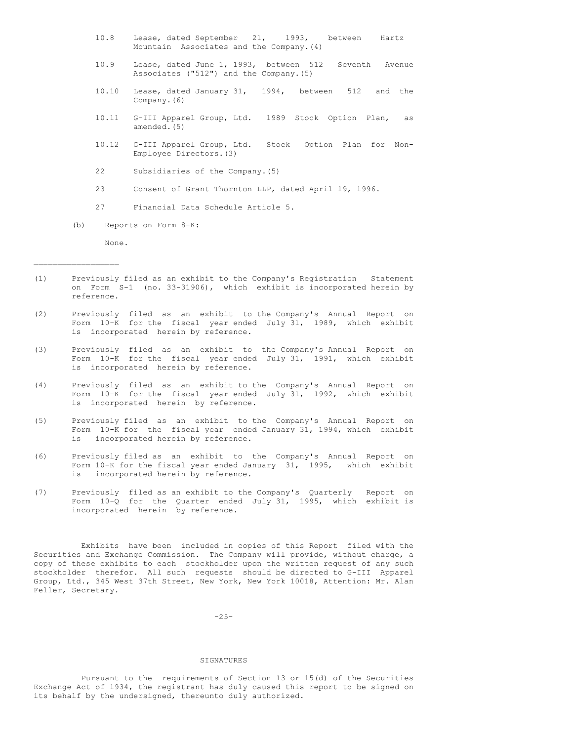10.8 Lease, dated September 21, 1993, between Hartz Mountain Associates and the Company.(4)

10.9 Lease, dated June 1, 1993, between 512 Seventh Avenue Associates ("512") and the Company.(5)

10.10 Lease, dated January 31, 1994, between 512 and the Company.(6)

10.11 G-III Apparel Group, Ltd. 1989 Stock Option Plan, as amended.(5)

10.12 G-III Apparel Group, Ltd. Stock Option Plan for Non-Employee Directors.(3)

22 Subsidiaries of the Company.(5)

23 Consent of Grant Thornton LLP, dated April 19, 1996.

27 Financial Data Schedule Article 5.

(b) Reports on Form 8-K:

None.

---

(1) Previously filed as an exhibit to the Company's Registration Statement on Form S-1 (no. 33-31906), which exhibit is incorporated herein by reference.

(2) Previously filed as an exhibit to the Company's Annual Report on Form 10-K for the fiscal year ended July 31, 1989, which exhibit is incorporated herein by reference.

(3) Previously filed as an exhibit to the Company's Annual Report on Form 10-K for the fiscal year ended July 31, 1991, which exhibit is incorporated herein by reference.

(4) Previously filed as an exhibit to the Company's Annual Report on Form 10-K for the fiscal year ended July 31, 1992, which exhibit is incorporated herein by reference.

(5) Previously filed as an exhibit to the Company's Annual Report on Form 10-K for the fiscal year ended January 31, 1994, which exhibit is incorporated herein by reference.

(6) Previously filed as an exhibit to the Company's Annual Report on Form 10-K for the fiscal year ended January 31, 1995, which exhibit is incorporated herein by reference.

(7) Previously filed as an exhibit to the Company's Quarterly Report on Form 10-Q for the Quarter ended July 31, 1995, which exhibit is incorporated herein by reference.

Exhibits have been included in copies of this Report filed with the Securities and Exchange Commission. The Company will provide, without charge, a copy of these exhibits to each stockholder upon the written request of any such stockholder therefor. All such requests should be directed to G-III Apparel Group, Ltd., 345 West 37th Street, New York, New York 10018, Attention: Mr. Alan Feller, Secretary.

## SIGNATURES

Pursuant to the requirements of Section 13 or 15(d) of the Securities Exchange Act of 1934, the registrant has duly caused this report to be signed on its behalf by the undersigned, thereunto duly authorized.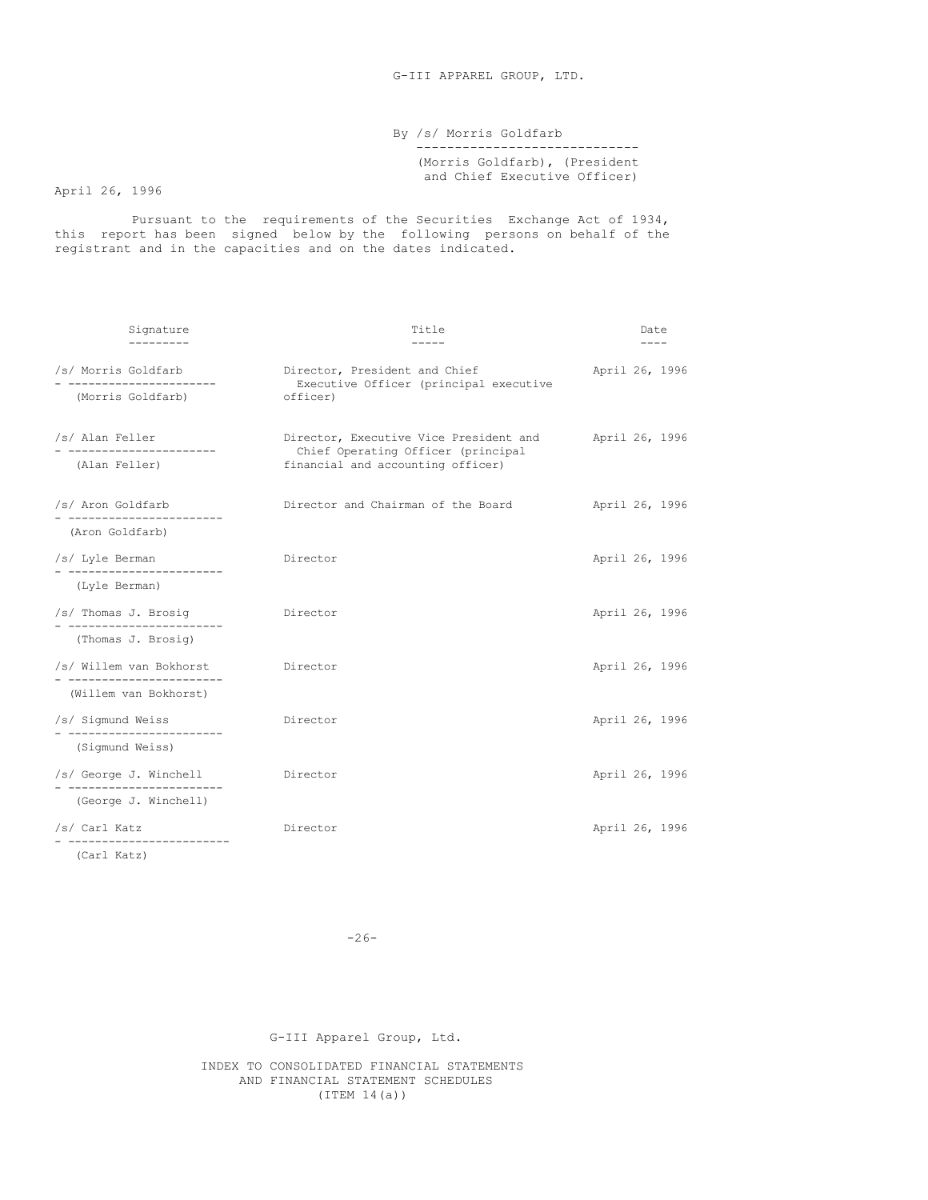G-III APPAREL GROUP, LTD.

By /s/ Morris Goldfarb
(Morris Goldfarb), (President and Chief Executive Officer)

April 26, 1996

Pursuant to the requirements of the Securities Exchange Act of 1934, this report has been signed below by the following persons on behalf of the registrant and in the capacities and on the dates indicated.

| Signature | Title | Date |
|---|---|---|
| /s/ Morris Goldfarb<br>(Morris Goldfarb) | Director, President and Chief Executive Officer (principal executive officer) | April 26, 1996 |
| /s/ Alan Feller<br>(Alan Feller) | Director, Executive Vice President and Chief Operating Officer (principal financial and accounting officer) | April 26, 1996 |
| /s/ Aron Goldfarb<br>(Aron Goldfarb) | Director and Chairman of the Board | April 26, 1996 |
| /s/ Lyle Berman<br>(Lyle Berman) | Director | April 26, 1996 |
| /s/ Thomas J. Brosig<br>(Thomas J. Brosig) | Director | April 26, 1996 |
| /s/ Willem van Bokhorst<br>(Willem van Bokhorst) | Director | April 26, 1996 |
| /s/ Sigmund Weiss<br>(Sigmund Weiss) | Director | April 26, 1996 |
| /s/ George J. Winchell<br>(George J. Winchell) | Director | April 26, 1996 |
| /s/ Carl Katz<br>(Carl Katz) | Director | April 26, 1996 |

G-III Apparel Group, Ltd.

INDEX TO CONSOLIDATED FINANCIAL STATEMENTS
AND FINANCIAL STATEMENT SCHEDULES
(ITEM 14(a))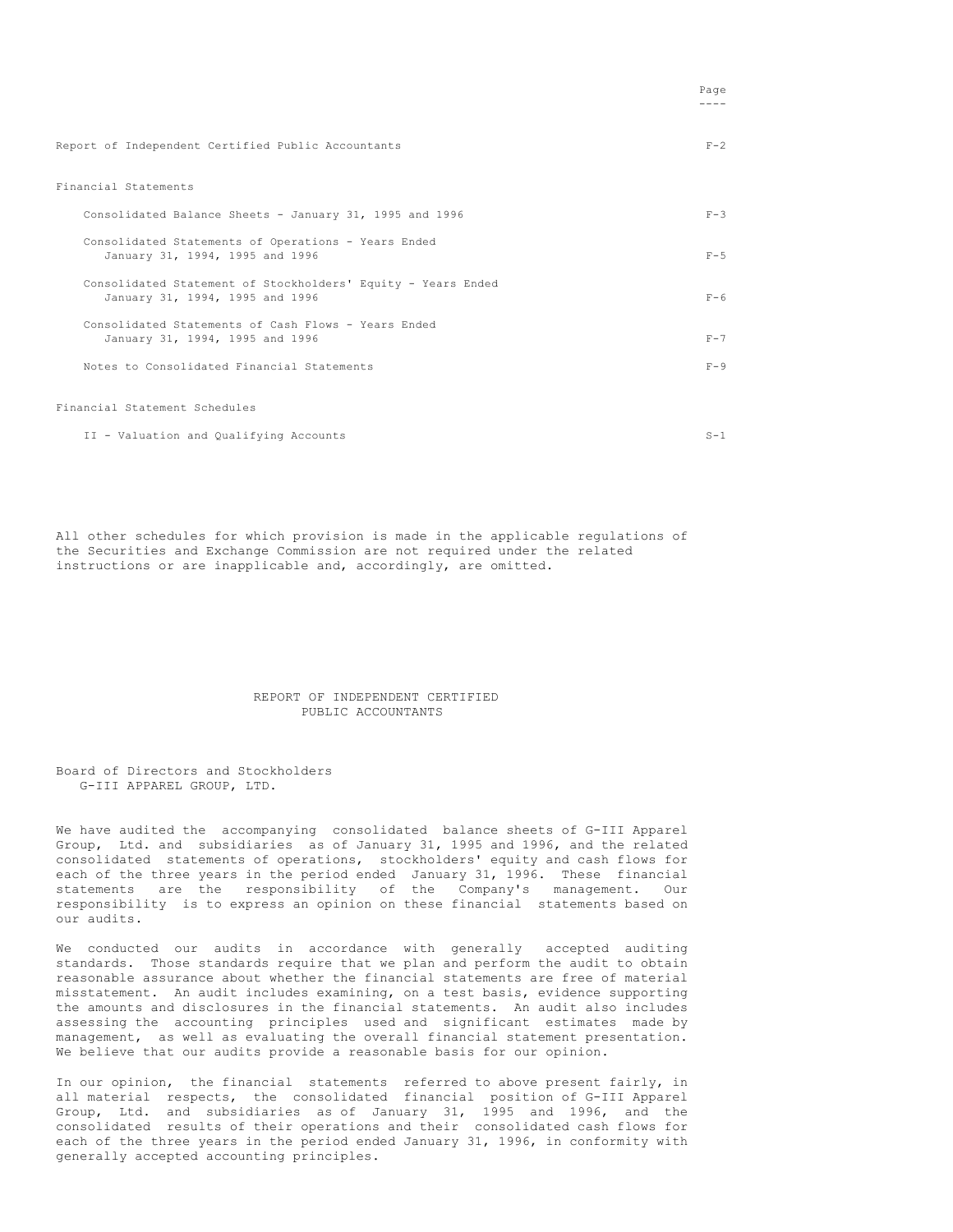| | Page |
|---|---|
| Report of Independent Certified Public Accountants | F-2 |
| **Financial Statements** | |
| Consolidated Balance Sheets - January 31, 1995 and 1996 | F-3 |
| Consolidated Statements of Operations - Years Ended January 31, 1994, 1995 and 1996 | F-5 |
| Consolidated Statement of Stockholders' Equity - Years Ended January 31, 1994, 1995 and 1996 | F-6 |
| Consolidated Statements of Cash Flows - Years Ended January 31, 1994, 1995 and 1996 | F-7 |
| Notes to Consolidated Financial Statements | F-9 |
| **Financial Statement Schedules** | |
| II - Valuation and Qualifying Accounts | S-1 |

All other schedules for which provision is made in the applicable regulations of the Securities and Exchange Commission are not required under the related instructions or are inapplicable and, accordingly, are omitted.

# REPORT OF INDEPENDENT CERTIFIED PUBLIC ACCOUNTANTS

Board of Directors and Stockholders
G-III APPAREL GROUP, LTD.

We have audited the accompanying consolidated balance sheets of G-III Apparel Group, Ltd. and subsidiaries as of January 31, 1995 and 1996, and the related consolidated statements of operations, stockholders' equity and cash flows for each of the three years in the period ended January 31, 1996. These financial statements are the responsibility of the Company's management. Our responsibility is to express an opinion on these financial statements based on our audits.

We conducted our audits in accordance with generally accepted auditing standards. Those standards require that we plan and perform the audit to obtain reasonable assurance about whether the financial statements are free of material misstatement. An audit includes examining, on a test basis, evidence supporting the amounts and disclosures in the financial statements. An audit also includes assessing the accounting principles used and significant estimates made by management, as well as evaluating the overall financial statement presentation. We believe that our audits provide a reasonable basis for our opinion.

In our opinion, the financial statements referred to above present fairly, in all material respects, the consolidated financial position of G-III Apparel Group, Ltd. and subsidiaries as of January 31, 1995 and 1996, and the consolidated results of their operations and their consolidated cash flows for each of the three years in the period ended January 31, 1996, in conformity with generally accepted accounting principles.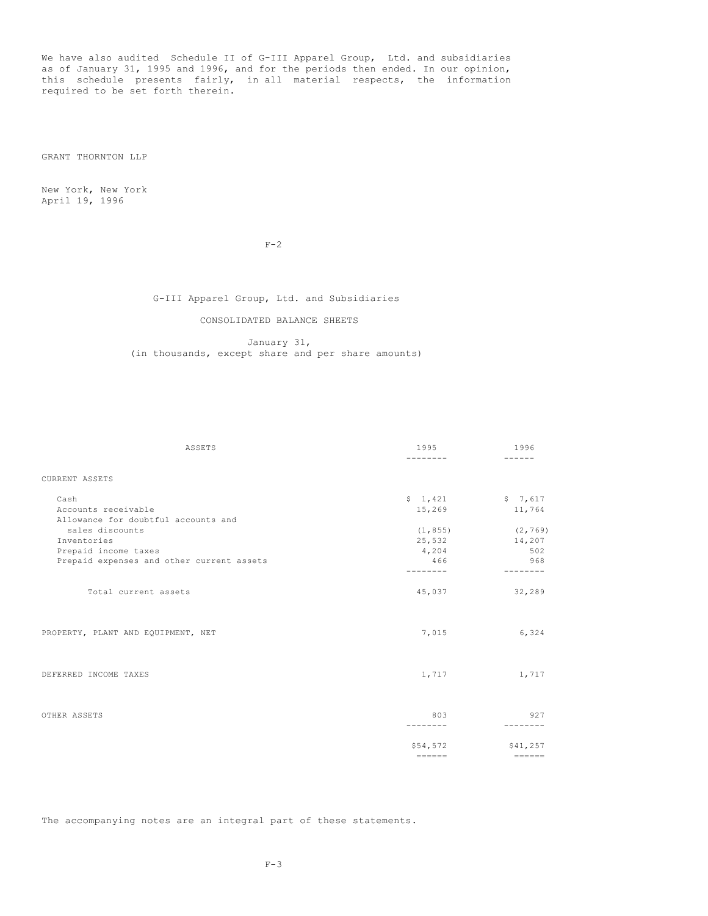We have also audited Schedule II of G-III Apparel Group, Ltd. and subsidiaries as of January 31, 1995 and 1996, and for the periods then ended. In our opinion, this schedule presents fairly, in all material respects, the information required to be set forth therein.

GRANT THORNTON LLP

New York, New York
April 19, 1996

G-III Apparel Group, Ltd. and Subsidiaries

CONSOLIDATED BALANCE SHEETS

January 31,
(in thousands, except share and per share amounts)

| ASSETS | 1995 | 1996 |
|---|---|---|
| CURRENT ASSETS | | |
| Cash | $ 1,421 | $ 7,617 |
| Accounts receivable | 15,269 | 11,764 |
| Allowance for doubtful accounts and sales discounts | (1,855) | (2,769) |
| Inventories | 25,532 | 14,207 |
| Prepaid income taxes | 4,204 | 502 |
| Prepaid expenses and other current assets | 466 | 968 |
| Total current assets | 45,037 | 32,289 |
| PROPERTY, PLANT AND EQUIPMENT, NET | 7,015 | 6,324 |
| DEFERRED INCOME TAXES | 1,717 | 1,717 |
| OTHER ASSETS | 803 | 927 |
| | $54,572 | $41,257 |

The accompanying notes are an integral part of these statements.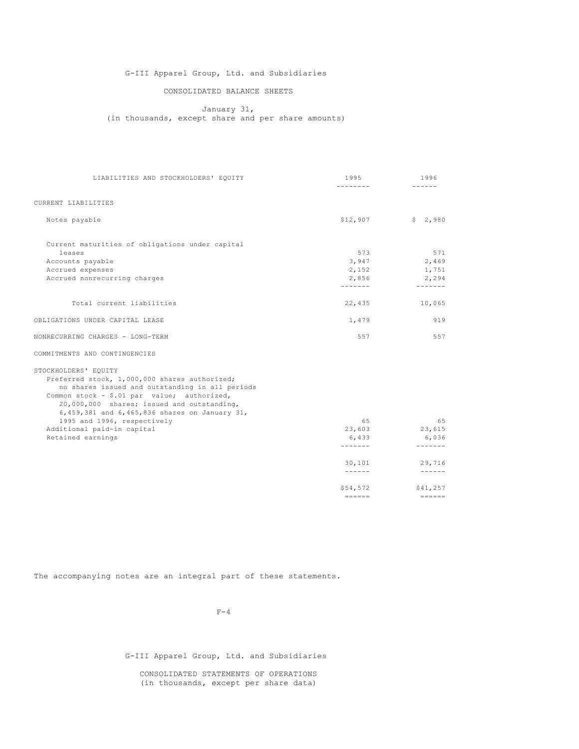G-III Apparel Group, Ltd. and Subsidiaries

CONSOLIDATED BALANCE SHEETS

January 31,
(in thousands, except share and per share amounts)

| LIABILITIES AND STOCKHOLDERS' EQUITY | 1995 | 1996 |
|---|---|---|
| CURRENT LIABILITIES | | |
| Notes payable | $12,907 | $ 2,980 |
| Current maturities of obligations under capital leases | 573 | 571 |
| Accounts payable | 3,947 | 2,469 |
| Accrued expenses | 2,152 | 1,751 |
| Accrued nonrecurring charges | 2,856 | 2,294 |
| Total current liabilities | 22,435 | 10,065 |
| OBLIGATIONS UNDER CAPITAL LEASE | 1,479 | 919 |
| NONRECURRING CHARGES - LONG-TERM | 557 | 557 |
| COMMITMENTS AND CONTINGENCIES | | |
| STOCKHOLDERS' EQUITY | | |
| Preferred stock, 1,000,000 shares authorized; no shares issued and outstanding in all periods | | |
| Common stock - $.01 par value; authorized, 20,000,000 shares; issued and outstanding, 6,459,381 and 6,465,836 shares on January 31, 1995 and 1996, respectively | 65 | 65 |
| Additional paid-in capital | 23,603 | 23,615 |
| Retained earnings | 6,433 | 6,036 |
| | 30,101 | 29,716 |
| | $54,572 | $41,257 |

The accompanying notes are an integral part of these statements.

G-III Apparel Group, Ltd. and Subsidiaries

CONSOLIDATED STATEMENTS OF OPERATIONS
(in thousands, except per share data)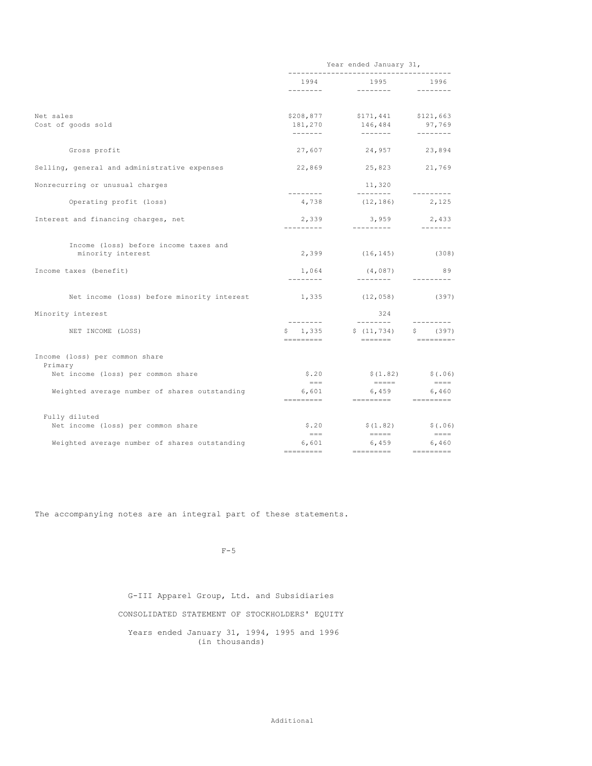| | Year ended January 31, | | |
|---|---|---|---|
| | 1994 | 1995 | 1996 |
| Net sales | $208,877 | $171,441 | $121,663 |
| Cost of goods sold | 181,270 | 146,484 | 97,769 |
| Gross profit | 27,607 | 24,957 | 23,894 |
| Selling, general and administrative expenses | 22,869 | 25,823 | 21,769 |
| Nonrecurring or unusual charges | | 11,320 | |
| Operating profit (loss) | 4,738 | (12,186) | 2,125 |
| Interest and financing charges, net | 2,339 | 3,959 | 2,433 |
| Income (loss) before income taxes and minority interest | 2,399 | (16,145) | (308) |
| Income taxes (benefit) | 1,064 | (4,087) | 89 |
| Net income (loss) before minority interest | 1,335 | (12,058) | (397) |
| Minority interest | | 324 | |
| NET INCOME (LOSS) | $ 1,335 | $ (11,734) | $ (397) |
| Income (loss) per common share | | | |
| Primary | | | |
| Net income (loss) per common share | $.20 | $(1.82) | $(.06) |
| Weighted average number of shares outstanding | 6,601 | 6,459 | 6,460 |
| Fully diluted | | | |
| Net income (loss) per common share | $.20 | $(1.82) | $(.06) |
| Weighted average number of shares outstanding | 6,601 | 6,459 | 6,460 |

The accompanying notes are an integral part of these statements.

G-III Apparel Group, Ltd. and Subsidiaries

CONSOLIDATED STATEMENT OF STOCKHOLDERS' EQUITY

Years ended January 31, 1994, 1995 and 1996
(in thousands)

Additional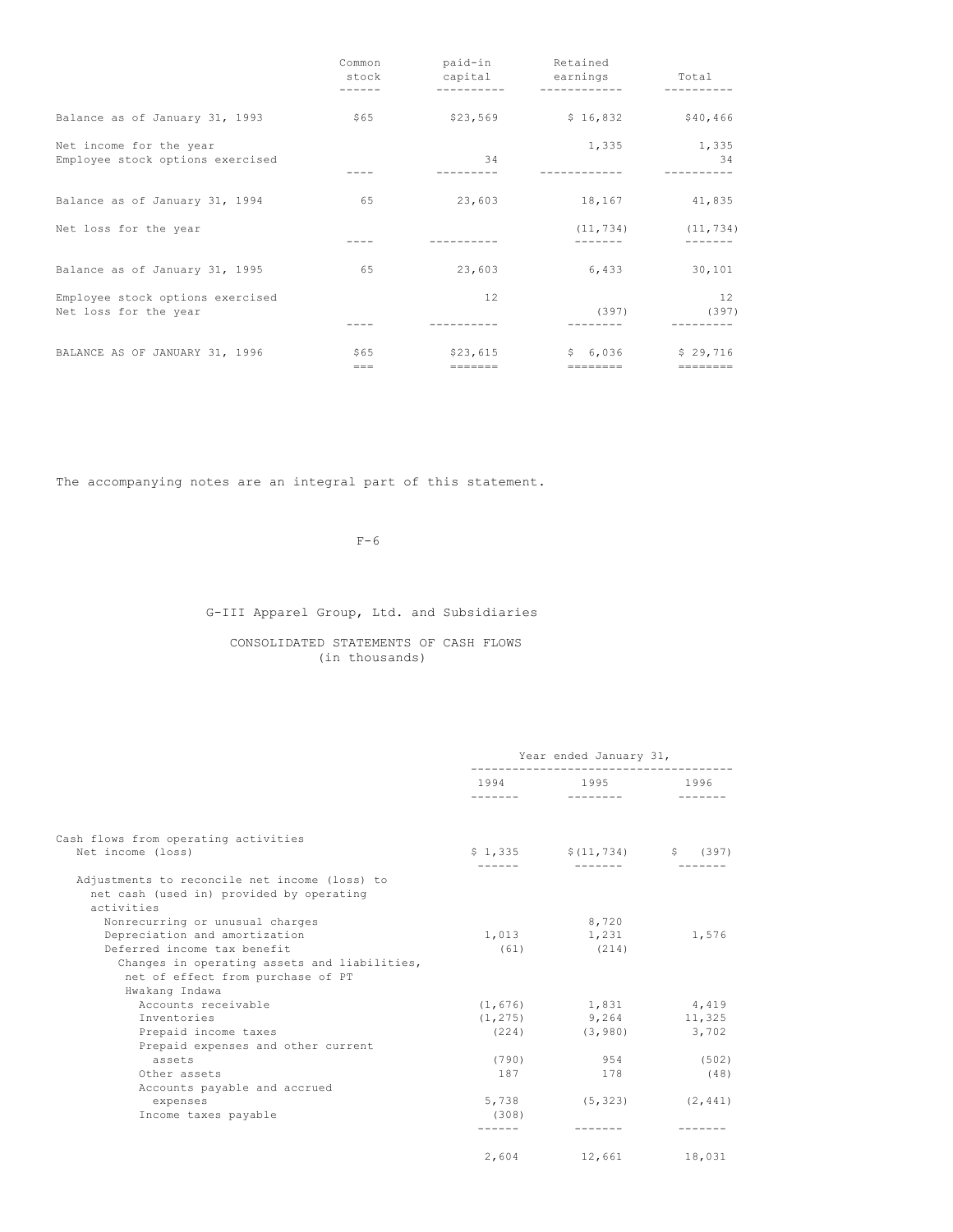| | Common stock | paid-in capital | Retained earnings | Total |
|---|---|---|---|---|
| Balance as of January 31, 1993 | $65 | $23,569 | $ 16,832 | $40,466 |
| Net income for the year | | | 1,335 | 1,335 |
| Employee stock options exercised | | 34 | | 34 |
| Balance as of January 31, 1994 | 65 | 23,603 | 18,167 | 41,835 |
| Net loss for the year | | | (11,734) | (11,734) |
| Balance as of January 31, 1995 | 65 | 23,603 | 6,433 | 30,101 |
| Employee stock options exercised | | 12 | | 12 |
| Net loss for the year | | | (397) | (397) |
| BALANCE AS OF JANUARY 31, 1996 | $65 | $23,615 | $ 6,036 | $ 29,716 |

The accompanying notes are an integral part of this statement.

G-III Apparel Group, Ltd. and Subsidiaries

CONSOLIDATED STATEMENTS OF CASH FLOWS
(in thousands)

| | Year ended January 31, | | |
|---|---|---|---|
| | 1994 | 1995 | 1996 |
| Cash flows from operating activities | | | |
| Net income (loss) | $ 1,335 | $(11,734) | $ (397) |
| Adjustments to reconcile net income (loss) to net cash (used in) provided by operating activities | | | |
| Nonrecurring or unusual charges | | 8,720 | |
| Depreciation and amortization | 1,013 | 1,231 | 1,576 |
| Deferred income tax benefit | (61) | (214) | |
| Changes in operating assets and liabilities, net of effect from purchase of PT Hwakang Indawa | | | |
| Accounts receivable | (1,676) | 1,831 | 4,419 |
| Inventories | (1,275) | 9,264 | 11,325 |
| Prepaid income taxes | (224) | (3,980) | 3,702 |
| Prepaid expenses and other current assets | (790) | 954 | (502) |
| Other assets | 187 | 178 | (48) |
| Accounts payable and accrued expenses | 5,738 | (5,323) | (2,441) |
| Income taxes payable | (308) | | |
| | 2,604 | 12,661 | 18,031 |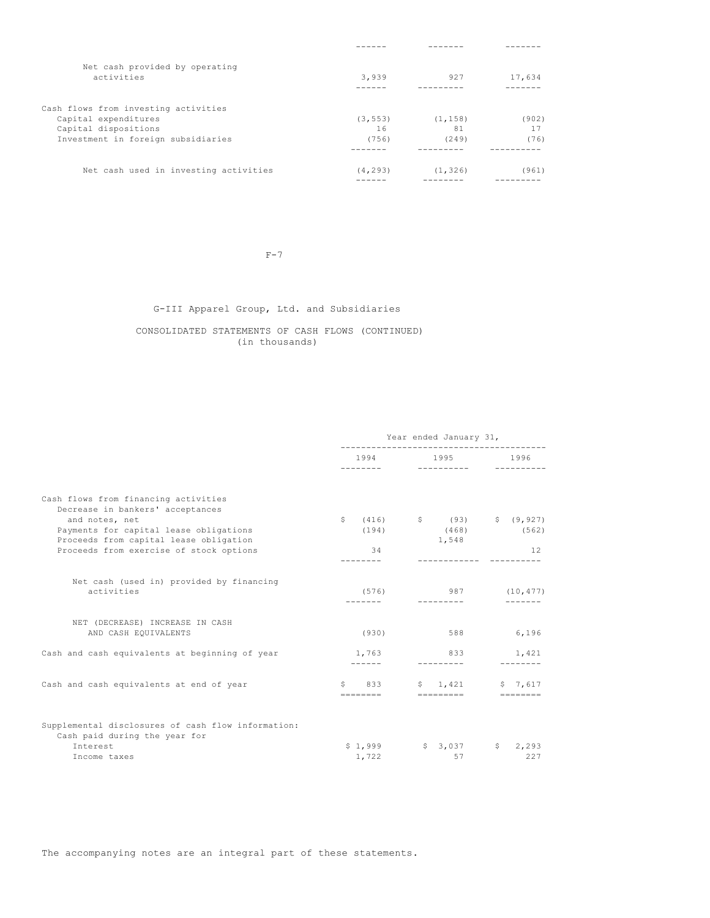| | | | |
|---|---|---|---|
| Net cash provided by operating activities | 3,939 | 927 | 17,634 |
| Cash flows from investing activities | | | |
| Capital expenditures | (3,553) | (1,158) | (902) |
| Capital dispositions | 16 | 81 | 17 |
| Investment in foreign subsidiaries | (756) | (249) | (76) |
| Net cash used in investing activities | (4,293) | (1,326) | (961) |

## G-III Apparel Group, Ltd. and Subsidiaries

### CONSOLIDATED STATEMENTS OF CASH FLOWS (CONTINUED)
(in thousands)

| | Year ended January 31, | | |
|---|---|---|---|
| | 1994 | 1995 | 1996 |
| Cash flows from financing activities | | | |
| Decrease in bankers' acceptances and notes, net | $ (416) | $ (93) | $ (9,927) |
| Payments for capital lease obligations | (194) | (468) | (562) |
| Proceeds from capital lease obligation | | 1,548 | |
| Proceeds from exercise of stock options | 34 | | 12 |
| Net cash (used in) provided by financing activities | (576) | 987 | (10,477) |
| NET (DECREASE) INCREASE IN CASH AND CASH EQUIVALENTS | (930) | 588 | 6,196 |
| Cash and cash equivalents at beginning of year | 1,763 | 833 | 1,421 |
| Cash and cash equivalents at end of year | $ 833 | $ 1,421 | $ 7,617 |
| Supplemental disclosures of cash flow information: | | | |
| Cash paid during the year for | | | |
| Interest | $ 1,999 | $ 3,037 | $ 2,293 |
| Income taxes | 1,722 | 57 | 227 |

The accompanying notes are an integral part of these statements.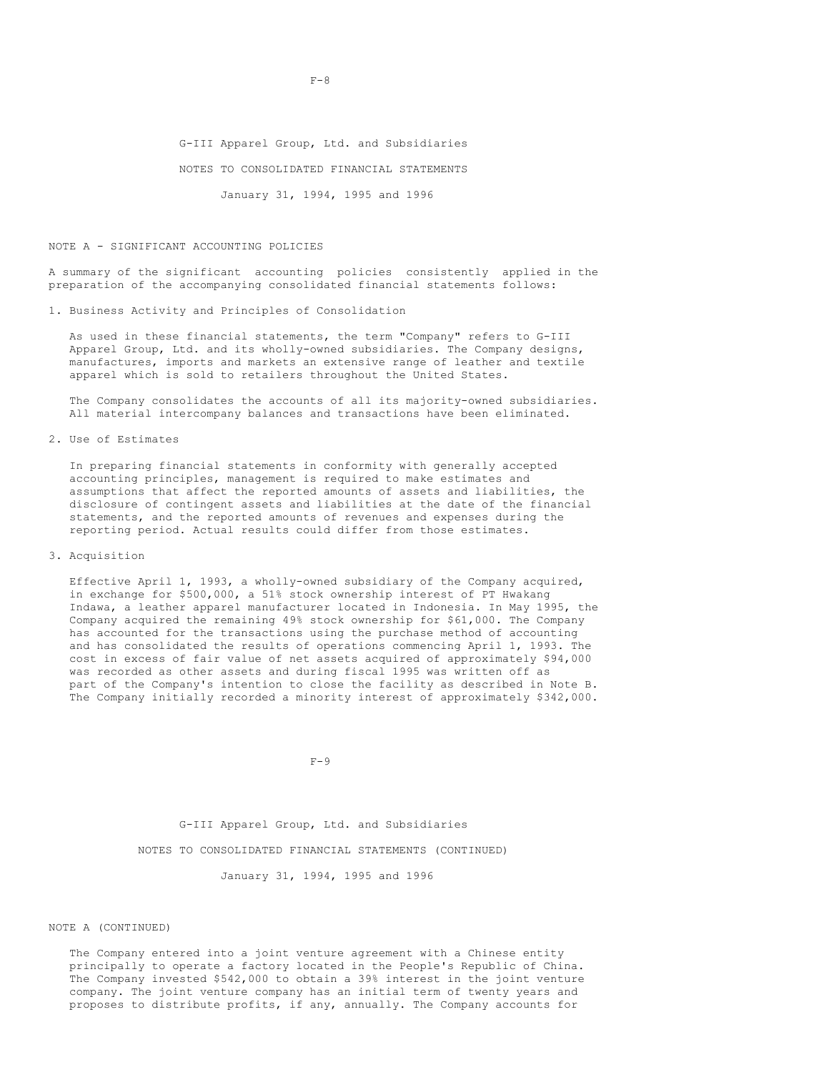G-III Apparel Group, Ltd. and Subsidiaries

NOTES TO CONSOLIDATED FINANCIAL STATEMENTS

January 31, 1994, 1995 and 1996

## NOTE A - SIGNIFICANT ACCOUNTING POLICIES

A summary of the significant accounting policies consistently applied in the preparation of the accompanying consolidated financial statements follows:

1. Business Activity and Principles of Consolidation

   As used in these financial statements, the term "Company" refers to G-III Apparel Group, Ltd. and its wholly-owned subsidiaries. The Company designs, manufactures, imports and markets an extensive range of leather and textile apparel which is sold to retailers throughout the United States.

   The Company consolidates the accounts of all its majority-owned subsidiaries. All material intercompany balances and transactions have been eliminated.

2. Use of Estimates

   In preparing financial statements in conformity with generally accepted accounting principles, management is required to make estimates and assumptions that affect the reported amounts of assets and liabilities, the disclosure of contingent assets and liabilities at the date of the financial statements, and the reported amounts of revenues and expenses during the reporting period. Actual results could differ from those estimates.

3. Acquisition

   Effective April 1, 1993, a wholly-owned subsidiary of the Company acquired, in exchange for $500,000, a 51% stock ownership interest of PT Hwakang Indawa, a leather apparel manufacturer located in Indonesia. In May 1995, the Company acquired the remaining 49% stock ownership for $61,000. The Company has accounted for the transactions using the purchase method of accounting and has consolidated the results of operations commencing April 1, 1993. The cost in excess of fair value of net assets acquired of approximately $94,000 was recorded as other assets and during fiscal 1995 was written off as part of the Company's intention to close the facility as described in Note B. The Company initially recorded a minority interest of approximately $342,000.

G-III Apparel Group, Ltd. and Subsidiaries

NOTES TO CONSOLIDATED FINANCIAL STATEMENTS (CONTINUED)

January 31, 1994, 1995 and 1996

## NOTE A (CONTINUED)

   The Company entered into a joint venture agreement with a Chinese entity principally to operate a factory located in the People's Republic of China. The Company invested $542,000 to obtain a 39% interest in the joint venture company. The joint venture company has an initial term of twenty years and proposes to distribute profits, if any, annually. The Company accounts for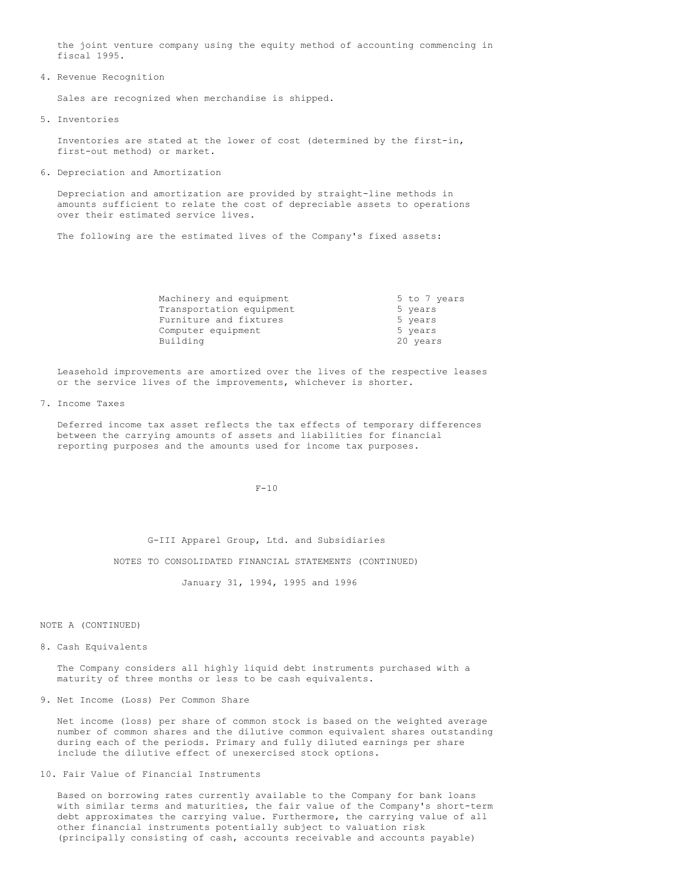the joint venture company using the equity method of accounting commencing in fiscal 1995.

4. Revenue Recognition

   Sales are recognized when merchandise is shipped.

5. Inventories

   Inventories are stated at the lower of cost (determined by the first-in, first-out method) or market.

6. Depreciation and Amortization

   Depreciation and amortization are provided by straight-line methods in amounts sufficient to relate the cost of depreciable assets to operations over their estimated service lives.

   The following are the estimated lives of the Company's fixed assets:

| | |
|---|---|
| Machinery and equipment | 5 to 7 years |
| Transportation equipment | 5 years |
| Furniture and fixtures | 5 years |
| Computer equipment | 5 years |
| Building | 20 years |

   Leasehold improvements are amortized over the lives of the respective leases or the service lives of the improvements, whichever is shorter.

7. Income Taxes

   Deferred income tax asset reflects the tax effects of temporary differences between the carrying amounts of assets and liabilities for financial reporting purposes and the amounts used for income tax purposes.

G-III Apparel Group, Ltd. and Subsidiaries

NOTES TO CONSOLIDATED FINANCIAL STATEMENTS (CONTINUED)

January 31, 1994, 1995 and 1996

NOTE A (CONTINUED)

8. Cash Equivalents

   The Company considers all highly liquid debt instruments purchased with a maturity of three months or less to be cash equivalents.

9. Net Income (Loss) Per Common Share

   Net income (loss) per share of common stock is based on the weighted average number of common shares and the dilutive common equivalent shares outstanding during each of the periods. Primary and fully diluted earnings per share include the dilutive effect of unexercised stock options.

10. Fair Value of Financial Instruments

   Based on borrowing rates currently available to the Company for bank loans with similar terms and maturities, the fair value of the Company's short-term debt approximates the carrying value. Furthermore, the carrying value of all other financial instruments potentially subject to valuation risk (principally consisting of cash, accounts receivable and accounts payable)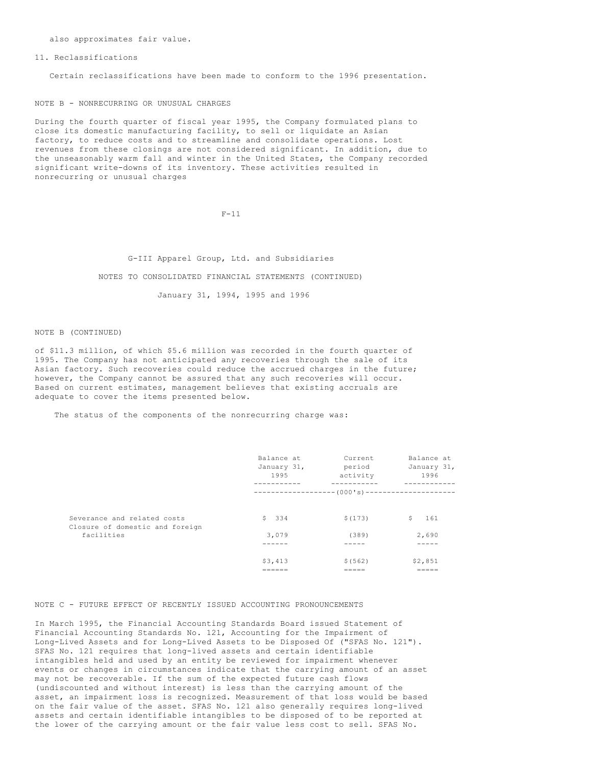also approximates fair value.

11. Reclassifications

Certain reclassifications have been made to conform to the 1996 presentation.

## NOTE B - NONRECURRING OR UNUSUAL CHARGES

During the fourth quarter of fiscal year 1995, the Company formulated plans to close its domestic manufacturing facility, to sell or liquidate an Asian factory, to reduce costs and to streamline and consolidate operations. Lost revenues from these closings are not considered significant. In addition, due to the unseasonably warm fall and winter in the United States, the Company recorded significant write-downs of its inventory. These activities resulted in nonrecurring or unusual charges

G-III Apparel Group, Ltd. and Subsidiaries

NOTES TO CONSOLIDATED FINANCIAL STATEMENTS (CONTINUED)

January 31, 1994, 1995 and 1996

NOTE B (CONTINUED)

of $11.3 million, of which $5.6 million was recorded in the fourth quarter of 1995. The Company has not anticipated any recoveries through the sale of its Asian factory. Such recoveries could reduce the accrued charges in the future; however, the Company cannot be assured that any such recoveries will occur. Based on current estimates, management believes that existing accruals are adequate to cover the items presented below.

The status of the components of the nonrecurring charge was:

| | Balance at January 31, 1995 | Current period activity | Balance at January 31, 1996 |
|---|---|---|---|
| | (000's) | | |
| Severance and related costs | $ 334 | $(173) | $ 161 |
| Closure of domestic and foreign facilities | 3,079 | (389) | 2,690 |
| | $3,413 | $(562) | $2,851 |

## NOTE C - FUTURE EFFECT OF RECENTLY ISSUED ACCOUNTING PRONOUNCEMENTS

In March 1995, the Financial Accounting Standards Board issued Statement of Financial Accounting Standards No. 121, Accounting for the Impairment of Long-Lived Assets and for Long-Lived Assets to be Disposed Of ("SFAS No. 121"). SFAS No. 121 requires that long-lived assets and certain identifiable intangibles held and used by an entity be reviewed for impairment whenever events or changes in circumstances indicate that the carrying amount of an asset may not be recoverable. If the sum of the expected future cash flows (undiscounted and without interest) is less than the carrying amount of the asset, an impairment loss is recognized. Measurement of that loss would be based on the fair value of the asset. SFAS No. 121 also generally requires long-lived assets and certain identifiable intangibles to be disposed of to be reported at the lower of the carrying amount or the fair value less cost to sell. SFAS No.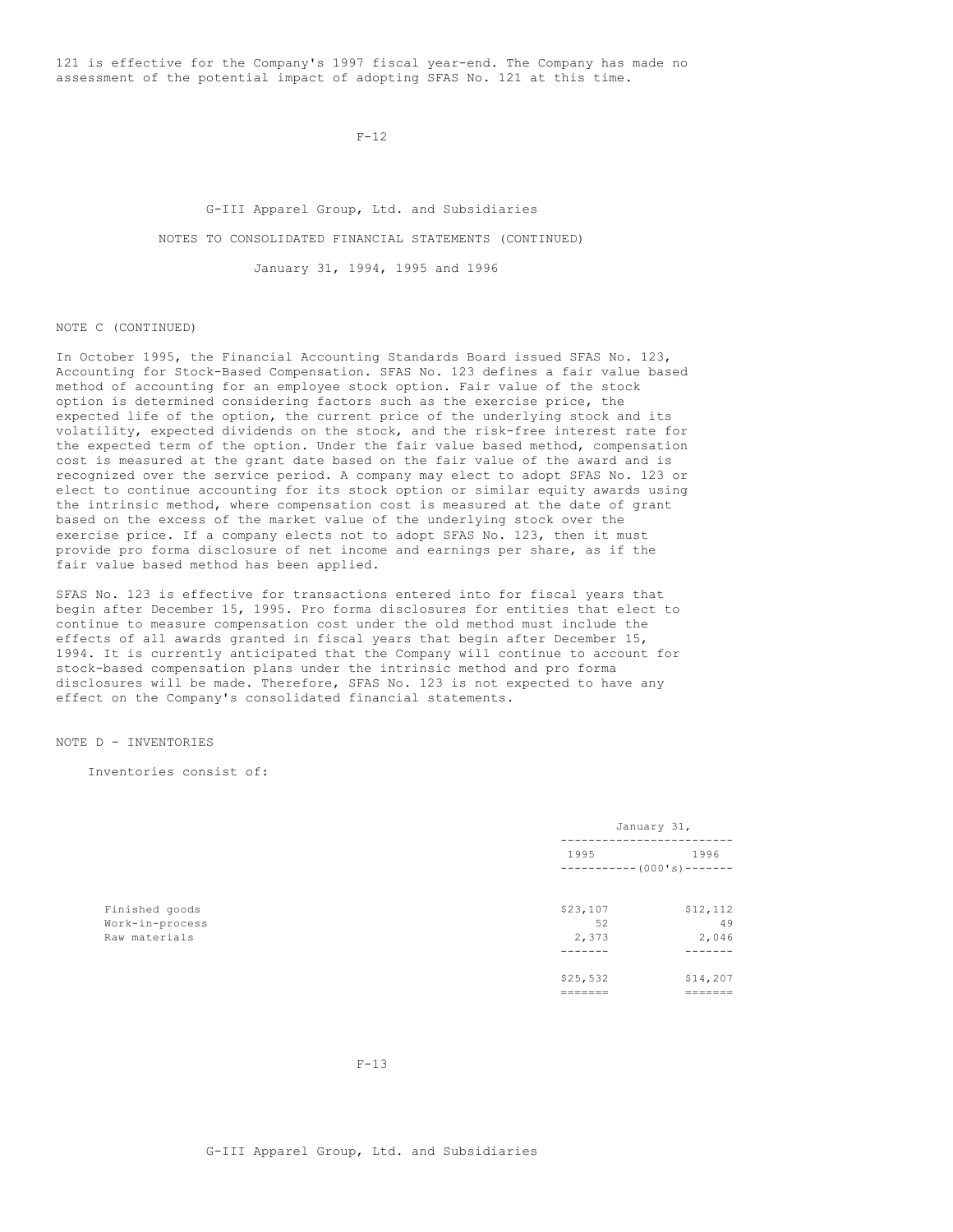121 is effective for the Company's 1997 fiscal year-end. The Company has made no assessment of the potential impact of adopting SFAS No. 121 at this time.

G-III Apparel Group, Ltd. and Subsidiaries

NOTES TO CONSOLIDATED FINANCIAL STATEMENTS (CONTINUED)

January 31, 1994, 1995 and 1996

NOTE C (CONTINUED)

In October 1995, the Financial Accounting Standards Board issued SFAS No. 123, Accounting for Stock-Based Compensation. SFAS No. 123 defines a fair value based method of accounting for an employee stock option. Fair value of the stock option is determined considering factors such as the exercise price, the expected life of the option, the current price of the underlying stock and its volatility, expected dividends on the stock, and the risk-free interest rate for the expected term of the option. Under the fair value based method, compensation cost is measured at the grant date based on the fair value of the award and is recognized over the service period. A company may elect to adopt SFAS No. 123 or elect to continue accounting for its stock option or similar equity awards using the intrinsic method, where compensation cost is measured at the date of grant based on the excess of the market value of the underlying stock over the exercise price. If a company elects not to adopt SFAS No. 123, then it must provide pro forma disclosure of net income and earnings per share, as if the fair value based method has been applied.

SFAS No. 123 is effective for transactions entered into for fiscal years that begin after December 15, 1995. Pro forma disclosures for entities that elect to continue to measure compensation cost under the old method must include the effects of all awards granted in fiscal years that begin after December 15, 1994. It is currently anticipated that the Company will continue to account for stock-based compensation plans under the intrinsic method and pro forma disclosures will be made. Therefore, SFAS No. 123 is not expected to have any effect on the Company's consolidated financial statements.

NOTE D - INVENTORIES

Inventories consist of:

| | January 31, | |
|---|---|---|
| | 1995 | 1996 |
| | (000's) | |
| Finished goods | $23,107 | $12,112 |
| Work-in-process | 52 | 49 |
| Raw materials | 2,373 | 2,046 |
| | $25,532 | $14,207 |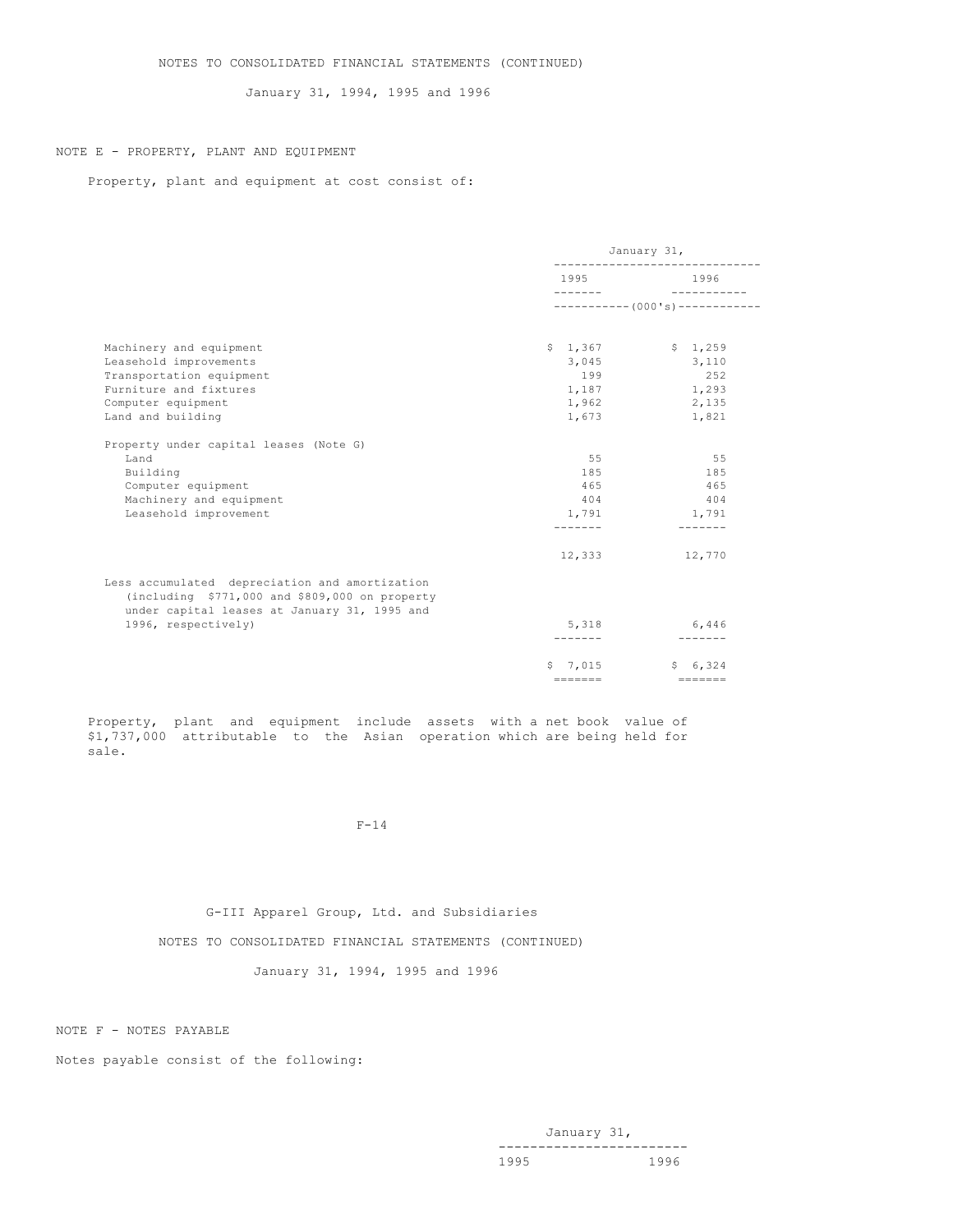NOTES TO CONSOLIDATED FINANCIAL STATEMENTS (CONTINUED)

January 31, 1994, 1995 and 1996

## NOTE E - PROPERTY, PLANT AND EQUIPMENT

Property, plant and equipment at cost consist of:

| | January 31, | |
|---|---|---|
| | 1995 | 1996 |
| | (000's) | |
| Machinery and equipment | $ 1,367 | $ 1,259 |
| Leasehold improvements | 3,045 | 3,110 |
| Transportation equipment | 199 | 252 |
| Furniture and fixtures | 1,187 | 1,293 |
| Computer equipment | 1,962 | 2,135 |
| Land and building | 1,673 | 1,821 |
| Property under capital leases (Note G) | | |
| Land | 55 | 55 |
| Building | 185 | 185 |
| Computer equipment | 465 | 465 |
| Machinery and equipment | 404 | 404 |
| Leasehold improvement | 1,791 | 1,791 |
| | 12,333 | 12,770 |
| Less accumulated depreciation and amortization (including $771,000 and $809,000 on property under capital leases at January 31, 1995 and 1996, respectively) | 5,318 | 6,446 |
| | $ 7,015 | $ 6,324 |

Property, plant and equipment include assets with a net book value of $1,737,000 attributable to the Asian operation which are being held for sale.

G-III Apparel Group, Ltd. and Subsidiaries

NOTES TO CONSOLIDATED FINANCIAL STATEMENTS (CONTINUED)

January 31, 1994, 1995 and 1996

## NOTE F - NOTES PAYABLE

Notes payable consist of the following:

| January 31, | |
|---|---|
| 1995 | 1996 |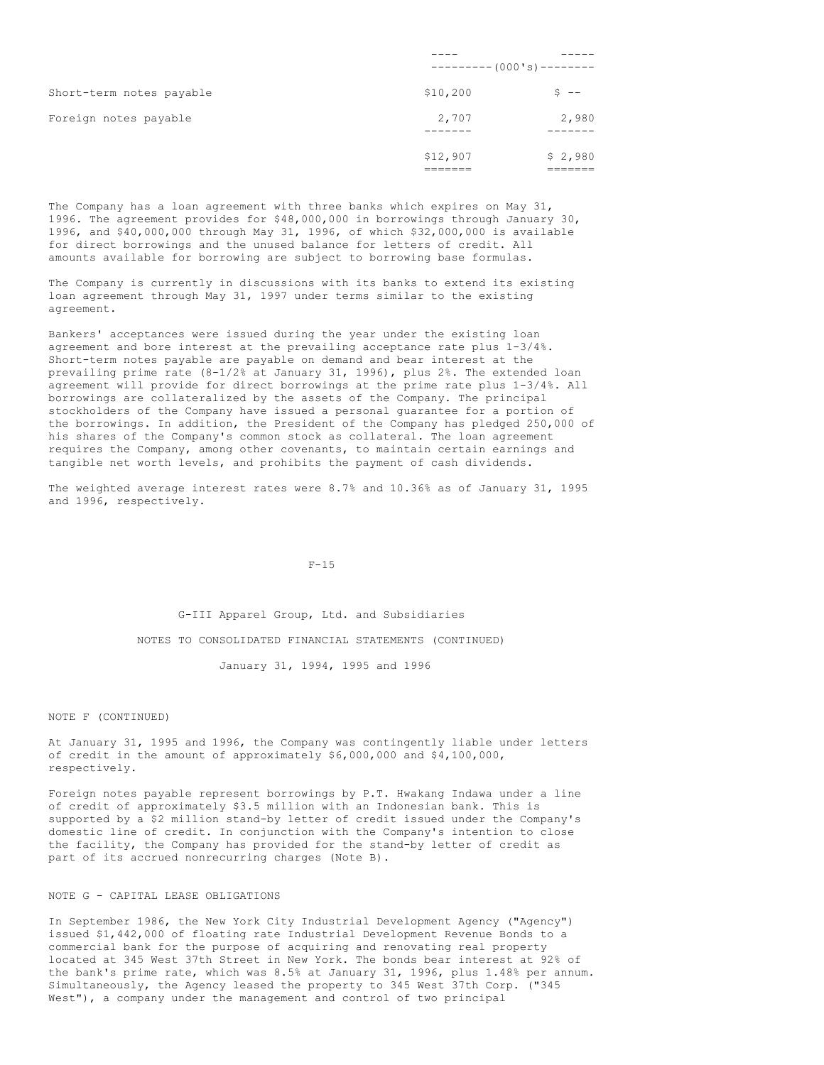| | ---- | ----- |
|---|---|---|
| | ---------(000's)-------- | |
| Short-term notes payable | $10,200 | $ -- |
| Foreign notes payable | 2,707 | 2,980 |
| | $12,907 | $ 2,980 |

The Company has a loan agreement with three banks which expires on May 31, 1996. The agreement provides for $48,000,000 in borrowings through January 30, 1996, and $40,000,000 through May 31, 1996, of which $32,000,000 is available for direct borrowings and the unused balance for letters of credit. All amounts available for borrowing are subject to borrowing base formulas.

The Company is currently in discussions with its banks to extend its existing loan agreement through May 31, 1997 under terms similar to the existing agreement.

Bankers' acceptances were issued during the year under the existing loan agreement and bore interest at the prevailing acceptance rate plus 1-3/4%. Short-term notes payable are payable on demand and bear interest at the prevailing prime rate (8-1/2% at January 31, 1996), plus 2%. The extended loan agreement will provide for direct borrowings at the prime rate plus 1-3/4%. All borrowings are collateralized by the assets of the Company. The principal stockholders of the Company have issued a personal guarantee for a portion of the borrowings. In addition, the President of the Company has pledged 250,000 of his shares of the Company's common stock as collateral. The loan agreement requires the Company, among other covenants, to maintain certain earnings and tangible net worth levels, and prohibits the payment of cash dividends.

The weighted average interest rates were 8.7% and 10.36% as of January 31, 1995 and 1996, respectively.

G-III Apparel Group, Ltd. and Subsidiaries

NOTES TO CONSOLIDATED FINANCIAL STATEMENTS (CONTINUED)

January 31, 1994, 1995 and 1996

NOTE F (CONTINUED)

At January 31, 1995 and 1996, the Company was contingently liable under letters of credit in the amount of approximately $6,000,000 and $4,100,000, respectively.

Foreign notes payable represent borrowings by P.T. Hwakang Indawa under a line of credit of approximately $3.5 million with an Indonesian bank. This is supported by a $2 million stand-by letter of credit issued under the Company's domestic line of credit. In conjunction with the Company's intention to close the facility, the Company has provided for the stand-by letter of credit as part of its accrued nonrecurring charges (Note B).

## NOTE G - CAPITAL LEASE OBLIGATIONS

In September 1986, the New York City Industrial Development Agency ("Agency") issued $1,442,000 of floating rate Industrial Development Revenue Bonds to a commercial bank for the purpose of acquiring and renovating real property located at 345 West 37th Street in New York. The bonds bear interest at 92% of the bank's prime rate, which was 8.5% at January 31, 1996, plus 1.48% per annum. Simultaneously, the Agency leased the property to 345 West 37th Corp. ("345 West"), a company under the management and control of two principal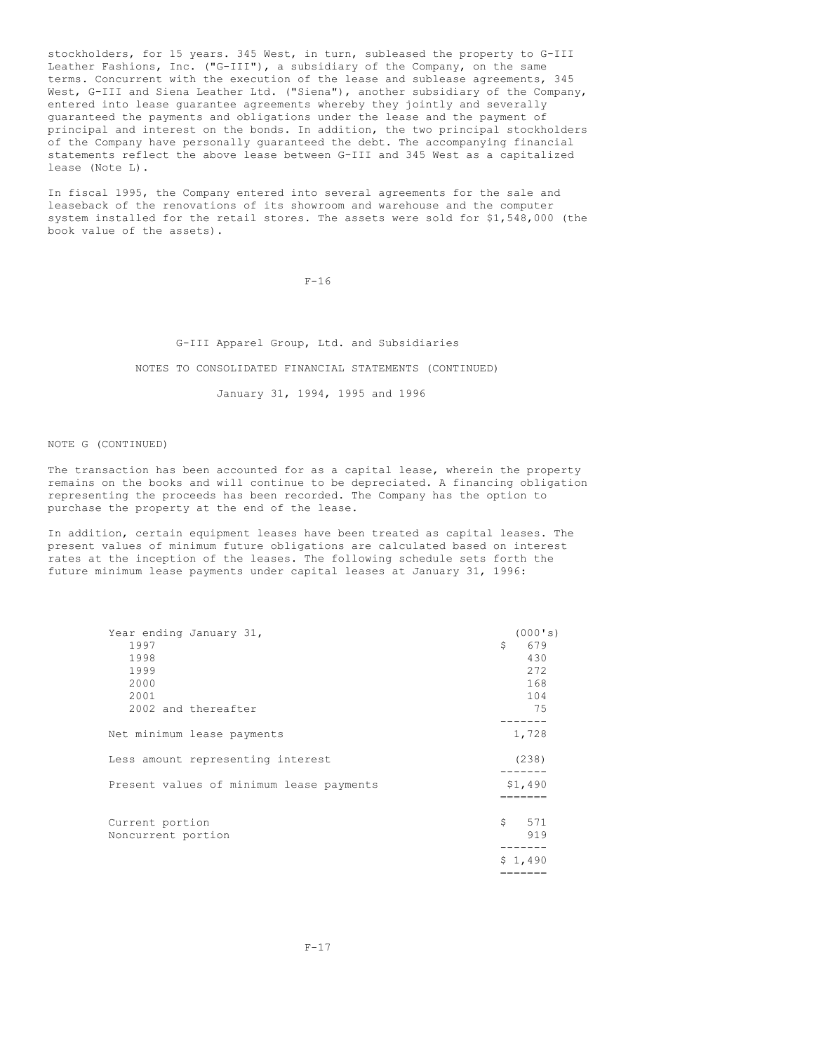stockholders, for 15 years. 345 West, in turn, subleased the property to G-III Leather Fashions, Inc. ("G-III"), a subsidiary of the Company, on the same terms. Concurrent with the execution of the lease and sublease agreements, 345 West, G-III and Siena Leather Ltd. ("Siena"), another subsidiary of the Company, entered into lease guarantee agreements whereby they jointly and severally guaranteed the payments and obligations under the lease and the payment of principal and interest on the bonds. In addition, the two principal stockholders of the Company have personally guaranteed the debt. The accompanying financial statements reflect the above lease between G-III and 345 West as a capitalized lease (Note L).

In fiscal 1995, the Company entered into several agreements for the sale and leaseback of the renovations of its showroom and warehouse and the computer system installed for the retail stores. The assets were sold for $1,548,000 (the book value of the assets).

G-III Apparel Group, Ltd. and Subsidiaries

NOTES TO CONSOLIDATED FINANCIAL STATEMENTS (CONTINUED)

January 31, 1994, 1995 and 1996

NOTE G (CONTINUED)

The transaction has been accounted for as a capital lease, wherein the property remains on the books and will continue to be depreciated. A financing obligation representing the proceeds has been recorded. The Company has the option to purchase the property at the end of the lease.

In addition, certain equipment leases have been treated as capital leases. The present values of minimum future obligations are calculated based on interest rates at the inception of the leases. The following schedule sets forth the future minimum lease payments under capital leases at January 31, 1996:

| Year ending January 31, | (000's) |
|---|---|
| 1997 | $ 679 |
| 1998 | 430 |
| 1999 | 272 |
| 2000 | 168 |
| 2001 | 104 |
| 2002 and thereafter | 75 |
| Net minimum lease payments | 1,728 |
| Less amount representing interest | (238) |
| Present values of minimum lease payments | $1,490 |
| Current portion | $ 571 |
| Noncurrent portion | 919 |
| | $ 1,490 |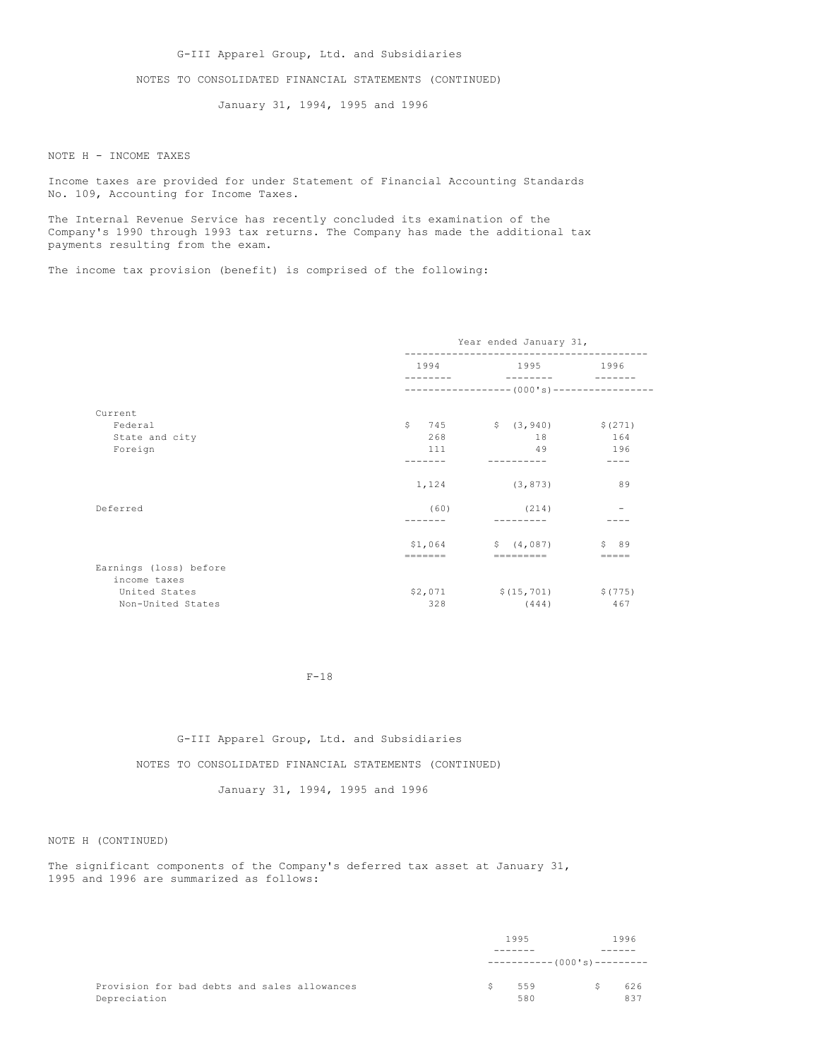NOTE H - INCOME TAXES

Income taxes are provided for under Statement of Financial Accounting Standards No. 109, Accounting for Income Taxes.

The Internal Revenue Service has recently concluded its examination of the Company's 1990 through 1993 tax returns. The Company has made the additional tax payments resulting from the exam.

The income tax provision (benefit) is comprised of the following:

| | Year ended January 31, | | |
|---|---|---|---|
| | 1994 | 1995 | 1996 |
| | (000's) | | |
| Current | | | |
| Federal | $ 745 | $ (3,940) | $ (271) |
| State and city | 268 | 18 | 164 |
| Foreign | 111 | 49 | 196 |
| | 1,124 | (3,873) | 89 |
| Deferred | (60) | (214) | - |
| | $1,064 | $ (4,087) | $ 89 |
| Earnings (loss) before income taxes | | | |
| United States | $2,071 | $(15,701) | $(775) |
| Non-United States | 328 | (444) | 467 |

NOTE H (CONTINUED)

The significant components of the Company's deferred tax asset at January 31, 1995 and 1996 are summarized as follows:

| | 1995 | 1996 |
|---|---|---|
| | (000's) | |
| Provision for bad debts and sales allowances | $ 559 | $ 626 |
| Depreciation | 580 | 837 |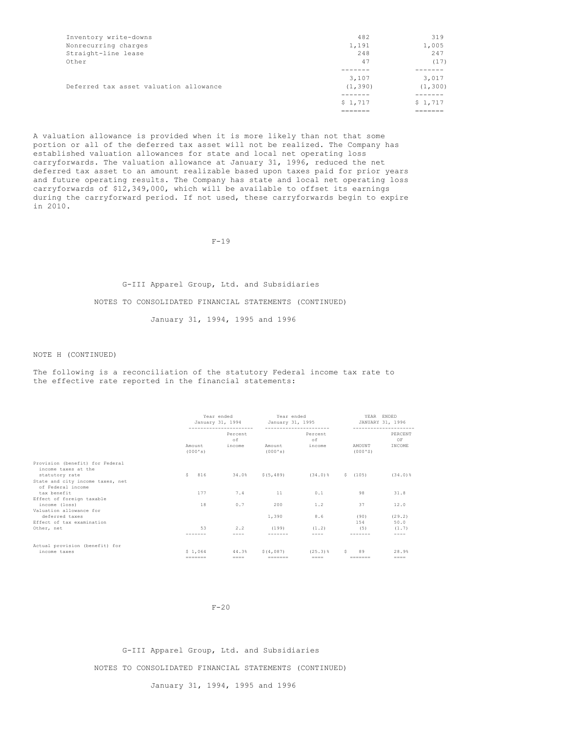| | | |
|---|---|---|
| Inventory write-downs | 482 | 319 |
| Nonrecurring charges | 1,191 | 1,005 |
| Straight-line lease | 248 | 247 |
| Other | 47 | (17) |
| | 3,107 | 3,017 |
| Deferred tax asset valuation allowance | (1,390) | (1,300) |
| | $ 1,717 | $ 1,717 |

A valuation allowance is provided when it is more likely than not that some portion or all of the deferred tax asset will not be realized. The Company has established valuation allowances for state and local net operating loss carryforwards. The valuation allowance at January 31, 1996, reduced the net deferred tax asset to an amount realizable based upon taxes paid for prior years and future operating results. The Company has state and local net operating loss carryforwards of $12,349,000, which will be available to offset its earnings during the carryforward period. If not used, these carryforwards begin to expire in 2010.

G-III Apparel Group, Ltd. and Subsidiaries

NOTES TO CONSOLIDATED FINANCIAL STATEMENTS (CONTINUED)

January 31, 1994, 1995 and 1996

NOTE H (CONTINUED)

The following is a reconciliation of the statutory Federal income tax rate to the effective rate reported in the financial statements:

| | Year ended January 31, 1994 | | Year ended January 31, 1995 | | YEAR ENDED JANUARY 31, 1996 | |
|---|---|---|---|---|---|---|
| | Amount (000's) | Percent of income | Amount (000's) | Percent of income | AMOUNT (000'S) | PERCENT OF INCOME |
| Provision (benefit) for Federal income taxes at the statutory rate | $ 816 | 34.0% | $(5,489) | (34.0)% | $ (105) | (34.0)% |
| State and city income taxes, net of Federal income tax benefit | 177 | 7.4 | 11 | 0.1 | 98 | 31.8 |
| Effect of foreign taxable income (loss) | 18 | 0.7 | 200 | 1.2 | 37 | 12.0 |
| Valuation allowance for deferred taxes | | | 1,390 | 8.6 | (90) | (29.2) |
| Effect of tax examination | | | | | 154 | 50.0 |
| Other, net | 53 | 2.2 | (199) | (1.2) | (5) | (1.7) |
| Actual provision (benefit) for income taxes | $ 1,064 | 44.3% | $(4,087) | (25.3)% | $ 89 | 28.9% |

G-III Apparel Group, Ltd. and Subsidiaries

NOTES TO CONSOLIDATED FINANCIAL STATEMENTS (CONTINUED)

January 31, 1994, 1995 and 1996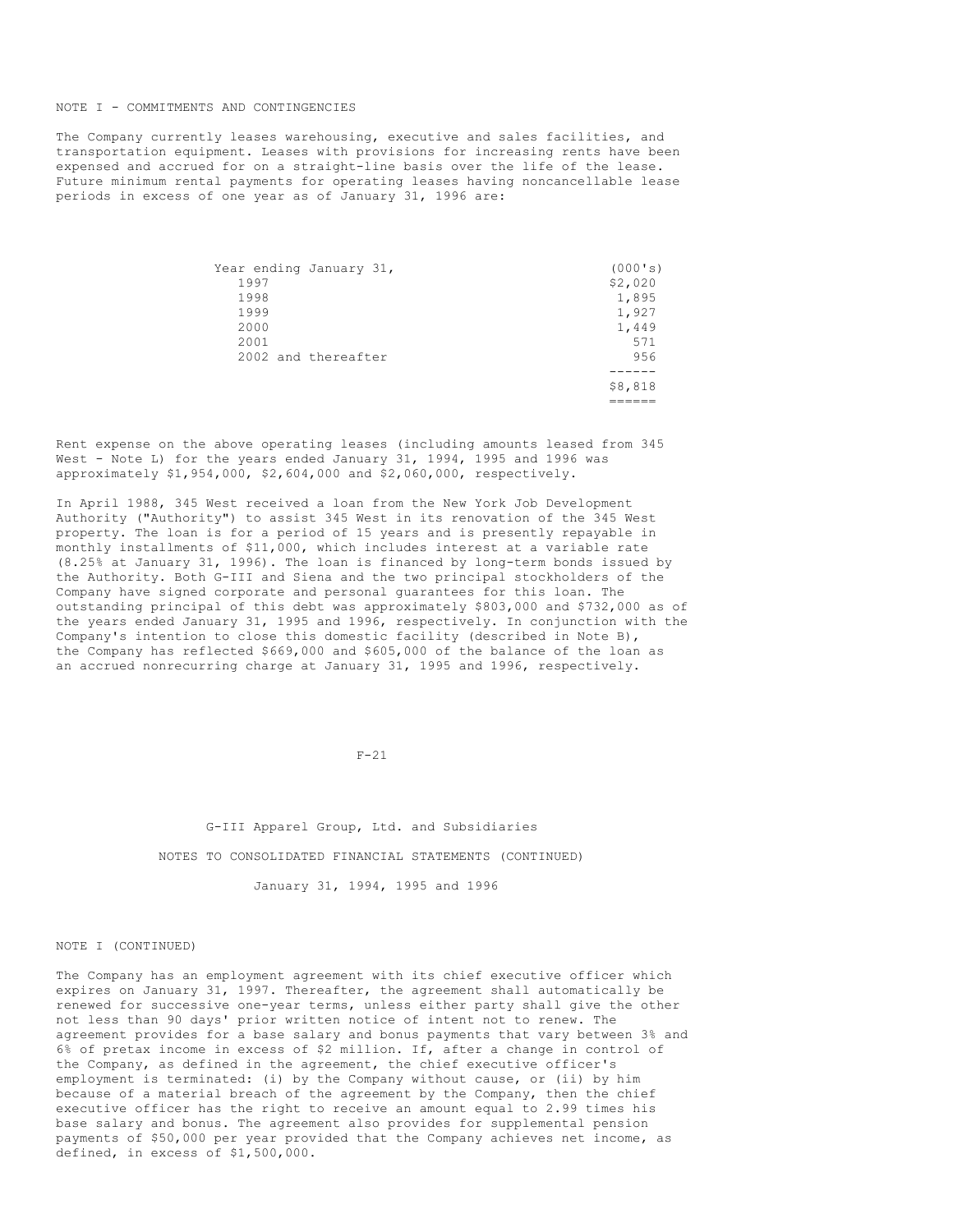NOTE I - COMMITMENTS AND CONTINGENCIES

The Company currently leases warehousing, executive and sales facilities, and transportation equipment. Leases with provisions for increasing rents have been expensed and accrued for on a straight-line basis over the life of the lease. Future minimum rental payments for operating leases having noncancellable lease periods in excess of one year as of January 31, 1996 are:

| Year ending January 31, | (000's) |
|---|---|
| 1997 | $2,020 |
| 1998 | 1,895 |
| 1999 | 1,927 |
| 2000 | 1,449 |
| 2001 | 571 |
| 2002 and thereafter | 956 |
| | $8,818 |

Rent expense on the above operating leases (including amounts leased from 345 West - Note L) for the years ended January 31, 1994, 1995 and 1996 was approximately $1,954,000, $2,604,000 and $2,060,000, respectively.

In April 1988, 345 West received a loan from the New York Job Development Authority ("Authority") to assist 345 West in its renovation of the 345 West property. The loan is for a period of 15 years and is presently repayable in monthly installments of $11,000, which includes interest at a variable rate (8.25% at January 31, 1996). The loan is financed by long-term bonds issued by the Authority. Both G-III and Siena and the two principal stockholders of the Company have signed corporate and personal guarantees for this loan. The outstanding principal of this debt was approximately $803,000 and $732,000 as of the years ended January 31, 1995 and 1996, respectively. In conjunction with the Company's intention to close this domestic facility (described in Note B), the Company has reflected $669,000 and $605,000 of the balance of the loan as an accrued nonrecurring charge at January 31, 1995 and 1996, respectively.

G-III Apparel Group, Ltd. and Subsidiaries

NOTES TO CONSOLIDATED FINANCIAL STATEMENTS (CONTINUED)

January 31, 1994, 1995 and 1996

NOTE I (CONTINUED)

The Company has an employment agreement with its chief executive officer which expires on January 31, 1997. Thereafter, the agreement shall automatically be renewed for successive one-year terms, unless either party shall give the other not less than 90 days' prior written notice of intent not to renew. The agreement provides for a base salary and bonus payments that vary between 3% and 6% of pretax income in excess of $2 million. If, after a change in control of the Company, as defined in the agreement, the chief executive officer's employment is terminated: (i) by the Company without cause, or (ii) by him because of a material breach of the agreement by the Company, then the chief executive officer has the right to receive an amount equal to 2.99 times his base salary and bonus. The agreement also provides for supplemental pension payments of $50,000 per year provided that the Company achieves net income, as defined, in excess of $1,500,000.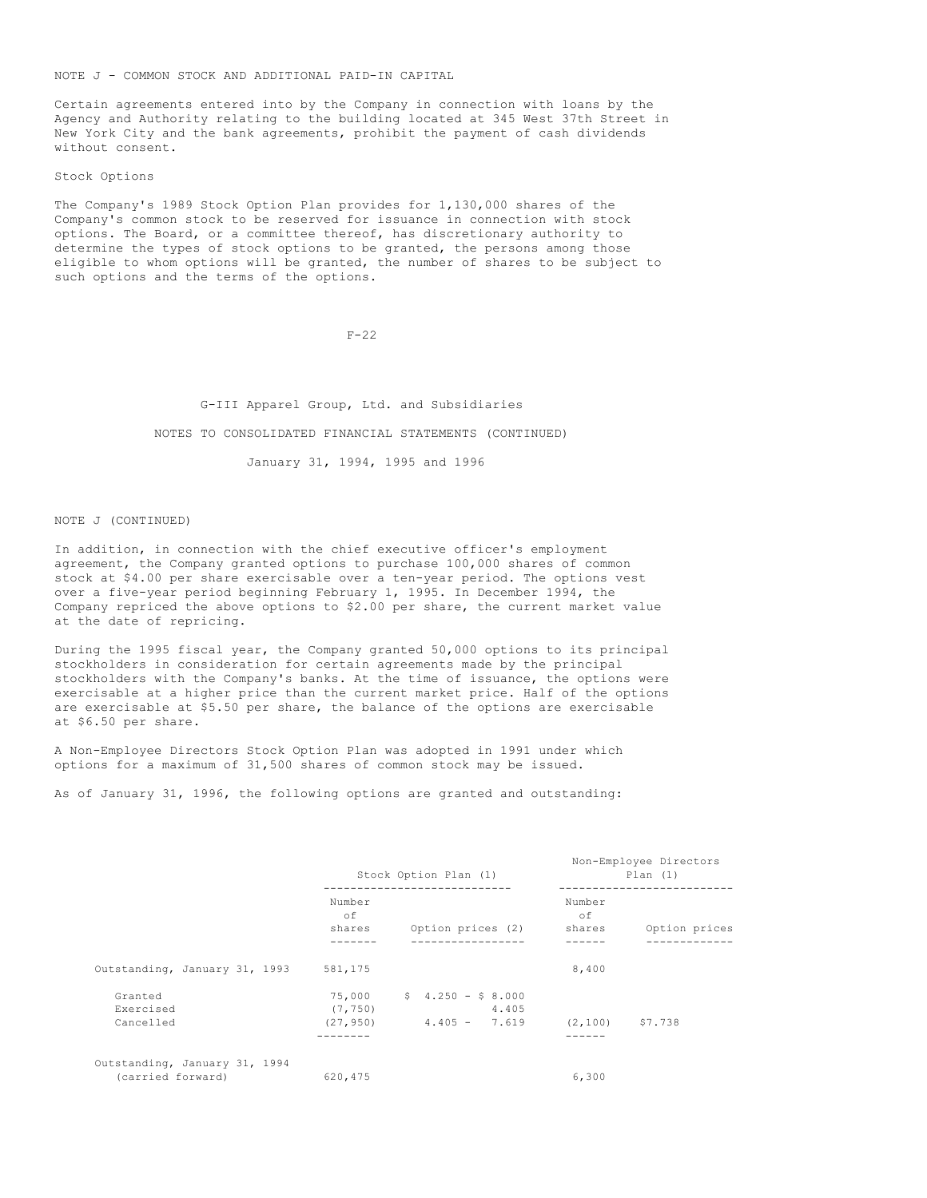NOTE J - COMMON STOCK AND ADDITIONAL PAID-IN CAPITAL

Certain agreements entered into by the Company in connection with loans by the Agency and Authority relating to the building located at 345 West 37th Street in New York City and the bank agreements, prohibit the payment of cash dividends without consent.

Stock Options

The Company's 1989 Stock Option Plan provides for 1,130,000 shares of the Company's common stock to be reserved for issuance in connection with stock options. The Board, or a committee thereof, has discretionary authority to determine the types of stock options to be granted, the persons among those eligible to whom options will be granted, the number of shares to be subject to such options and the terms of the options.

G-III Apparel Group, Ltd. and Subsidiaries

NOTES TO CONSOLIDATED FINANCIAL STATEMENTS (CONTINUED)

January 31, 1994, 1995 and 1996

NOTE J (CONTINUED)

In addition, in connection with the chief executive officer's employment agreement, the Company granted options to purchase 100,000 shares of common stock at $4.00 per share exercisable over a ten-year period. The options vest over a five-year period beginning February 1, 1995. In December 1994, the Company repriced the above options to $2.00 per share, the current market value at the date of repricing.

During the 1995 fiscal year, the Company granted 50,000 options to its principal stockholders in consideration for certain agreements made by the principal stockholders with the Company's banks. At the time of issuance, the options were exercisable at a higher price than the current market price. Half of the options are exercisable at $5.50 per share, the balance of the options are exercisable at $6.50 per share.

A Non-Employee Directors Stock Option Plan was adopted in 1991 under which options for a maximum of 31,500 shares of common stock may be issued.

As of January 31, 1996, the following options are granted and outstanding:

| | Stock Option Plan (1) | | Non-Employee Directors Plan (1) | |
|---|---|---|---|---|
| | Number of shares | Option prices (2) | Number of shares | Option prices |
| Outstanding, January 31, 1993 | 581,175 | | 8,400 | |
| Granted | 75,000 | $ 4.250 - $ 8.000 | | |
| Exercised | (7,750) | 4.405 | | |
| Cancelled | (27,950) | 4.405 - 7.619 | (2,100) | $7.738 |
| Outstanding, January 31, 1994 (carried forward) | 620,475 | | 6,300 | |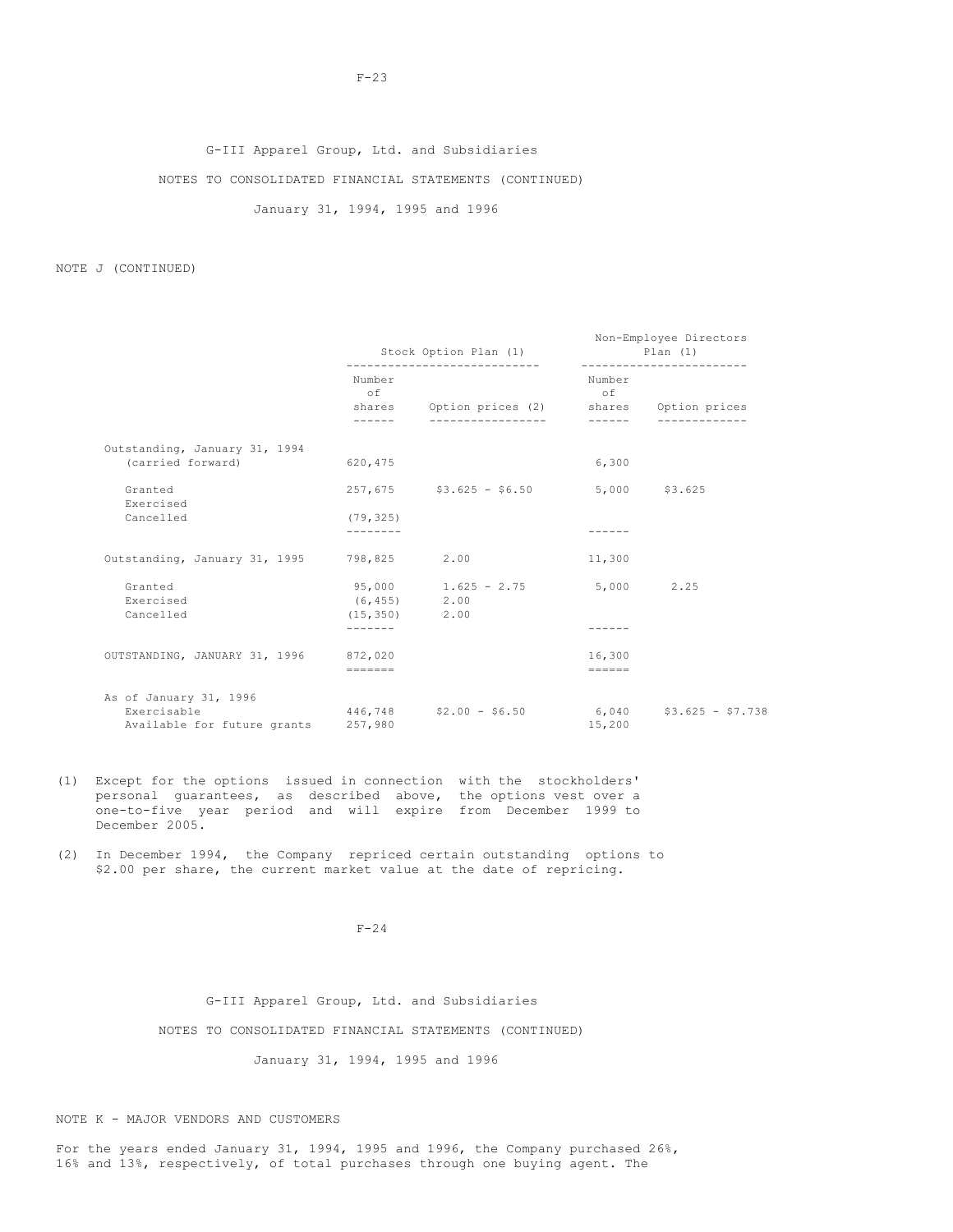G-III Apparel Group, Ltd. and Subsidiaries

NOTES TO CONSOLIDATED FINANCIAL STATEMENTS (CONTINUED)

January 31, 1994, 1995 and 1996

NOTE J (CONTINUED)

| | Stock Option Plan (1) | | Non-Employee Directors Plan (1) | |
|---|---|---|---|---|
| | Number of shares | Option prices (2) | Number of shares | Option prices |
| Outstanding, January 31, 1994 (carried forward) | 620,475 | | 6,300 | |
| Granted | 257,675 | $3.625 - $6.50 | 5,000 | $3.625 |
| Exercised | | | | |
| Cancelled | (79,325) | | | |
| Outstanding, January 31, 1995 | 798,825 | 2.00 | 11,300 | |
| Granted | 95,000 | 1.625 - 2.75 | 5,000 | 2.25 |
| Exercised | (6,455) | 2.00 | | |
| Cancelled | (15,350) | 2.00 | | |
| OUTSTANDING, JANUARY 31, 1996 | 872,020 | | 16,300 | |
| As of January 31, 1996 | | | | |
| Exercisable | 446,748 | $2.00 - $6.50 | 6,040 | $3.625 - $7.738 |
| Available for future grants | 257,980 | | 15,200 | |

(1) Except for the options issued in connection with the stockholders' personal guarantees, as described above, the options vest over a one-to-five year period and will expire from December 1999 to December 2005.

(2) In December 1994, the Company repriced certain outstanding options to $2.00 per share, the current market value at the date of repricing.

G-III Apparel Group, Ltd. and Subsidiaries

NOTES TO CONSOLIDATED FINANCIAL STATEMENTS (CONTINUED)

January 31, 1994, 1995 and 1996

NOTE K - MAJOR VENDORS AND CUSTOMERS

For the years ended January 31, 1994, 1995 and 1996, the Company purchased 26%, 16% and 13%, respectively, of total purchases through one buying agent. The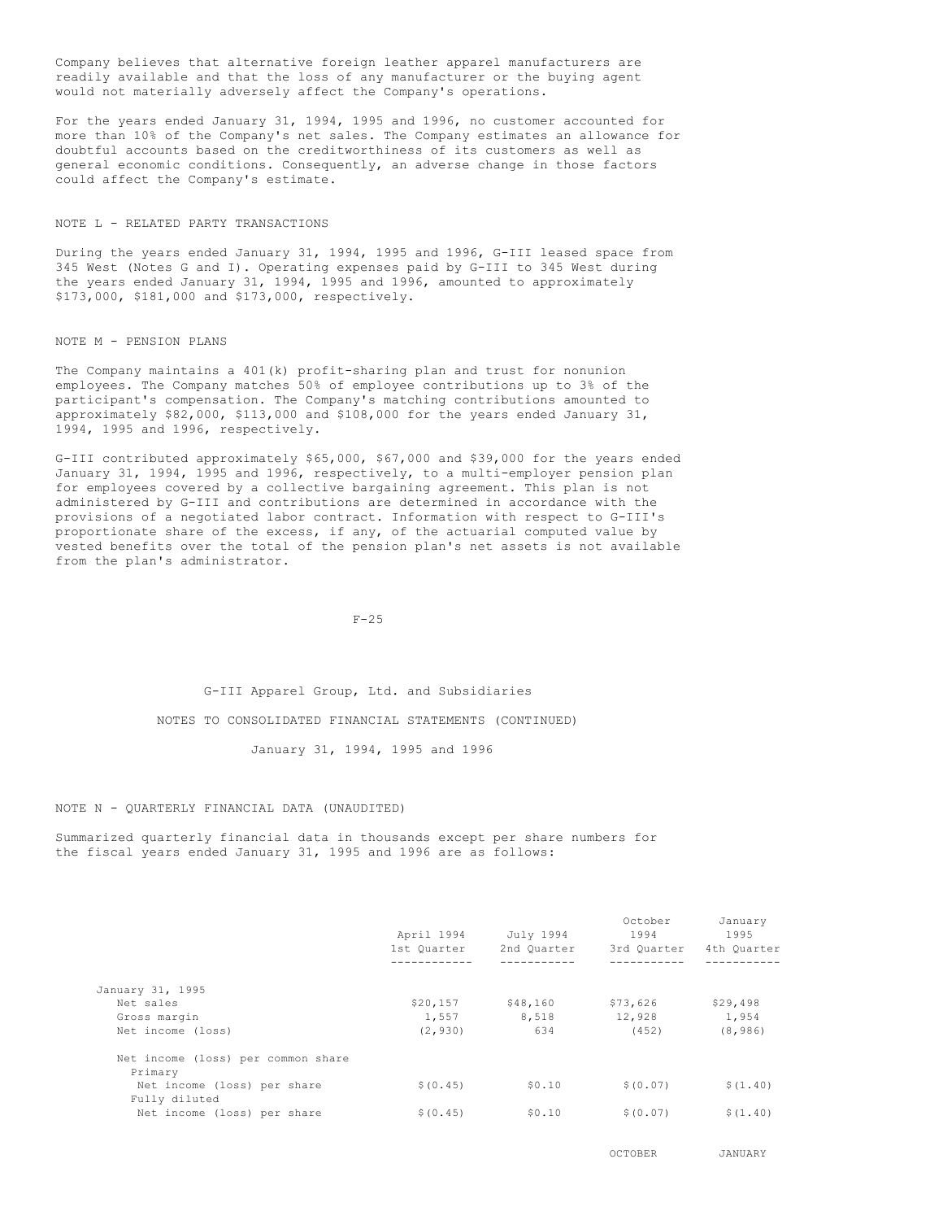Company believes that alternative foreign leather apparel manufacturers are readily available and that the loss of any manufacturer or the buying agent would not materially adversely affect the Company's operations.

For the years ended January 31, 1994, 1995 and 1996, no customer accounted for more than 10% of the Company's net sales. The Company estimates an allowance for doubtful accounts based on the creditworthiness of its customers as well as general economic conditions. Consequently, an adverse change in those factors could affect the Company's estimate.

NOTE L - RELATED PARTY TRANSACTIONS

During the years ended January 31, 1994, 1995 and 1996, G-III leased space from 345 West (Notes G and I). Operating expenses paid by G-III to 345 West during the years ended January 31, 1994, 1995 and 1996, amounted to approximately $173,000, $181,000 and $173,000, respectively.

NOTE M - PENSION PLANS

The Company maintains a 401(k) profit-sharing plan and trust for nonunion employees. The Company matches 50% of employee contributions up to 3% of the participant's compensation. The Company's matching contributions amounted to approximately $82,000, $113,000 and $108,000 for the years ended January 31, 1994, 1995 and 1996, respectively.

G-III contributed approximately $65,000, $67,000 and $39,000 for the years ended January 31, 1994, 1995 and 1996, respectively, to a multi-employer pension plan for employees covered by a collective bargaining agreement. This plan is not administered by G-III and contributions are determined in accordance with the provisions of a negotiated labor contract. Information with respect to G-III's proportionate share of the excess, if any, of the actuarial computed value by vested benefits over the total of the pension plan's net assets is not available from the plan's administrator.

G-III Apparel Group, Ltd. and Subsidiaries

NOTES TO CONSOLIDATED FINANCIAL STATEMENTS (CONTINUED)

January 31, 1994, 1995 and 1996

NOTE N - QUARTERLY FINANCIAL DATA (UNAUDITED)

Summarized quarterly financial data in thousands except per share numbers for the fiscal years ended January 31, 1995 and 1996 are as follows:

| | April 1994 1st Quarter | July 1994 2nd Quarter | October 1994 3rd Quarter | January 1995 4th Quarter |
|---|---|---|---|---|
| January 31, 1995 | | | | |
| Net sales | $20,157 | $48,160 | $73,626 | $29,498 |
| Gross margin | 1,557 | 8,518 | 12,928 | 1,954 |
| Net income (loss) | (2,930) | 634 | (452) | (8,986) |
| Net income (loss) per common share | | | | |
| Primary | | | | |
| Net income (loss) per share | $(0.45) | $0.10 | $(0.07) | $(1.40) |
| Fully diluted | | | | |
| Net income (loss) per share | $(0.45) | $0.10 | $(0.07) | $(1.40) |

OCTOBER JANUARY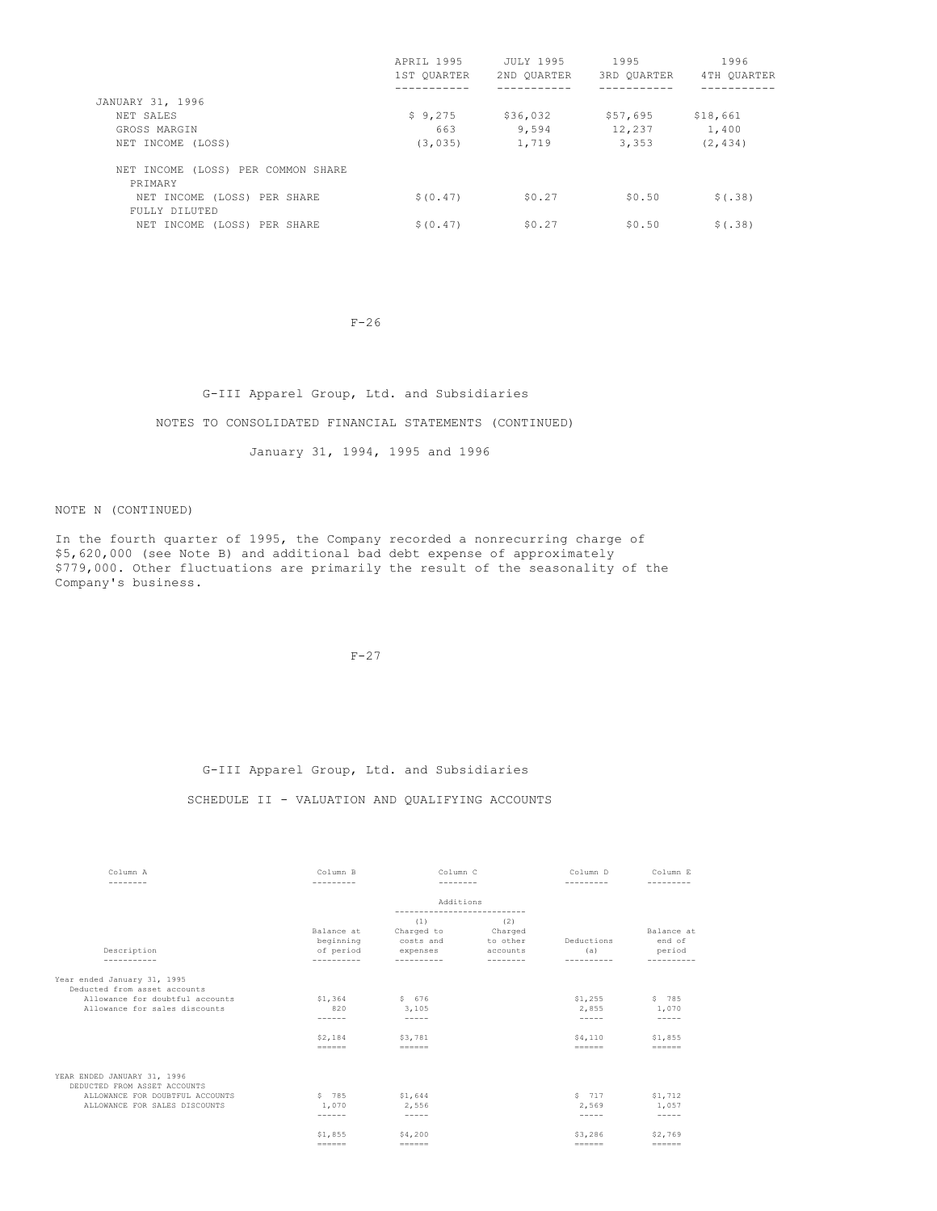| | APRIL 1995 1ST QUARTER | JULY 1995 2ND QUARTER | 1995 3RD QUARTER | 1996 4TH QUARTER |
|---|---|---|---|---|
| JANUARY 31, 1996 | | | | |
| NET SALES | $ 9,275 | $36,032 | $57,695 | $18,661 |
| GROSS MARGIN | 663 | 9,594 | 12,237 | 1,400 |
| NET INCOME (LOSS) | (3,035) | 1,719 | 3,353 | (2,434) |
| NET INCOME (LOSS) PER COMMON SHARE | | | | |
| PRIMARY | | | | |
| NET INCOME (LOSS) PER SHARE | $(0.47) | $0.27 | $0.50 | $(.38) |
| FULLY DILUTED | | | | |
| NET INCOME (LOSS) PER SHARE | $(0.47) | $0.27 | $0.50 | $(.38) |

G-III Apparel Group, Ltd. and Subsidiaries

NOTES TO CONSOLIDATED FINANCIAL STATEMENTS (CONTINUED)

January 31, 1994, 1995 and 1996

NOTE N (CONTINUED)

In the fourth quarter of 1995, the Company recorded a nonrecurring charge of $5,620,000 (see Note B) and additional bad debt expense of approximately $779,000. Other fluctuations are primarily the result of the seasonality of the Company's business.

G-III Apparel Group, Ltd. and Subsidiaries

SCHEDULE II - VALUATION AND QUALIFYING ACCOUNTS

| Column A | Column B | Column C | | Column D | Column E |
|---|---|---|---|---|---|
| | | Additions | | | |
| Description | Balance at beginning of period | (1) Charged to costs and expenses | (2) Charged to other accounts | Deductions (a) | Balance at end of period |
| Year ended January 31, 1995 | | | | | |
| Deducted from asset accounts | | | | | |
| Allowance for doubtful accounts | $1,364 | $ 676 | | $1,255 | $ 785 |
| Allowance for sales discounts | 820 | 3,105 | | 2,855 | 1,070 |
| | $2,184 | $3,781 | | $4,110 | $1,855 |
| YEAR ENDED JANUARY 31, 1996 | | | | | |
| DEDUCTED FROM ASSET ACCOUNTS | | | | | |
| ALLOWANCE FOR DOUBTFUL ACCOUNTS | $ 785 | $1,644 | | $ 717 | $1,712 |
| ALLOWANCE FOR SALES DISCOUNTS | 1,070 | 2,556 | | 2,569 | 1,057 |
| | $1,855 | $4,200 | | $3,286 | $2,769 |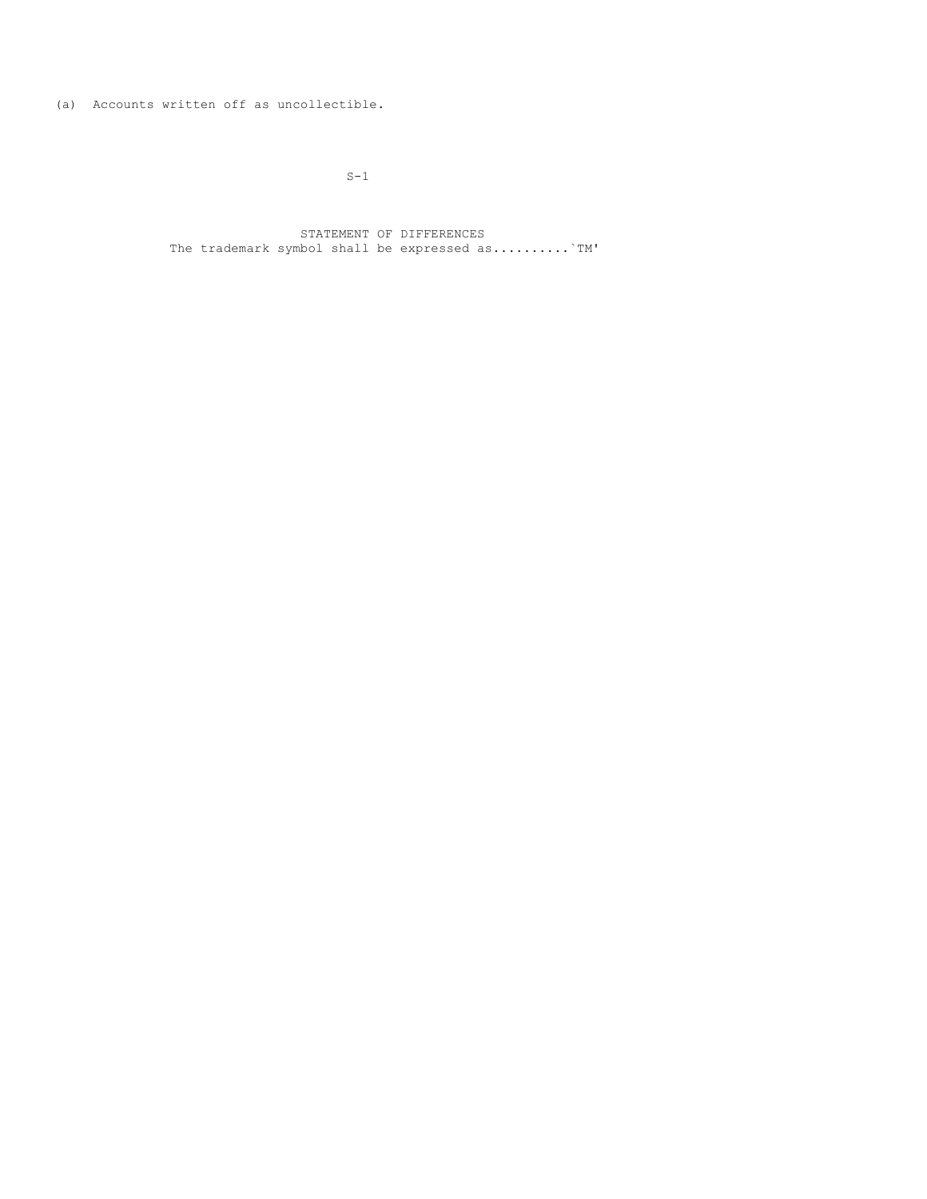(a) Accounts written off as uncollectible.

STATEMENT OF DIFFERENCES

The trademark symbol shall be expressed as..........`TM'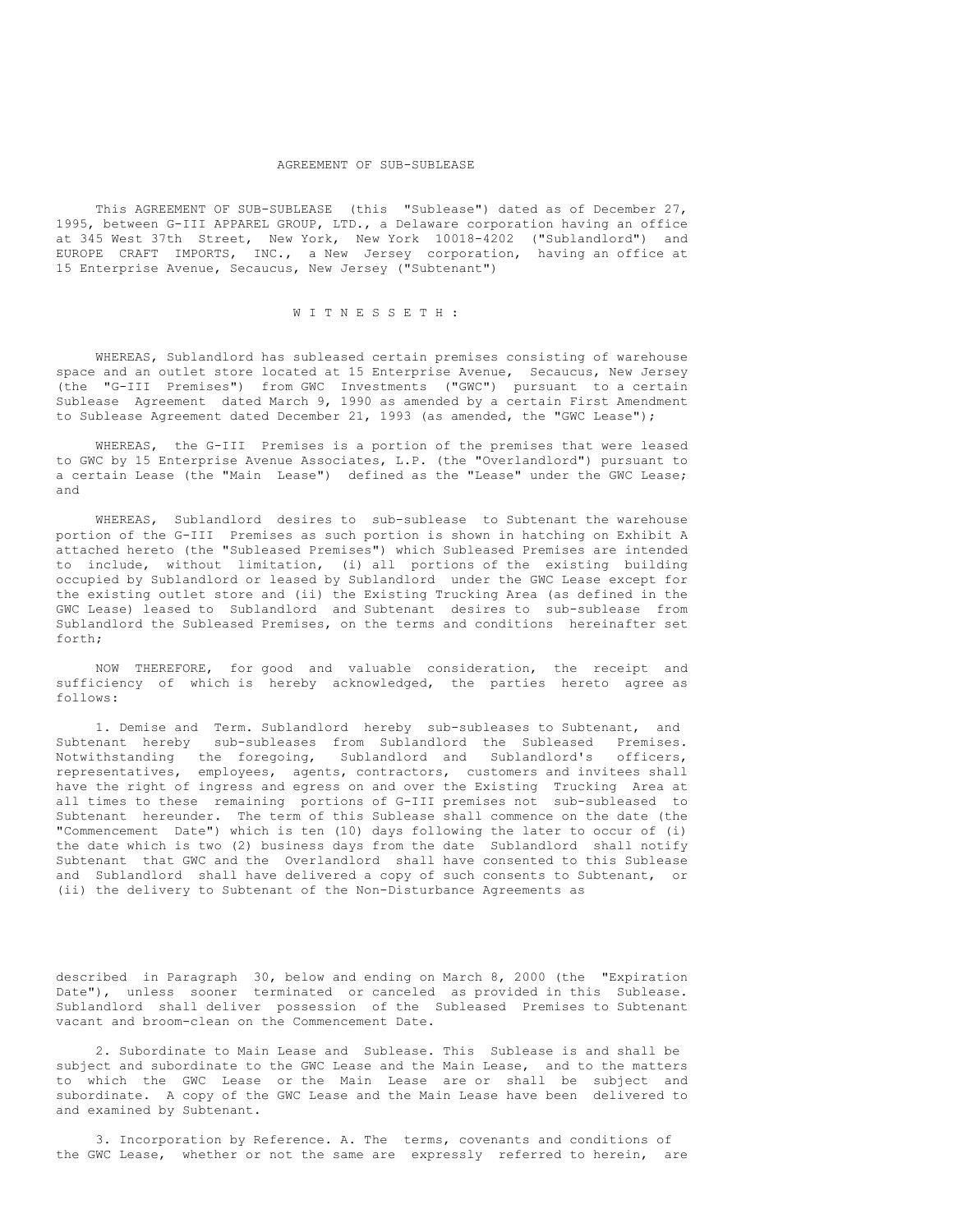# AGREEMENT OF SUB-SUBLEASE

This AGREEMENT OF SUB-SUBLEASE (this "Sublease") dated as of December 27, 1995, between G-III APPAREL GROUP, LTD., a Delaware corporation having an office at 345 West 37th Street, New York, New York 10018-4202 ("Sublandlord") and EUROPE CRAFT IMPORTS, INC., a New Jersey corporation, having an office at 15 Enterprise Avenue, Secaucus, New Jersey ("Subtenant")

W I T N E S S E T H :

WHEREAS, Sublandlord has subleased certain premises consisting of warehouse space and an outlet store located at 15 Enterprise Avenue, Secaucus, New Jersey (the "G-III Premises") from GWC Investments ("GWC") pursuant to a certain Sublease Agreement dated March 9, 1990 as amended by a certain First Amendment to Sublease Agreement dated December 21, 1993 (as amended, the "GWC Lease");

WHEREAS, the G-III Premises is a portion of the premises that were leased to GWC by 15 Enterprise Avenue Associates, L.P. (the "Overlandlord") pursuant to a certain Lease (the "Main Lease") defined as the "Lease" under the GWC Lease; and

WHEREAS, Sublandlord desires to sub-sublease to Subtenant the warehouse portion of the G-III Premises as such portion is shown in hatching on Exhibit A attached hereto (the "Subleased Premises") which Subleased Premises are intended to include, without limitation, (i) all portions of the existing building occupied by Sublandlord or leased by Sublandlord under the GWC Lease except for the existing outlet store and (ii) the Existing Trucking Area (as defined in the GWC Lease) leased to Sublandlord and Subtenant desires to sub-sublease from Sublandlord the Subleased Premises, on the terms and conditions hereinafter set forth;

NOW THEREFORE, for good and valuable consideration, the receipt and sufficiency of which is hereby acknowledged, the parties hereto agree as follows:

1. Demise and Term. Sublandlord hereby sub-subleases to Subtenant, and Subtenant hereby sub-subleases from Sublandlord the Subleased Premises. Notwithstanding the foregoing, Sublandlord and Sublandlord's officers, representatives, employees, agents, contractors, customers and invitees shall have the right of ingress and egress on and over the Existing Trucking Area at all times to these remaining portions of G-III premises not sub-subleased to Subtenant hereunder. The term of this Sublease shall commence on the date (the "Commencement Date") which is ten (10) days following the later to occur of (i) the date which is two (2) business days from the date Sublandlord shall notify Subtenant that GWC and the Overlandlord shall have consented to this Sublease and Sublandlord shall have delivered a copy of such consents to Subtenant, or (ii) the delivery to Subtenant of the Non-Disturbance Agreements as described in Paragraph 30, below and ending on March 8, 2000 (the "Expiration Date"), unless sooner terminated or canceled as provided in this Sublease. Sublandlord shall deliver possession of the Subleased Premises to Subtenant vacant and broom-clean on the Commencement Date.

2. Subordinate to Main Lease and Sublease. This Sublease is and shall be subject and subordinate to the GWC Lease and the Main Lease, and to the matters to which the GWC Lease or the Main Lease are or shall be subject and subordinate. A copy of the GWC Lease and the Main Lease have been delivered to and examined by Subtenant.

3. Incorporation by Reference. A. The terms, covenants and conditions of the GWC Lease, whether or not the same are expressly referred to herein, are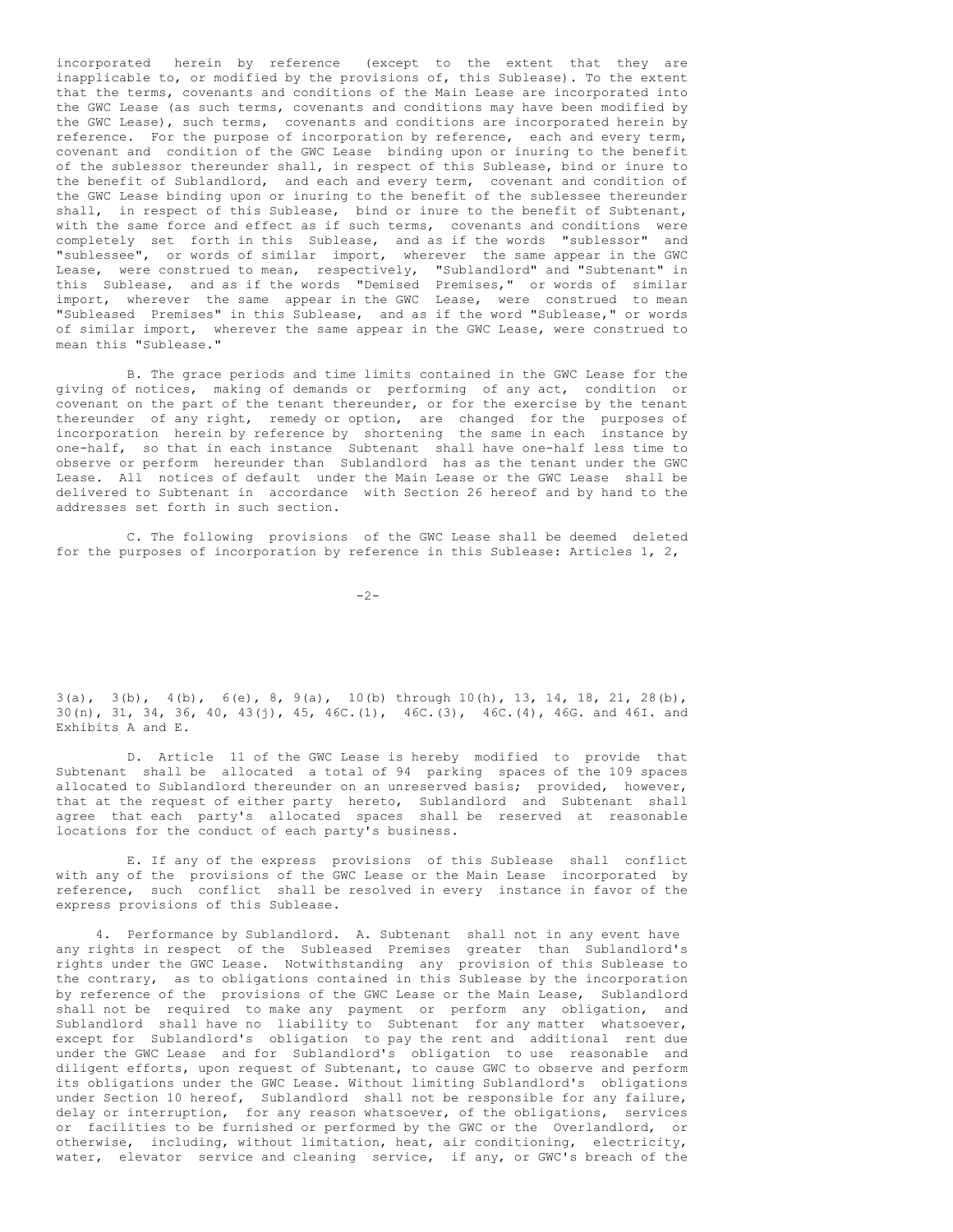incorporated herein by reference (except to the extent that they are inapplicable to, or modified by the provisions of, this Sublease). To the extent that the terms, covenants and conditions of the Main Lease are incorporated into the GWC Lease (as such terms, covenants and conditions may have been modified by the GWC Lease), such terms, covenants and conditions are incorporated herein by reference. For the purpose of incorporation by reference, each and every term, covenant and condition of the GWC Lease binding upon or inuring to the benefit of the sublessor thereunder shall, in respect of this Sublease, bind or inure to the benefit of Sublandlord, and each and every term, covenant and condition of the GWC Lease binding upon or inuring to the benefit of the sublessee thereunder shall, in respect of this Sublease, bind or inure to the benefit of Subtenant, with the same force and effect as if such terms, covenants and conditions were completely set forth in this Sublease, and as if the words "sublessor" and "sublessee", or words of similar import, wherever the same appear in the GWC Lease, were construed to mean, respectively, "Sublandlord" and "Subtenant" in this Sublease, and as if the words "Demised Premises," or words of similar import, wherever the same appear in the GWC Lease, were construed to mean "Subleased Premises" in this Sublease, and as if the word "Sublease," or words of similar import, wherever the same appear in the GWC Lease, were construed to mean this "Sublease."

B. The grace periods and time limits contained in the GWC Lease for the giving of notices, making of demands or performing of any act, condition or covenant on the part of the tenant thereunder, or for the exercise by the tenant thereunder of any right, remedy or option, are changed for the purposes of incorporation herein by reference by shortening the same in each instance by one-half, so that in each instance Subtenant shall have one-half less time to observe or perform hereunder than Sublandlord has as the tenant under the GWC Lease. All notices of default under the Main Lease or the GWC Lease shall be delivered to Subtenant in accordance with Section 26 hereof and by hand to the addresses set forth in such section.

C. The following provisions of the GWC Lease shall be deemed deleted for the purposes of incorporation by reference in this Sublease: Articles 1, 2, 3(a), 3(b), 4(b), 6(e), 8, 9(a), 10(b) through 10(h), 13, 14, 18, 21, 28(b), 30(n), 31, 34, 36, 40, 43(j), 45, 46C.(1), 46C.(3), 46C.(4), 46G. and 46I. and Exhibits A and E.

D. Article 11 of the GWC Lease is hereby modified to provide that Subtenant shall be allocated a total of 94 parking spaces of the 109 spaces allocated to Sublandlord thereunder on an unreserved basis; provided, however, that at the request of either party hereto, Sublandlord and Subtenant shall agree that each party's allocated spaces shall be reserved at reasonable locations for the conduct of each party's business.

E. If any of the express provisions of this Sublease shall conflict with any of the provisions of the GWC Lease or the Main Lease incorporated by reference, such conflict shall be resolved in every instance in favor of the express provisions of this Sublease.

4. Performance by Sublandlord. A. Subtenant shall not in any event have any rights in respect of the Subleased Premises greater than Sublandlord's rights under the GWC Lease. Notwithstanding any provision of this Sublease to the contrary, as to obligations contained in this Sublease by the incorporation by reference of the provisions of the GWC Lease or the Main Lease, Sublandlord shall not be required to make any payment or perform any obligation, and Sublandlord shall have no liability to Subtenant for any matter whatsoever, except for Sublandlord's obligation to pay the rent and additional rent due under the GWC Lease and for Sublandlord's obligation to use reasonable and diligent efforts, upon request of Subtenant, to cause GWC to observe and perform its obligations under the GWC Lease. Without limiting Sublandlord's obligations under Section 10 hereof, Sublandlord shall not be responsible for any failure, delay or interruption, for any reason whatsoever, of the obligations, services or facilities to be furnished or performed by the GWC or the Overlandlord, or otherwise, including, without limitation, heat, air conditioning, electricity, water, elevator service and cleaning service, if any, or GWC's breach of the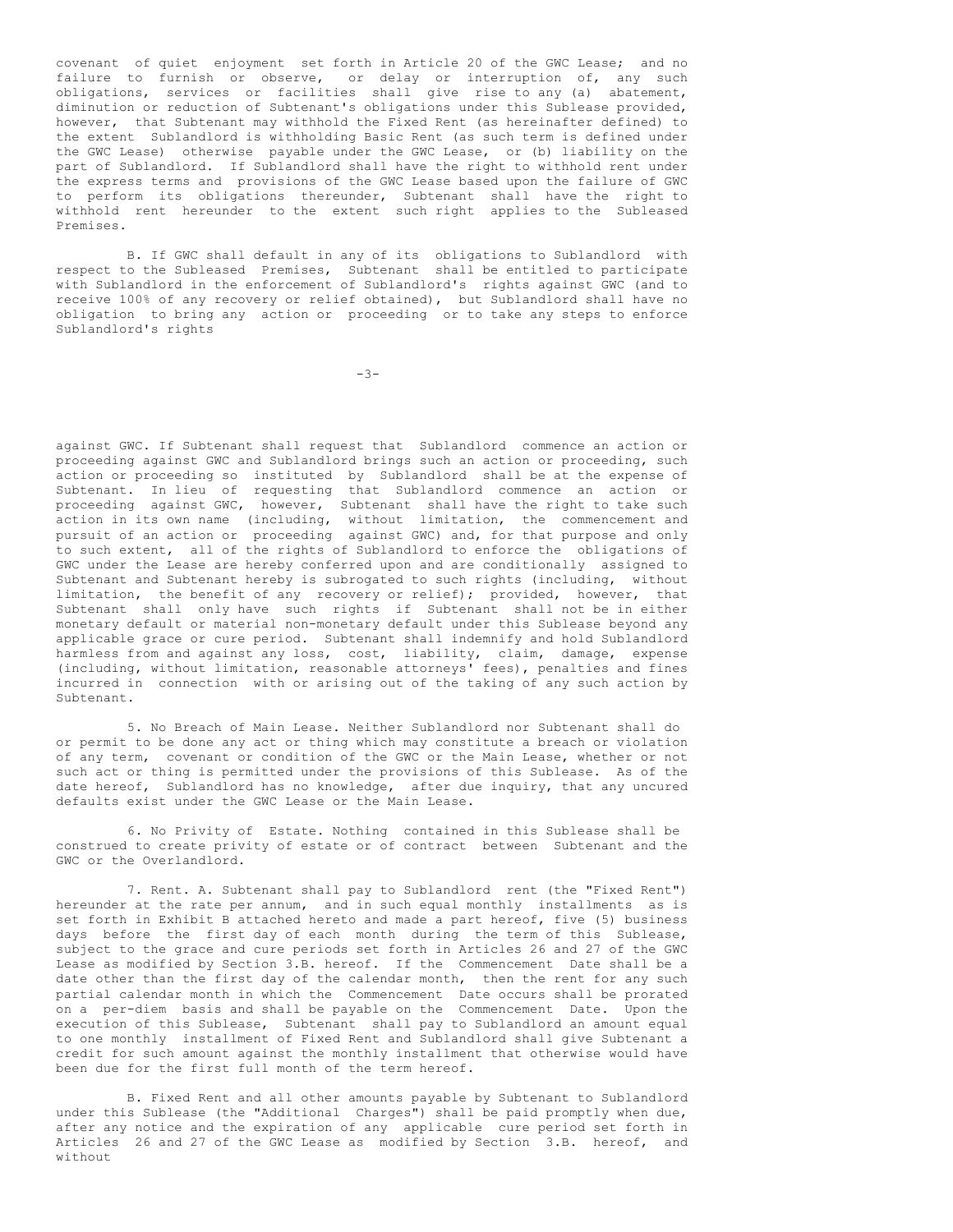covenant of quiet enjoyment set forth in Article 20 of the GWC Lease; and no failure to furnish or observe, or delay or interruption of, any such obligations, services or facilities shall give rise to any (a) abatement, diminution or reduction of Subtenant's obligations under this Sublease provided, however, that Subtenant may withhold the Fixed Rent (as hereinafter defined) to the extent Sublandlord is withholding Basic Rent (as such term is defined under the GWC Lease) otherwise payable under the GWC Lease, or (b) liability on the part of Sublandlord. If Sublandlord shall have the right to withhold rent under the express terms and provisions of the GWC Lease based upon the failure of GWC to perform its obligations thereunder, Subtenant shall have the right to withhold rent hereunder to the extent such right applies to the Subleased Premises.

B. If GWC shall default in any of its obligations to Sublandlord with respect to the Subleased Premises, Subtenant shall be entitled to participate with Sublandlord in the enforcement of Sublandlord's rights against GWC (and to receive 100% of any recovery or relief obtained), but Sublandlord shall have no obligation to bring any action or proceeding or to take any steps to enforce Sublandlord's rights against GWC. If Subtenant shall request that Sublandlord commence an action or proceeding against GWC and Sublandlord brings such an action or proceeding, such action or proceeding so instituted by Sublandlord shall be at the expense of Subtenant. In lieu of requesting that Sublandlord commence an action or proceeding against GWC, however, Subtenant shall have the right to take such action in its own name (including, without limitation, the commencement and pursuit of an action or proceeding against GWC) and, for that purpose and only to such extent, all of the rights of Sublandlord to enforce the obligations of GWC under the Lease are hereby conferred upon and are conditionally assigned to Subtenant and Subtenant hereby is subrogated to such rights (including, without limitation, the benefit of any recovery or relief); provided, however, that Subtenant shall only have such rights if Subtenant shall not be in either monetary default or material non-monetary default under this Sublease beyond any applicable grace or cure period. Subtenant shall indemnify and hold Sublandlord harmless from and against any loss, cost, liability, claim, damage, expense (including, without limitation, reasonable attorneys' fees), penalties and fines incurred in connection with or arising out of the taking of any such action by Subtenant.

5. No Breach of Main Lease. Neither Sublandlord nor Subtenant shall do or permit to be done any act or thing which may constitute a breach or violation of any term, covenant or condition of the GWC or the Main Lease, whether or not such act or thing is permitted under the provisions of this Sublease. As of the date hereof, Sublandlord has no knowledge, after due inquiry, that any uncured defaults exist under the GWC Lease or the Main Lease.

6. No Privity of Estate. Nothing contained in this Sublease shall be construed to create privity of estate or of contract between Subtenant and the GWC or the Overlandlord.

7. Rent. A. Subtenant shall pay to Sublandlord rent (the "Fixed Rent") hereunder at the rate per annum, and in such equal monthly installments as is set forth in Exhibit B attached hereto and made a part hereof, five (5) business days before the first day of each month during the term of this Sublease, subject to the grace and cure periods set forth in Articles 26 and 27 of the GWC Lease as modified by Section 3.B. hereof. If the Commencement Date shall be a date other than the first day of the calendar month, then the rent for any such partial calendar month in which the Commencement Date occurs shall be prorated on a per-diem basis and shall be payable on the Commencement Date. Upon the execution of this Sublease, Subtenant shall pay to Sublandlord an amount equal to one monthly installment of Fixed Rent and Sublandlord shall give Subtenant a credit for such amount against the monthly installment that otherwise would have been due for the first full month of the term hereof.

B. Fixed Rent and all other amounts payable by Subtenant to Sublandlord under this Sublease (the "Additional Charges") shall be paid promptly when due, after any notice and the expiration of any applicable cure period set forth in Articles 26 and 27 of the GWC Lease as modified by Section 3.B. hereof, and without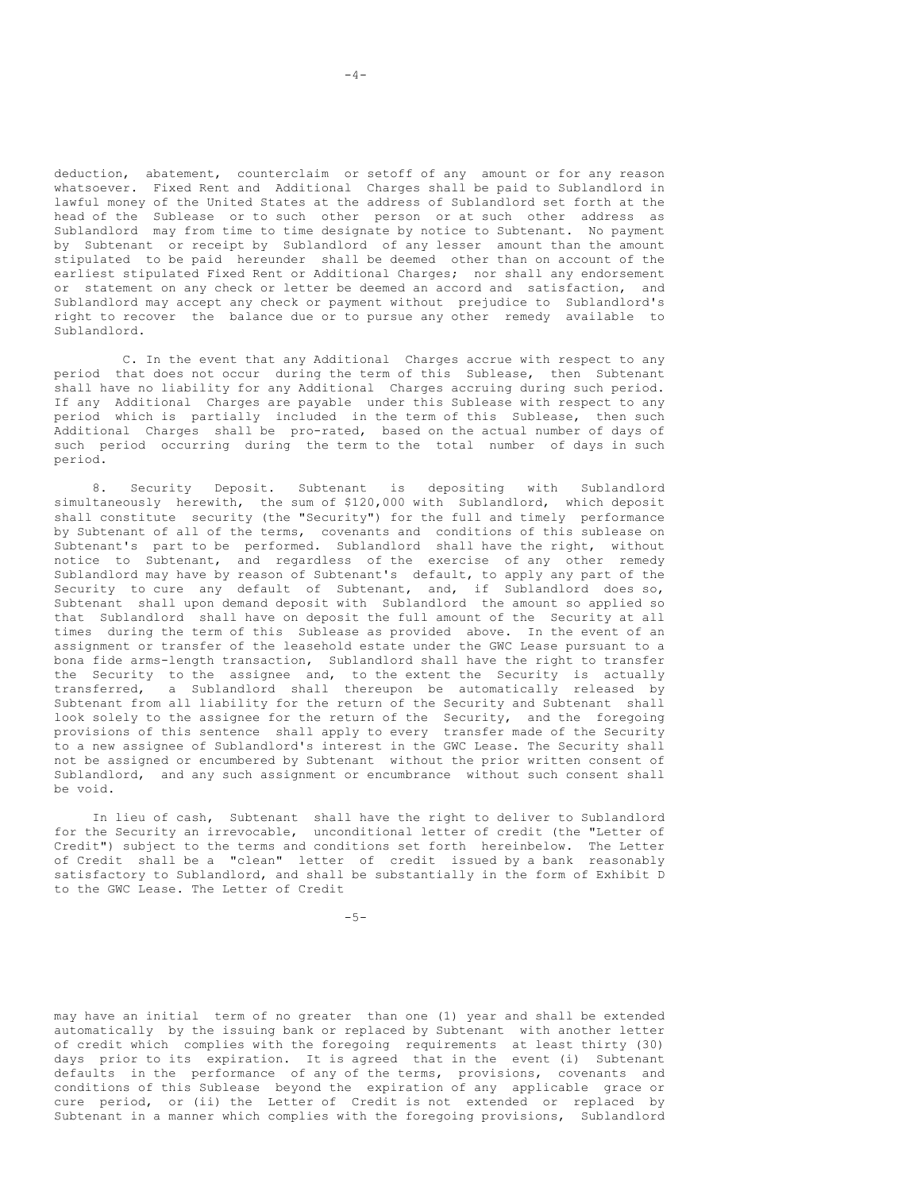deduction, abatement, counterclaim or setoff of any amount or for any reason whatsoever. Fixed Rent and Additional Charges shall be paid to Sublandlord in lawful money of the United States at the address of Sublandlord set forth at the head of the Sublease or to such other person or at such other address as Sublandlord may from time to time designate by notice to Subtenant. No payment by Subtenant or receipt by Sublandlord of any lesser amount than the amount stipulated to be paid hereunder shall be deemed other than on account of the earliest stipulated Fixed Rent or Additional Charges; nor shall any endorsement or statement on any check or letter be deemed an accord and satisfaction, and Sublandlord may accept any check or payment without prejudice to Sublandlord's right to recover the balance due or to pursue any other remedy available to Sublandlord.

C. In the event that any Additional Charges accrue with respect to any period that does not occur during the term of this Sublease, then Subtenant shall have no liability for any Additional Charges accruing during such period. If any Additional Charges are payable under this Sublease with respect to any period which is partially included in the term of this Sublease, then such Additional Charges shall be pro-rated, based on the actual number of days of such period occurring during the term to the total number of days in such period.

8. Security Deposit. Subtenant is depositing with Sublandlord simultaneously herewith, the sum of $120,000 with Sublandlord, which deposit shall constitute security (the "Security") for the full and timely performance by Subtenant of all of the terms, covenants and conditions of this sublease on Subtenant's part to be performed. Sublandlord shall have the right, without notice to Subtenant, and regardless of the exercise of any other remedy Sublandlord may have by reason of Subtenant's default, to apply any part of the Security to cure any default of Subtenant, and, if Sublandlord does so, Subtenant shall upon demand deposit with Sublandlord the amount so applied so that Sublandlord shall have on deposit the full amount of the Security at all times during the term of this Sublease as provided above. In the event of an assignment or transfer of the leasehold estate under the GWC Lease pursuant to a bona fide arms-length transaction, Sublandlord shall have the right to transfer the Security to the assignee and, to the extent the Security is actually transferred, a Sublandlord shall thereupon be automatically released by Subtenant from all liability for the return of the Security and Subtenant shall look solely to the assignee for the return of the Security, and the foregoing provisions of this sentence shall apply to every transfer made of the Security to a new assignee of Sublandlord's interest in the GWC Lease. The Security shall not be assigned or encumbered by Subtenant without the prior written consent of Sublandlord, and any such assignment or encumbrance without such consent shall be void.

In lieu of cash, Subtenant shall have the right to deliver to Sublandlord for the Security an irrevocable, unconditional letter of credit (the "Letter of Credit") subject to the terms and conditions set forth hereinbelow. The Letter of Credit shall be a "clean" letter of credit issued by a bank reasonably satisfactory to Sublandlord, and shall be substantially in the form of Exhibit D to the GWC Lease. The Letter of Credit may have an initial term of no greater than one (1) year and shall be extended automatically by the issuing bank or replaced by Subtenant with another letter of credit which complies with the foregoing requirements at least thirty (30) days prior to its expiration. It is agreed that in the event (i) Subtenant defaults in the performance of any of the terms, provisions, covenants and conditions of this Sublease beyond the expiration of any applicable grace or cure period, or (ii) the Letter of Credit is not extended or replaced by Subtenant in a manner which complies with the foregoing provisions, Sublandlord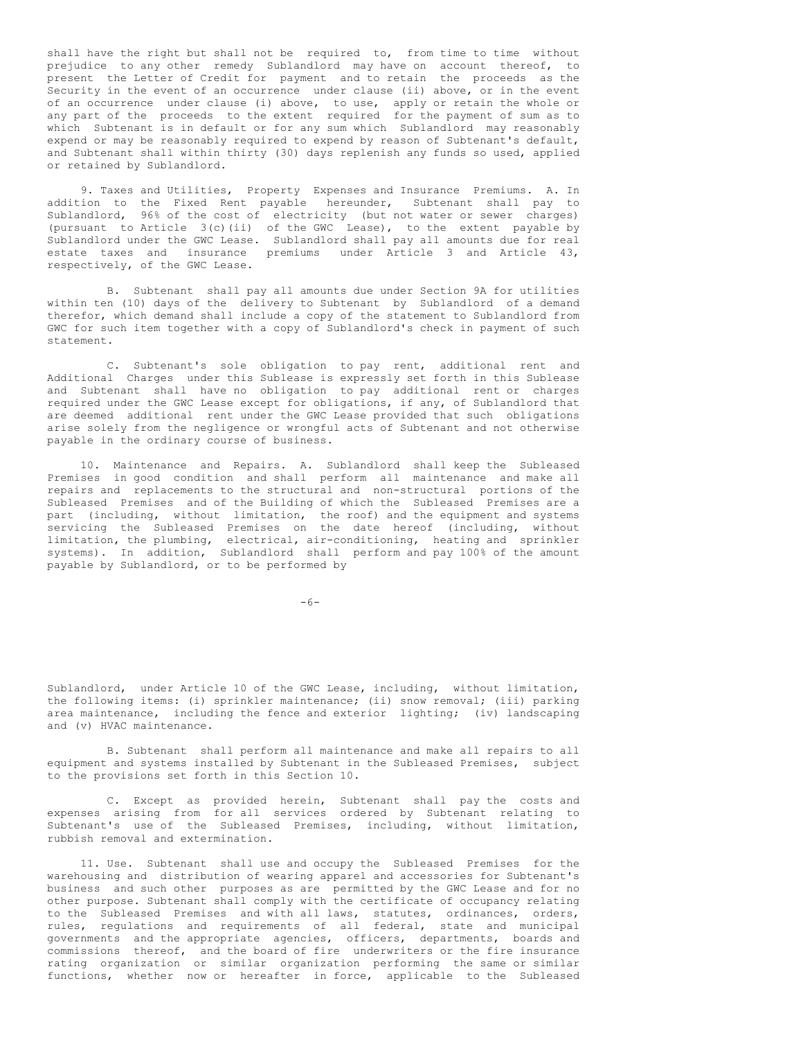shall have the right but shall not be required to, from time to time without prejudice to any other remedy Sublandlord may have on account thereof, to present the Letter of Credit for payment and to retain the proceeds as the Security in the event of an occurrence under clause (ii) above, or in the event of an occurrence under clause (i) above, to use, apply or retain the whole or any part of the proceeds to the extent required for the payment of sum as to which Subtenant is in default or for any sum which Sublandlord may reasonably expend or may be reasonably required to expend by reason of Subtenant's default, and Subtenant shall within thirty (30) days replenish any funds so used, applied or retained by Sublandlord.

9. Taxes and Utilities, Property Expenses and Insurance Premiums. A. In addition to the Fixed Rent payable hereunder, Subtenant shall pay to Sublandlord, 96% of the cost of electricity (but not water or sewer charges) (pursuant to Article 3(c)(ii) of the GWC Lease), to the extent payable by Sublandlord under the GWC Lease. Sublandlord shall pay all amounts due for real estate taxes and insurance premiums under Article 3 and Article 43, respectively, of the GWC Lease.

B. Subtenant shall pay all amounts due under Section 9A for utilities within ten (10) days of the delivery to Subtenant by Sublandlord of a demand therefor, which demand shall include a copy of the statement to Sublandlord from GWC for such item together with a copy of Sublandlord's check in payment of such statement.

C. Subtenant's sole obligation to pay rent, additional rent and Additional Charges under this Sublease is expressly set forth in this Sublease and Subtenant shall have no obligation to pay additional rent or charges required under the GWC Lease except for obligations, if any, of Sublandlord that are deemed additional rent under the GWC Lease provided that such obligations arise solely from the negligence or wrongful acts of Subtenant and not otherwise payable in the ordinary course of business.

10. Maintenance and Repairs. A. Sublandlord shall keep the Subleased Premises in good condition and shall perform all maintenance and make all repairs and replacements to the structural and non-structural portions of the Subleased Premises and of the Building of which the Subleased Premises are a part (including, without limitation, the roof) and the equipment and systems servicing the Subleased Premises on the date hereof (including, without limitation, the plumbing, electrical, air-conditioning, heating and sprinkler systems). In addition, Sublandlord shall perform and pay 100% of the amount payable by Sublandlord, or to be performed by Sublandlord, under Article 10 of the GWC Lease, including, without limitation, the following items: (i) sprinkler maintenance; (ii) snow removal; (iii) parking area maintenance, including the fence and exterior lighting; (iv) landscaping and (v) HVAC maintenance.

B. Subtenant shall perform all maintenance and make all repairs to all equipment and systems installed by Subtenant in the Subleased Premises, subject to the provisions set forth in this Section 10.

C. Except as provided herein, Subtenant shall pay the costs and expenses arising from for all services ordered by Subtenant relating to Subtenant's use of the Subleased Premises, including, without limitation, rubbish removal and extermination.

11. Use. Subtenant shall use and occupy the Subleased Premises for the warehousing and distribution of wearing apparel and accessories for Subtenant's business and such other purposes as are permitted by the GWC Lease and for no other purpose. Subtenant shall comply with the certificate of occupancy relating to the Subleased Premises and with all laws, statutes, ordinances, orders, rules, regulations and requirements of all federal, state and municipal governments and the appropriate agencies, officers, departments, boards and commissions thereof, and the board of fire underwriters or the fire insurance rating organization or similar organization performing the same or similar functions, whether now or hereafter in force, applicable to the Subleased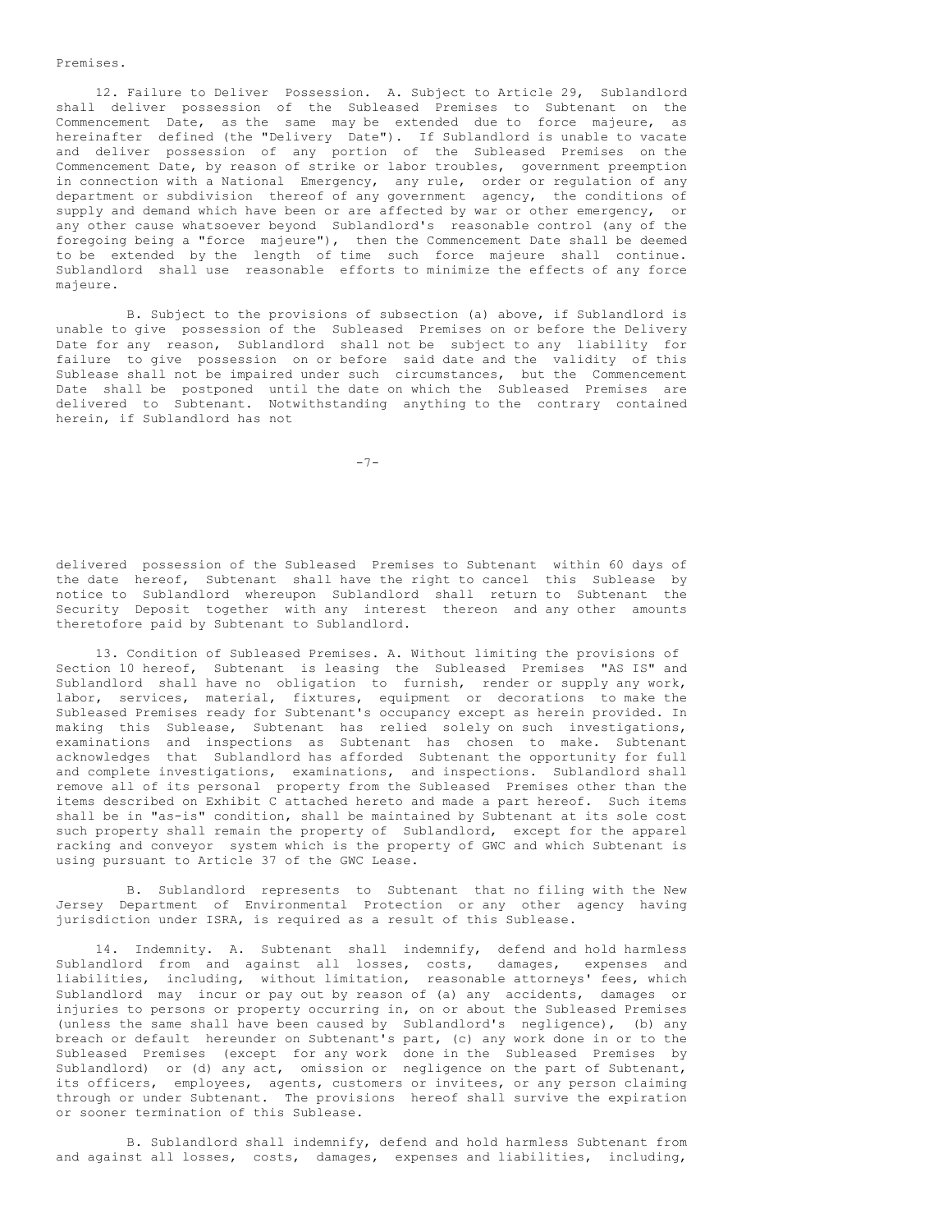Premises.

12. Failure to Deliver Possession. A. Subject to Article 29, Sublandlord shall deliver possession of the Subleased Premises to Subtenant on the Commencement Date, as the same may be extended due to force majeure, as hereinafter defined (the "Delivery Date"). If Sublandlord is unable to vacate and deliver possession of any portion of the Subleased Premises on the Commencement Date, by reason of strike or labor troubles, government preemption in connection with a National Emergency, any rule, order or regulation of any department or subdivision thereof of any government agency, the conditions of supply and demand which have been or are affected by war or other emergency, or any other cause whatsoever beyond Sublandlord's reasonable control (any of the foregoing being a "force majeure"), then the Commencement Date shall be deemed to be extended by the length of time such force majeure shall continue. Sublandlord shall use reasonable efforts to minimize the effects of any force majeure.

B. Subject to the provisions of subsection (a) above, if Sublandlord is unable to give possession of the Subleased Premises on or before the Delivery Date for any reason, Sublandlord shall not be subject to any liability for failure to give possession on or before said date and the validity of this Sublease shall not be impaired under such circumstances, but the Commencement Date shall be postponed until the date on which the Subleased Premises are delivered to Subtenant. Notwithstanding anything to the contrary contained herein, if Sublandlord has not delivered possession of the Subleased Premises to Subtenant within 60 days of the date hereof, Subtenant shall have the right to cancel this Sublease by notice to Sublandlord whereupon Sublandlord shall return to Subtenant the Security Deposit together with any interest thereon and any other amounts theretofore paid by Subtenant to Sublandlord.

13. Condition of Subleased Premises. A. Without limiting the provisions of Section 10 hereof, Subtenant is leasing the Subleased Premises "AS IS" and Sublandlord shall have no obligation to furnish, render or supply any work, labor, services, material, fixtures, equipment or decorations to make the Subleased Premises ready for Subtenant's occupancy except as herein provided. In making this Sublease, Subtenant has relied solely on such investigations, examinations and inspections as Subtenant has chosen to make. Subtenant acknowledges that Sublandlord has afforded Subtenant the opportunity for full and complete investigations, examinations, and inspections. Sublandlord shall remove all of its personal property from the Subleased Premises other than the items described on Exhibit C attached hereto and made a part hereof. Such items shall be in "as-is" condition, shall be maintained by Subtenant at its sole cost such property shall remain the property of Sublandlord, except for the apparel racking and conveyor system which is the property of GWC and which Subtenant is using pursuant to Article 37 of the GWC Lease.

B. Sublandlord represents to Subtenant that no filing with the New Jersey Department of Environmental Protection or any other agency having jurisdiction under ISRA, is required as a result of this Sublease.

14. Indemnity. A. Subtenant shall indemnify, defend and hold harmless Sublandlord from and against all losses, costs, damages, expenses and liabilities, including, without limitation, reasonable attorneys' fees, which Sublandlord may incur or pay out by reason of (a) any accidents, damages or injuries to persons or property occurring in, on or about the Subleased Premises (unless the same shall have been caused by Sublandlord's negligence), (b) any breach or default hereunder on Subtenant's part, (c) any work done in or to the Subleased Premises (except for any work done in the Subleased Premises by Sublandlord) or (d) any act, omission or negligence on the part of Subtenant, its officers, employees, agents, customers or invitees, or any person claiming through or under Subtenant. The provisions hereof shall survive the expiration or sooner termination of this Sublease.

B. Sublandlord shall indemnify, defend and hold harmless Subtenant from and against all losses, costs, damages, expenses and liabilities, including,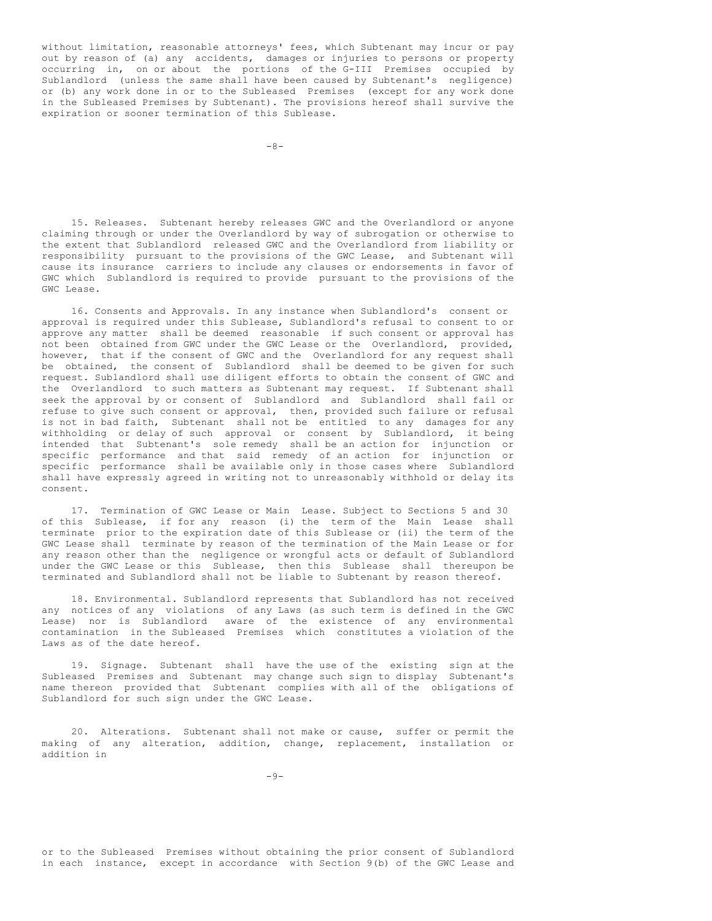without limitation, reasonable attorneys' fees, which Subtenant may incur or pay out by reason of (a) any accidents, damages or injuries to persons or property occurring in, on or about the portions of the G-III Premises occupied by Sublandlord (unless the same shall have been caused by Subtenant's negligence) or (b) any work done in or to the Subleased Premises (except for any work done in the Subleased Premises by Subtenant). The provisions hereof shall survive the expiration or sooner termination of this Sublease.

15. Releases. Subtenant hereby releases GWC and the Overlandlord or anyone claiming through or under the Overlandlord by way of subrogation or otherwise to the extent that Sublandlord released GWC and the Overlandlord from liability or responsibility pursuant to the provisions of the GWC Lease, and Subtenant will cause its insurance carriers to include any clauses or endorsements in favor of GWC which Sublandlord is required to provide pursuant to the provisions of the GWC Lease.

16. Consents and Approvals. In any instance when Sublandlord's consent or approval is required under this Sublease, Sublandlord's refusal to consent to or approve any matter shall be deemed reasonable if such consent or approval has not been obtained from GWC under the GWC Lease or the Overlandlord, provided, however, that if the consent of GWC and the Overlandlord for any request shall be obtained, the consent of Sublandlord shall be deemed to be given for such request. Sublandlord shall use diligent efforts to obtain the consent of GWC and the Overlandlord to such matters as Subtenant may request. If Subtenant shall seek the approval by or consent of Sublandlord and Sublandlord shall fail or refuse to give such consent or approval, then, provided such failure or refusal is not in bad faith, Subtenant shall not be entitled to any damages for any withholding or delay of such approval or consent by Sublandlord, it being intended that Subtenant's sole remedy shall be an action for injunction or specific performance and that said remedy of an action for injunction or specific performance shall be available only in those cases where Sublandlord shall have expressly agreed in writing not to unreasonably withhold or delay its consent.

17. Termination of GWC Lease or Main Lease. Subject to Sections 5 and 30 of this Sublease, if for any reason (i) the term of the Main Lease shall terminate prior to the expiration date of this Sublease or (ii) the term of the GWC Lease shall terminate by reason of the termination of the Main Lease or for any reason other than the negligence or wrongful acts or default of Sublandlord under the GWC Lease or this Sublease, then this Sublease shall thereupon be terminated and Sublandlord shall not be liable to Subtenant by reason thereof.

18. Environmental. Sublandlord represents that Sublandlord has not received any notices of any violations of any Laws (as such term is defined in the GWC Lease) nor is Sublandlord aware of the existence of any environmental contamination in the Subleased Premises which constitutes a violation of the Laws as of the date hereof.

19. Signage. Subtenant shall have the use of the existing sign at the Subleased Premises and Subtenant may change such sign to display Subtenant's name thereon provided that Subtenant complies with all of the obligations of Sublandlord for such sign under the GWC Lease.

20. Alterations. Subtenant shall not make or cause, suffer or permit the making of any alteration, addition, change, replacement, installation or addition in or to the Subleased Premises without obtaining the prior consent of Sublandlord in each instance, except in accordance with Section 9(b) of the GWC Lease and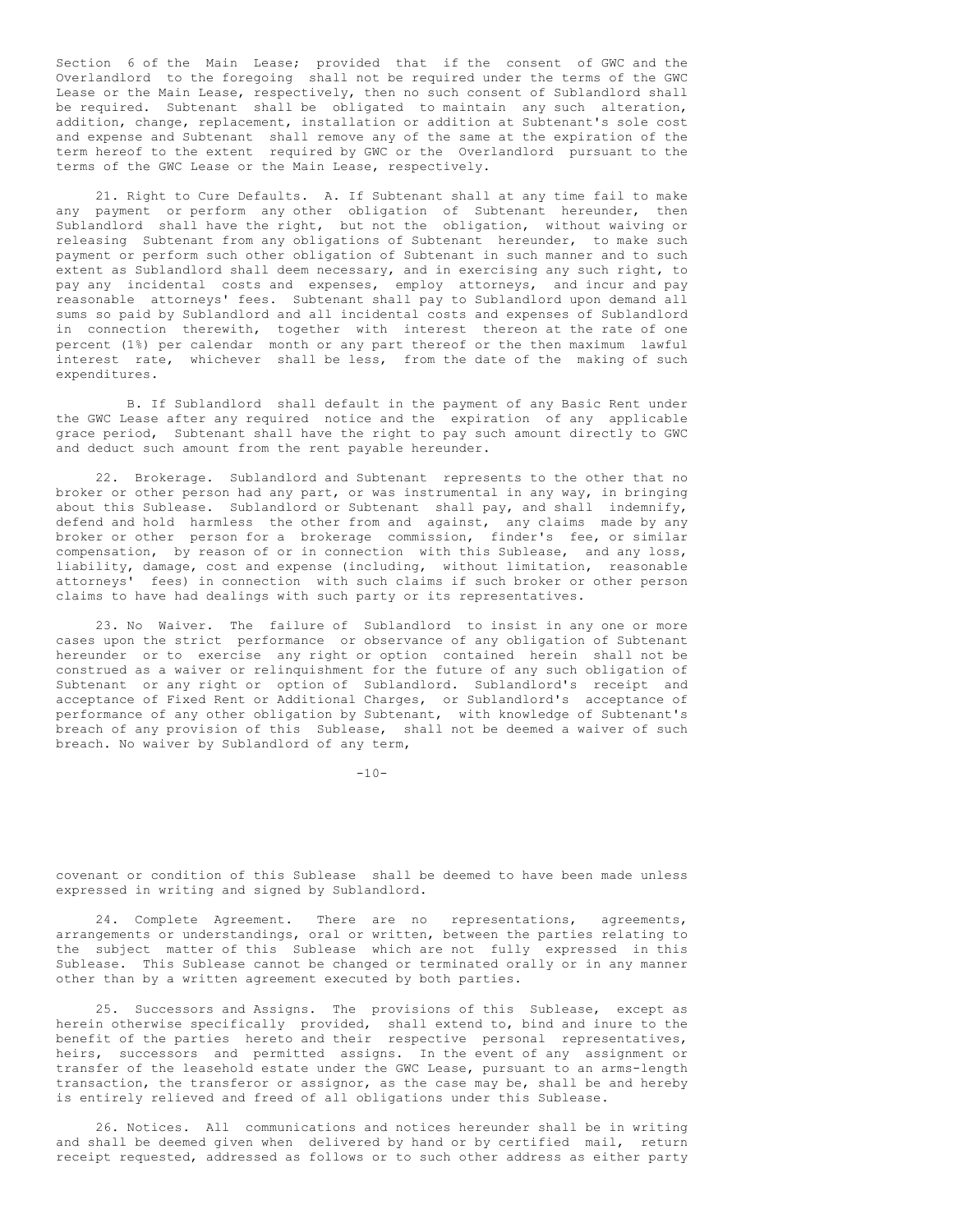Section 6 of the Main Lease; provided that if the consent of GWC and the Overlandlord to the foregoing shall not be required under the terms of the GWC Lease or the Main Lease, respectively, then no such consent of Sublandlord shall be required. Subtenant shall be obligated to maintain any such alteration, addition, change, replacement, installation or addition at Subtenant's sole cost and expense and Subtenant shall remove any of the same at the expiration of the term hereof to the extent required by GWC or the Overlandlord pursuant to the terms of the GWC Lease or the Main Lease, respectively.

21. Right to Cure Defaults. A. If Subtenant shall at any time fail to make any payment or perform any other obligation of Subtenant hereunder, then Sublandlord shall have the right, but not the obligation, without waiving or releasing Subtenant from any obligations of Subtenant hereunder, to make such payment or perform such other obligation of Subtenant in such manner and to such extent as Sublandlord shall deem necessary, and in exercising any such right, to pay any incidental costs and expenses, employ attorneys, and incur and pay reasonable attorneys' fees. Subtenant shall pay to Sublandlord upon demand all sums so paid by Sublandlord and all incidental costs and expenses of Sublandlord in connection therewith, together with interest thereon at the rate of one percent (1%) per calendar month or any part thereof or the then maximum lawful interest rate, whichever shall be less, from the date of the making of such expenditures.

B. If Sublandlord shall default in the payment of any Basic Rent under the GWC Lease after any required notice and the expiration of any applicable grace period, Subtenant shall have the right to pay such amount directly to GWC and deduct such amount from the rent payable hereunder.

22. Brokerage. Sublandlord and Subtenant represents to the other that no broker or other person had any part, or was instrumental in any way, in bringing about this Sublease. Sublandlord or Subtenant shall pay, and shall indemnify, defend and hold harmless the other from and against, any claims made by any broker or other person for a brokerage commission, finder's fee, or similar compensation, by reason of or in connection with this Sublease, and any loss, liability, damage, cost and expense (including, without limitation, reasonable attorneys' fees) in connection with such claims if such broker or other person claims to have had dealings with such party or its representatives.

23. No Waiver. The failure of Sublandlord to insist in any one or more cases upon the strict performance or observance of any obligation of Subtenant hereunder or to exercise any right or option contained herein shall not be construed as a waiver or relinquishment for the future of any such obligation of Subtenant or any right or option of Sublandlord. Sublandlord's receipt and acceptance of Fixed Rent or Additional Charges, or Sublandlord's acceptance of performance of any other obligation by Subtenant, with knowledge of Subtenant's breach of any provision of this Sublease, shall not be deemed a waiver of such breach. No waiver by Sublandlord of any term, covenant or condition of this Sublease shall be deemed to have been made unless expressed in writing and signed by Sublandlord.

24. Complete Agreement. There are no representations, agreements, arrangements or understandings, oral or written, between the parties relating to the subject matter of this Sublease which are not fully expressed in this Sublease. This Sublease cannot be changed or terminated orally or in any manner other than by a written agreement executed by both parties.

25. Successors and Assigns. The provisions of this Sublease, except as herein otherwise specifically provided, shall extend to, bind and inure to the benefit of the parties hereto and their respective personal representatives, heirs, successors and permitted assigns. In the event of any assignment or transfer of the leasehold estate under the GWC Lease, pursuant to an arms-length transaction, the transferor or assignor, as the case may be, shall be and hereby is entirely relieved and freed of all obligations under this Sublease.

26. Notices. All communications and notices hereunder shall be in writing and shall be deemed given when delivered by hand or by certified mail, return receipt requested, addressed as follows or to such other address as either party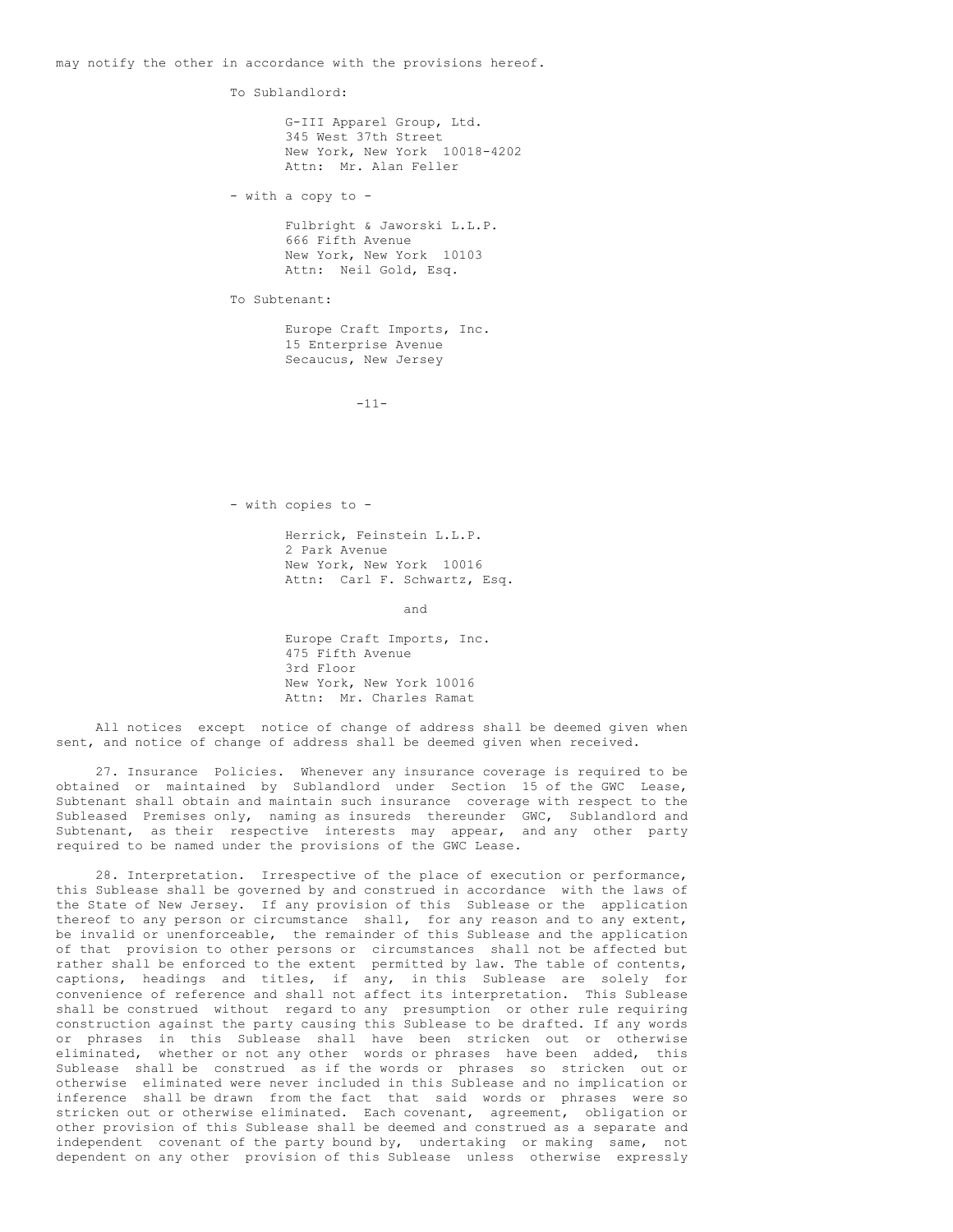may notify the other in accordance with the provisions hereof.

To Sublandlord:

G-III Apparel Group, Ltd.
345 West 37th Street
New York, New York 10018-4202
Attn: Mr. Alan Feller

- with a copy to -

Fulbright & Jaworski L.L.P.
666 Fifth Avenue
New York, New York 10103
Attn: Neil Gold, Esq.

To Subtenant:

Europe Craft Imports, Inc.
15 Enterprise Avenue
Secaucus, New Jersey

- with copies to -

Herrick, Feinstein L.L.P.
2 Park Avenue
New York, New York 10016
Attn: Carl F. Schwartz, Esq.

and

Europe Craft Imports, Inc.
475 Fifth Avenue
3rd Floor
New York, New York 10016
Attn: Mr. Charles Ramat

All notices except notice of change of address shall be deemed given when sent, and notice of change of address shall be deemed given when received.

27. Insurance Policies. Whenever any insurance coverage is required to be obtained or maintained by Sublandlord under Section 15 of the GWC Lease, Subtenant shall obtain and maintain such insurance coverage with respect to the Subleased Premises only, naming as insureds thereunder GWC, Sublandlord and Subtenant, as their respective interests may appear, and any other party required to be named under the provisions of the GWC Lease.

28. Interpretation. Irrespective of the place of execution or performance, this Sublease shall be governed by and construed in accordance with the laws of the State of New Jersey. If any provision of this Sublease or the application thereof to any person or circumstance shall, for any reason and to any extent, be invalid or unenforceable, the remainder of this Sublease and the application of that provision to other persons or circumstances shall not be affected but rather shall be enforced to the extent permitted by law. The table of contents, captions, headings and titles, if any, in this Sublease are solely for convenience of reference and shall not affect its interpretation. This Sublease shall be construed without regard to any presumption or other rule requiring construction against the party causing this Sublease to be drafted. If any words or phrases in this Sublease shall have been stricken out or otherwise eliminated, whether or not any other words or phrases have been added, this Sublease shall be construed as if the words or phrases so stricken out or otherwise eliminated were never included in this Sublease and no implication or inference shall be drawn from the fact that said words or phrases were so stricken out or otherwise eliminated. Each covenant, agreement, obligation or other provision of this Sublease shall be deemed and construed as a separate and independent covenant of the party bound by, undertaking or making same, not dependent on any other provision of this Sublease unless otherwise expressly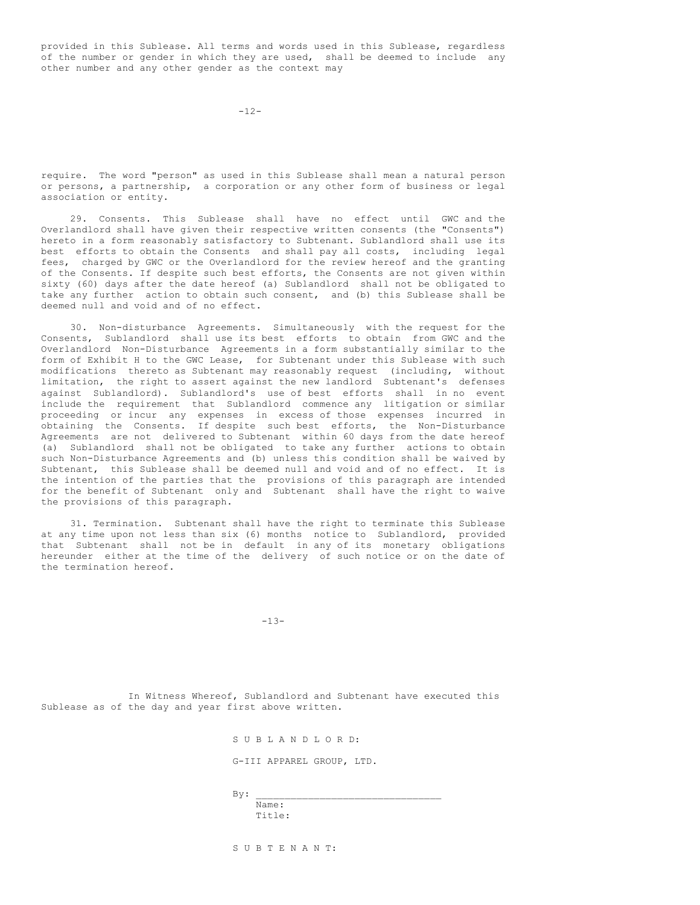provided in this Sublease. All terms and words used in this Sublease, regardless of the number or gender in which they are used, shall be deemed to include any other number and any other gender as the context may require. The word "person" as used in this Sublease shall mean a natural person or persons, a partnership, a corporation or any other form of business or legal association or entity.

29. Consents. This Sublease shall have no effect until GWC and the Overlandlord shall have given their respective written consents (the "Consents") hereto in a form reasonably satisfactory to Subtenant. Sublandlord shall use its best efforts to obtain the Consents and shall pay all costs, including legal fees, charged by GWC or the Overlandlord for the review hereof and the granting of the Consents. If despite such best efforts, the Consents are not given within sixty (60) days after the date hereof (a) Sublandlord shall not be obligated to take any further action to obtain such consent, and (b) this Sublease shall be deemed null and void and of no effect.

30. Non-disturbance Agreements. Simultaneously with the request for the Consents, Sublandlord shall use its best efforts to obtain from GWC and the Overlandlord Non-Disturbance Agreements in a form substantially similar to the form of Exhibit H to the GWC Lease, for Subtenant under this Sublease with such modifications thereto as Subtenant may reasonably request (including, without limitation, the right to assert against the new landlord Subtenant's defenses against Sublandlord). Sublandlord's use of best efforts shall in no event include the requirement that Sublandlord commence any litigation or similar proceeding or incur any expenses in excess of those expenses incurred in obtaining the Consents. If despite such best efforts, the Non-Disturbance Agreements are not delivered to Subtenant within 60 days from the date hereof (a) Sublandlord shall not be obligated to take any further actions to obtain such Non-Disturbance Agreements and (b) unless this condition shall be waived by Subtenant, this Sublease shall be deemed null and void and of no effect. It is the intention of the parties that the provisions of this paragraph are intended for the benefit of Subtenant only and Subtenant shall have the right to waive the provisions of this paragraph.

31. Termination. Subtenant shall have the right to terminate this Sublease at any time upon not less than six (6) months notice to Sublandlord, provided that Subtenant shall not be in default in any of its monetary obligations hereunder either at the time of the delivery of such notice or on the date of the termination hereof.

In Witness Whereof, Sublandlord and Subtenant have executed this Sublease as of the day and year first above written.

S U B L A N D L O R D:

G-III APPAREL GROUP, LTD.

By: _______________________________
Name:
Title:

S U B T E N A N T: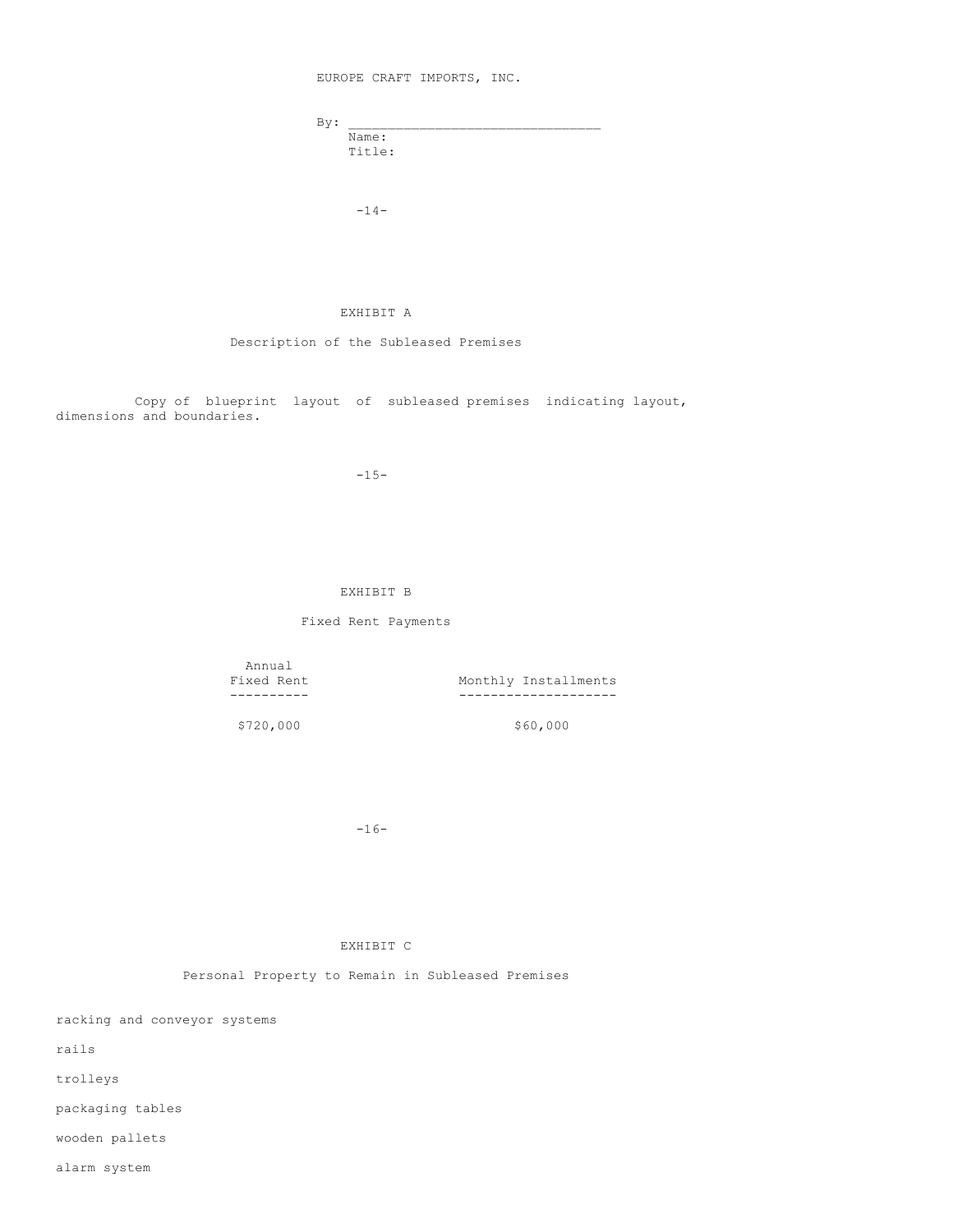EUROPE CRAFT IMPORTS, INC.

By: ______________________________
Name:
Title:

## EXHIBIT A

### Description of the Subleased Premises

Copy of blueprint layout of subleased premises indicating layout, dimensions and boundaries.

## EXHIBIT B

### Fixed Rent Payments

| Annual Fixed Rent | Monthly Installments |
|---|---|
| $720,000 | $60,000 |

## EXHIBIT C

### Personal Property to Remain in Subleased Premises

racking and conveyor systems

rails

trolleys

packaging tables

wooden pallets

alarm system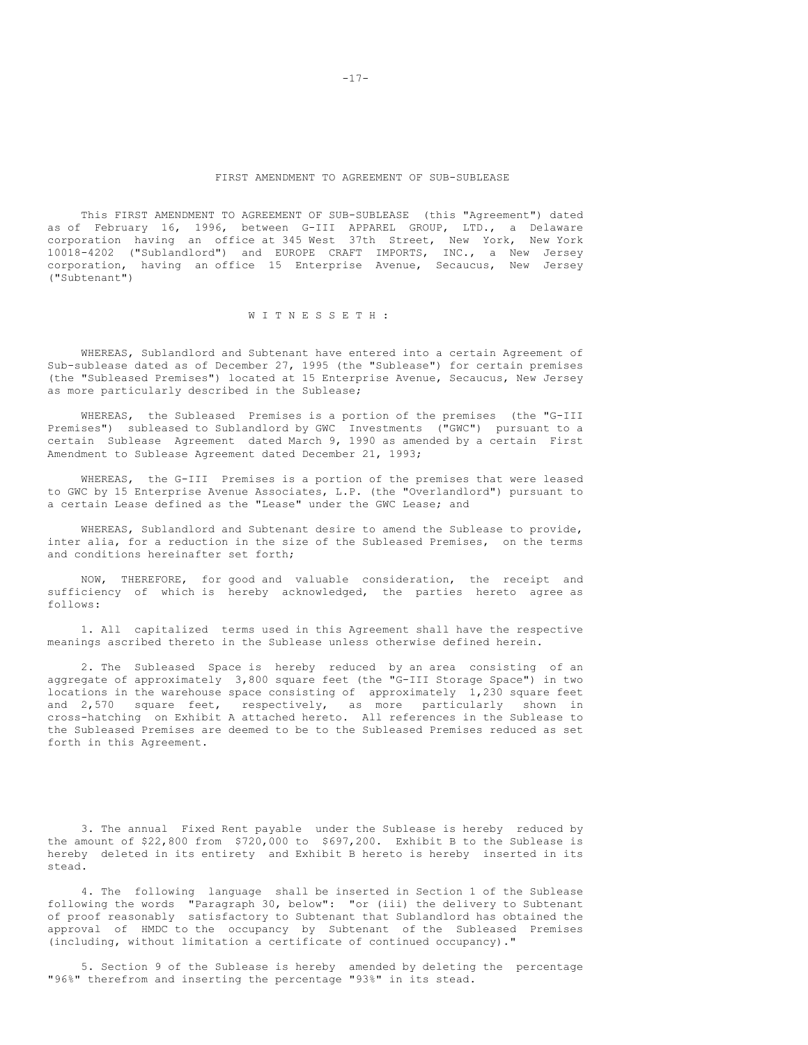# FIRST AMENDMENT TO AGREEMENT OF SUB-SUBLEASE

This FIRST AMENDMENT TO AGREEMENT OF SUB-SUBLEASE (this "Agreement") dated as of February 16, 1996, between G-III APPAREL GROUP, LTD., a Delaware corporation having an office at 345 West 37th Street, New York, New York 10018-4202 ("Sublandlord") and EUROPE CRAFT IMPORTS, INC., a New Jersey corporation, having an office 15 Enterprise Avenue, Secaucus, New Jersey ("Subtenant")

W I T N E S S E T H :

WHEREAS, Sublandlord and Subtenant have entered into a certain Agreement of Sub-sublease dated as of December 27, 1995 (the "Sublease") for certain premises (the "Subleased Premises") located at 15 Enterprise Avenue, Secaucus, New Jersey as more particularly described in the Sublease;

WHEREAS, the Subleased Premises is a portion of the premises (the "G-III Premises") subleased to Sublandlord by GWC Investments ("GWC") pursuant to a certain Sublease Agreement dated March 9, 1990 as amended by a certain First Amendment to Sublease Agreement dated December 21, 1993;

WHEREAS, the G-III Premises is a portion of the premises that were leased to GWC by 15 Enterprise Avenue Associates, L.P. (the "Overlandlord") pursuant to a certain Lease defined as the "Lease" under the GWC Lease; and

WHEREAS, Sublandlord and Subtenant desire to amend the Sublease to provide, inter alia, for a reduction in the size of the Subleased Premises, on the terms and conditions hereinafter set forth;

NOW, THEREFORE, for good and valuable consideration, the receipt and sufficiency of which is hereby acknowledged, the parties hereto agree as follows:

1. All capitalized terms used in this Agreement shall have the respective meanings ascribed thereto in the Sublease unless otherwise defined herein.

2. The Subleased Space is hereby reduced by an area consisting of an aggregate of approximately 3,800 square feet (the "G-III Storage Space") in two locations in the warehouse space consisting of approximately 1,230 square feet and 2,570 square feet, respectively, as more particularly shown in cross-hatching on Exhibit A attached hereto. All references in the Sublease to the Subleased Premises are deemed to be to the Subleased Premises reduced as set forth in this Agreement.

3. The annual Fixed Rent payable under the Sublease is hereby reduced by the amount of $22,800 from $720,000 to $697,200. Exhibit B to the Sublease is hereby deleted in its entirety and Exhibit B hereto is hereby inserted in its stead.

4. The following language shall be inserted in Section 1 of the Sublease following the words "Paragraph 30, below": "or (iii) the delivery to Subtenant of proof reasonably satisfactory to Subtenant that Sublandlord has obtained the approval of HMDC to the occupancy by Subtenant of the Subleased Premises (including, without limitation a certificate of continued occupancy)."

5. Section 9 of the Sublease is hereby amended by deleting the percentage "96%" therefrom and inserting the percentage "93%" in its stead.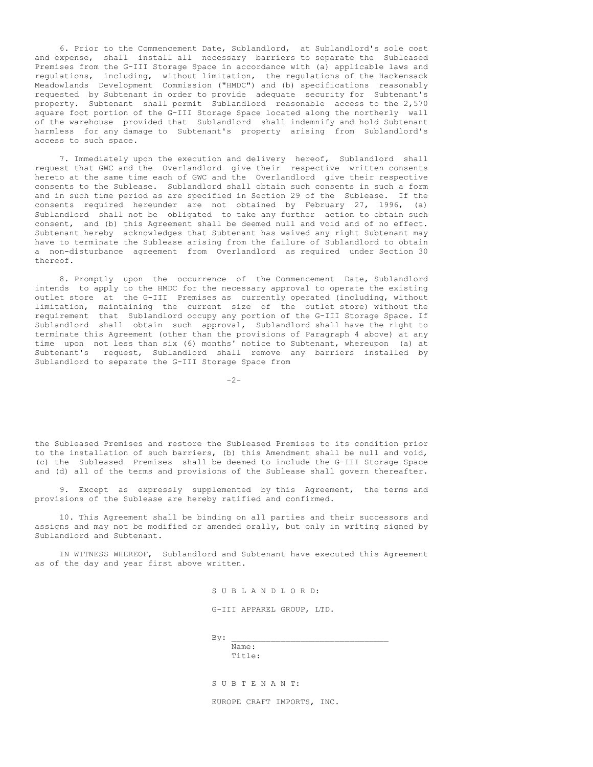6. Prior to the Commencement Date, Sublandlord, at Sublandlord's sole cost and expense, shall install all necessary barriers to separate the Subleased Premises from the G-III Storage Space in accordance with (a) applicable laws and regulations, including, without limitation, the regulations of the Hackensack Meadowlands Development Commission ("HMDC") and (b) specifications reasonably requested by Subtenant in order to provide adequate security for Subtenant's property. Subtenant shall permit Sublandlord reasonable access to the 2,570 square foot portion of the G-III Storage Space located along the northerly wall of the warehouse provided that Sublandlord shall indemnify and hold Subtenant harmless for any damage to Subtenant's property arising from Sublandlord's access to such space.

7. Immediately upon the execution and delivery hereof, Sublandlord shall request that GWC and the Overlandlord give their respective written consents hereto at the same time each of GWC and the Overlandlord give their respective consents to the Sublease. Sublandlord shall obtain such consents in such a form and in such time period as are specified in Section 29 of the Sublease. If the consents required hereunder are not obtained by February 27, 1996, (a) Sublandlord shall not be obligated to take any further action to obtain such consent, and (b) this Agreement shall be deemed null and void and of no effect. Subtenant hereby acknowledges that Subtenant has waived any right Subtenant may have to terminate the Sublease arising from the failure of Sublandlord to obtain a non-disturbance agreement from Overlandlord as required under Section 30 thereof.

8. Promptly upon the occurrence of the Commencement Date, Sublandlord intends to apply to the HMDC for the necessary approval to operate the existing outlet store at the G-III Premises as currently operated (including, without limitation, maintaining the current size of the outlet store) without the requirement that Sublandlord occupy any portion of the G-III Storage Space. If Sublandlord shall obtain such approval, Sublandlord shall have the right to terminate this Agreement (other than the provisions of Paragraph 4 above) at any time upon not less than six (6) months' notice to Subtenant, whereupon (a) at Subtenant's request, Sublandlord shall remove any barriers installed by Sublandlord to separate the G-III Storage Space from the Subleased Premises and restore the Subleased Premises to its condition prior to the installation of such barriers, (b) this Amendment shall be null and void, (c) the Subleased Premises shall be deemed to include the G-III Storage Space and (d) all of the terms and provisions of the Sublease shall govern thereafter.

9. Except as expressly supplemented by this Agreement, the terms and provisions of the Sublease are hereby ratified and confirmed.

10. This Agreement shall be binding on all parties and their successors and assigns and may not be modified or amended orally, but only in writing signed by Sublandlord and Subtenant.

IN WITNESS WHEREOF, Sublandlord and Subtenant have executed this Agreement as of the day and year first above written.

S U B L A N D L O R D:

G-III APPAREL GROUP, LTD.

By: ______________________________
Name:
Title:

S U B T E N A N T:

EUROPE CRAFT IMPORTS, INC.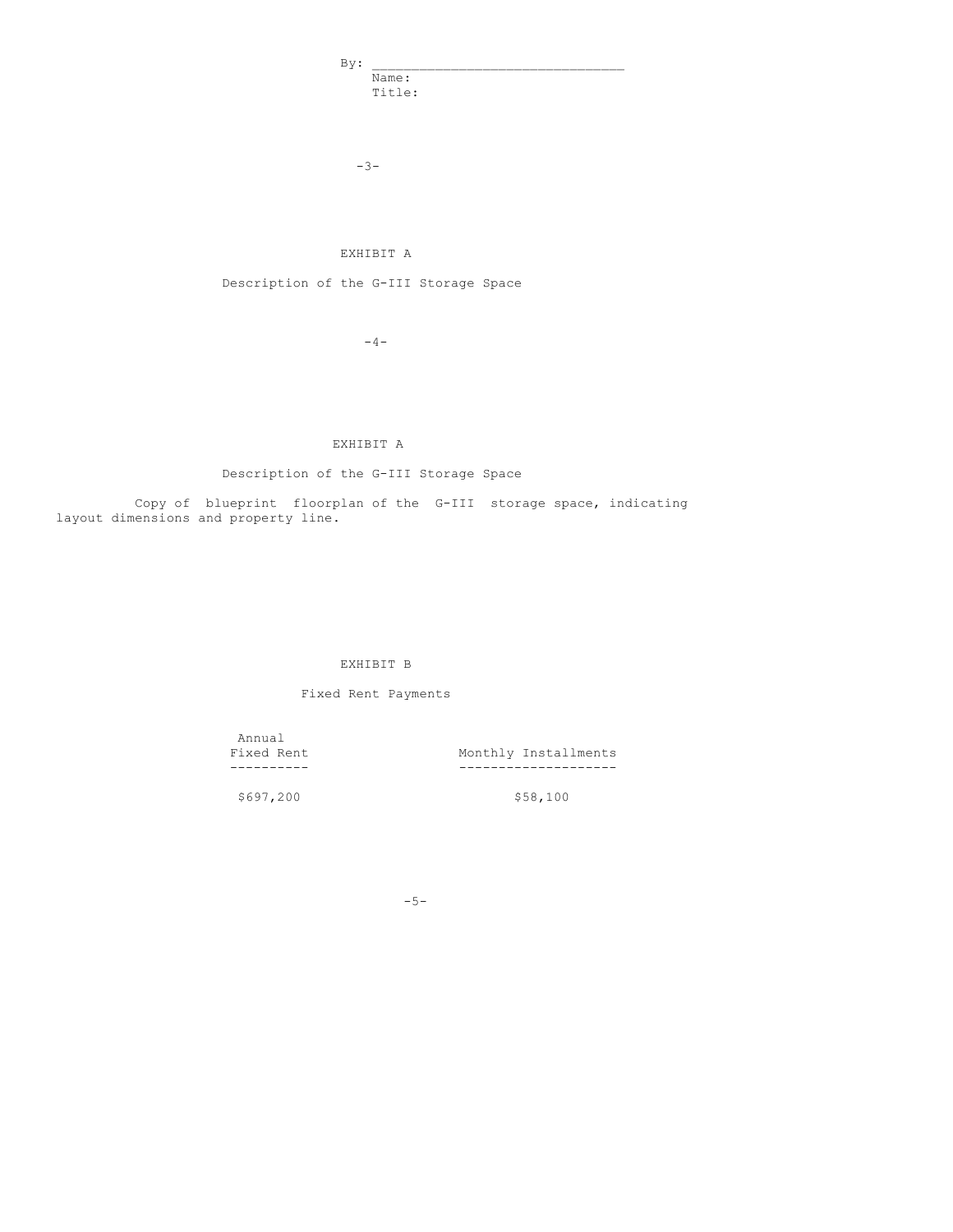By: ______________________________

Name:

Title:

EXHIBIT A

Description of the G-III Storage Space

EXHIBIT A

Description of the G-III Storage Space

Copy of blueprint floorplan of the G-III storage space, indicating layout dimensions and property line.

EXHIBIT B

Fixed Rent Payments

| Annual Fixed Rent | Monthly Installments |
| --- | --- |
| $697,200 | $58,100 |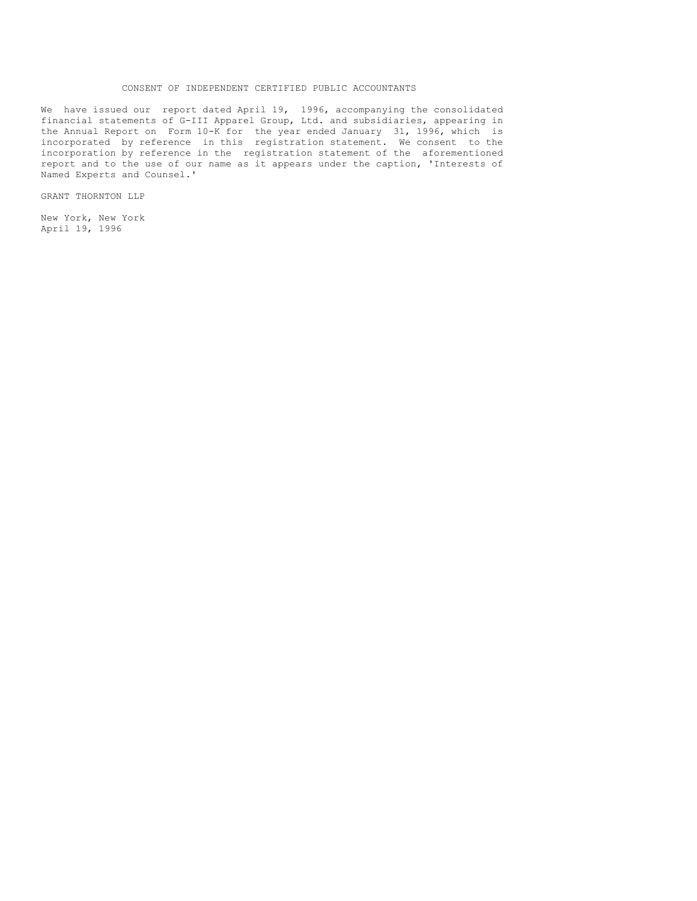# CONSENT OF INDEPENDENT CERTIFIED PUBLIC ACCOUNTANTS

We have issued our report dated April 19, 1996, accompanying the consolidated financial statements of G-III Apparel Group, Ltd. and subsidiaries, appearing in the Annual Report on Form 10-K for the year ended January 31, 1996, which is incorporated by reference in this registration statement. We consent to the incorporation by reference in the registration statement of the aforementioned report and to the use of our name as it appears under the caption, 'Interests of Named Experts and Counsel.'

GRANT THORNTON LLP

New York, New York
April 19, 1996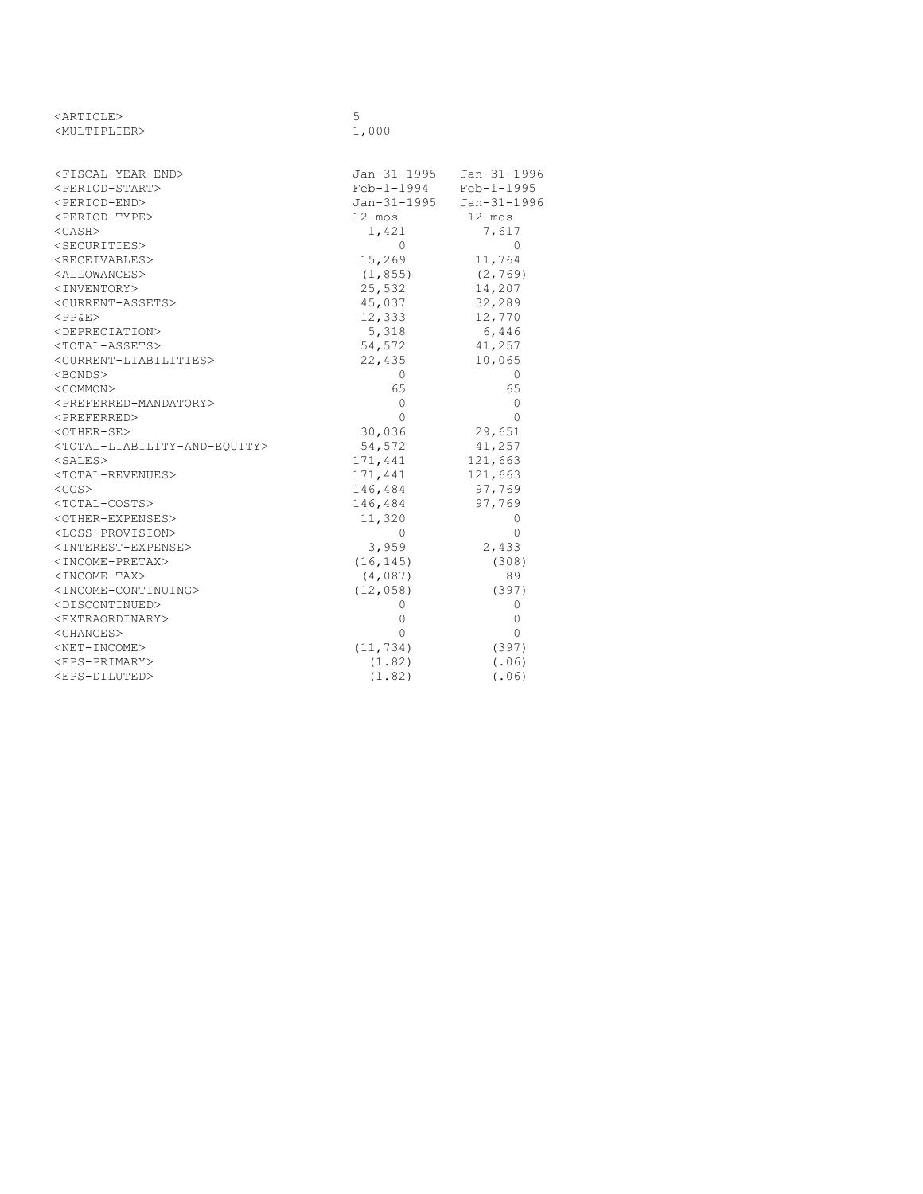| | | |
|---|---|---|
| <ARTICLE> | 5 | |
| <MULTIPLIER> | 1,000 | |
| | | |
| <FISCAL-YEAR-END> | Jan-31-1995 | Jan-31-1996 |
| <PERIOD-START> | Feb-1-1994 | Feb-1-1995 |
| <PERIOD-END> | Jan-31-1995 | Jan-31-1996 |
| <PERIOD-TYPE> | 12-mos | 12-mos |
| <CASH> | 1,421 | 7,617 |
| <SECURITIES> | 0 | 0 |
| <RECEIVABLES> | 15,269 | 11,764 |
| <ALLOWANCES> | (1,855) | (2,769) |
| <INVENTORY> | 25,532 | 14,207 |
| <CURRENT-ASSETS> | 45,037 | 32,289 |
| <PP&E> | 12,333 | 12,770 |
| <DEPRECIATION> | 5,318 | 6,446 |
| <TOTAL-ASSETS> | 54,572 | 41,257 |
| <CURRENT-LIABILITIES> | 22,435 | 10,065 |
| <BONDS> | 0 | 0 |
| <COMMON> | 65 | 65 |
| <PREFERRED-MANDATORY> | 0 | 0 |
| <PREFERRED> | 0 | 0 |
| <OTHER-SE> | 30,036 | 29,651 |
| <TOTAL-LIABILITY-AND-EQUITY> | 54,572 | 41,257 |
| <SALES> | 171,441 | 121,663 |
| <TOTAL-REVENUES> | 171,441 | 121,663 |
| <CGS> | 146,484 | 97,769 |
| <TOTAL-COSTS> | 146,484 | 97,769 |
| <OTHER-EXPENSES> | 11,320 | 0 |
| <LOSS-PROVISION> | 0 | 0 |
| <INTEREST-EXPENSE> | 3,959 | 2,433 |
| <INCOME-PRETAX> | (16,145) | (308) |
| <INCOME-TAX> | (4,087) | 89 |
| <INCOME-CONTINUING> | (12,058) | (397) |
| <DISCONTINUED> | 0 | 0 |
| <EXTRAORDINARY> | 0 | 0 |
| <CHANGES> | 0 | 0 |
| <NET-INCOME> | (11,734) | (397) |
| <EPS-PRIMARY> | (1.82) | (.06) |
| <EPS-DILUTED> | (1.82) | (.06) |